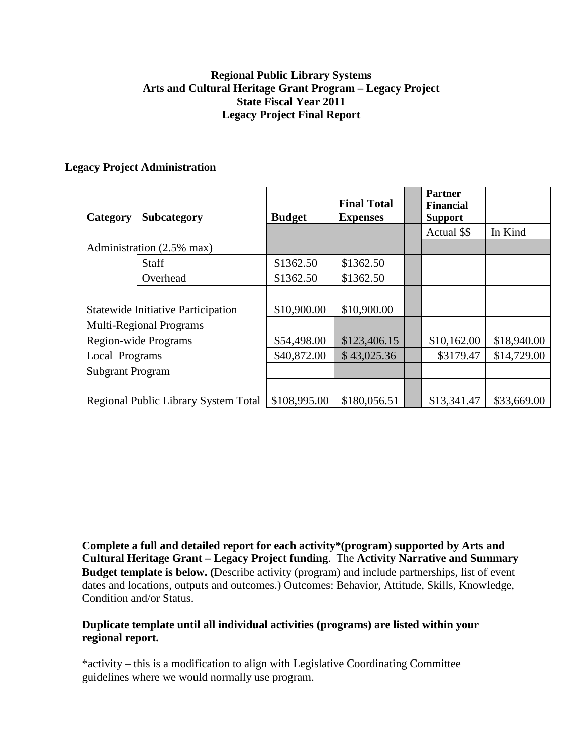**Regional Public Library Systems**
**Arts and Cultural Heritage Grant Program – Legacy Project**
**State Fiscal Year 2011**
**Legacy Project Final Report**

**Legacy Project Administration**

| **Category** | **Subcategory** | **Budget** | **Final Total Expenses** | | **Partner Financial Support** | |
|---|---|---|---|---|---|---|
| | | | | | Actual $$ | In Kind |
| Administration (2.5% max) | | | | | | |
| | Staff | $1362.50 | $1362.50 | | | |
| | Overhead | $1362.50 | $1362.50 | | | |
| | | | | | | |
| Statewide Initiative Participation | | $10,900.00 | $10,900.00 | | | |
| Multi-Regional Programs | | | | | | |
| Region-wide Programs | | $54,498.00 | $123,406.15 | | $10,162.00 | $18,940.00 |
| Local Programs | | $40,872.00 | $ 43,025.36 | | $3179.47 | $14,729.00 |
| Subgrant Program | | | | | | |
| | | | | | | |
| Regional Public Library System Total | | $108,995.00 | $180,056.51 | | $13,341.47 | $33,669.00 |

**Complete a full and detailed report for each activity*(program) supported by Arts and Cultural Heritage Grant – Legacy Project funding**. The **Activity Narrative and Summary Budget template is below. (**Describe activity (program) and include partnerships, list of event dates and locations, outputs and outcomes.) Outcomes: Behavior, Attitude, Skills, Knowledge, Condition and/or Status.

**Duplicate template until all individual activities (programs) are listed within your regional report.**

*activity – this is a modification to align with Legislative Coordinating Committee guidelines where we would normally use program.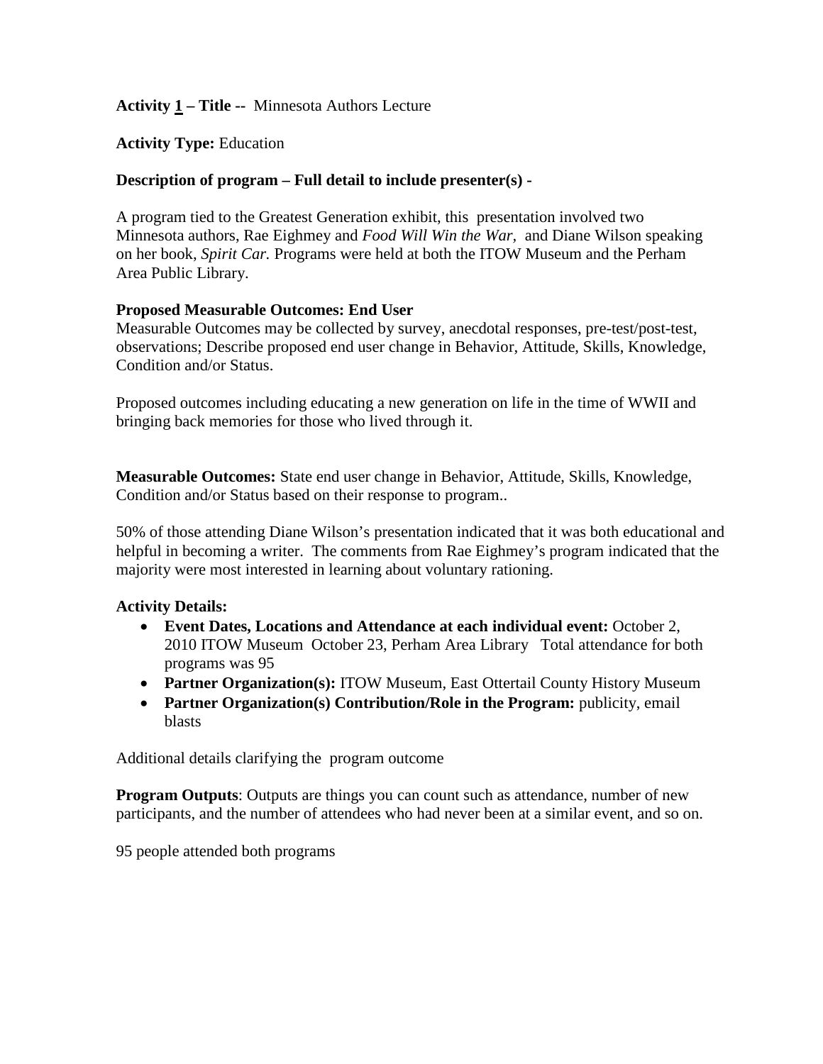**Activity <u>1</u> – Title --** Minnesota Authors Lecture

**Activity Type:** Education

**Description of program – Full detail to include presenter(s) -**

A program tied to the Greatest Generation exhibit, this presentation involved two Minnesota authors, Rae Eighmey and *Food Will Win the War,* and Diane Wilson speaking on her book, *Spirit Car.* Programs were held at both the ITOW Museum and the Perham Area Public Library.

**Proposed Measurable Outcomes: End User**
Measurable Outcomes may be collected by survey, anecdotal responses, pre-test/post-test, observations; Describe proposed end user change in Behavior, Attitude, Skills, Knowledge, Condition and/or Status.

Proposed outcomes including educating a new generation on life in the time of WWII and bringing back memories for those who lived through it.

**Measurable Outcomes:** State end user change in Behavior, Attitude, Skills, Knowledge, Condition and/or Status based on their response to program..

50% of those attending Diane Wilson's presentation indicated that it was both educational and helpful in becoming a writer. The comments from Rae Eighmey's program indicated that the majority were most interested in learning about voluntary rationing.

**Activity Details:**

- **Event Dates, Locations and Attendance at each individual event:** October 2, 2010 ITOW Museum October 23, Perham Area Library Total attendance for both programs was 95
- **Partner Organization(s):** ITOW Museum, East Ottertail County History Museum
- **Partner Organization(s) Contribution/Role in the Program:** publicity, email blasts

Additional details clarifying the program outcome

**Program Outputs**: Outputs are things you can count such as attendance, number of new participants, and the number of attendees who had never been at a similar event, and so on.

95 people attended both programs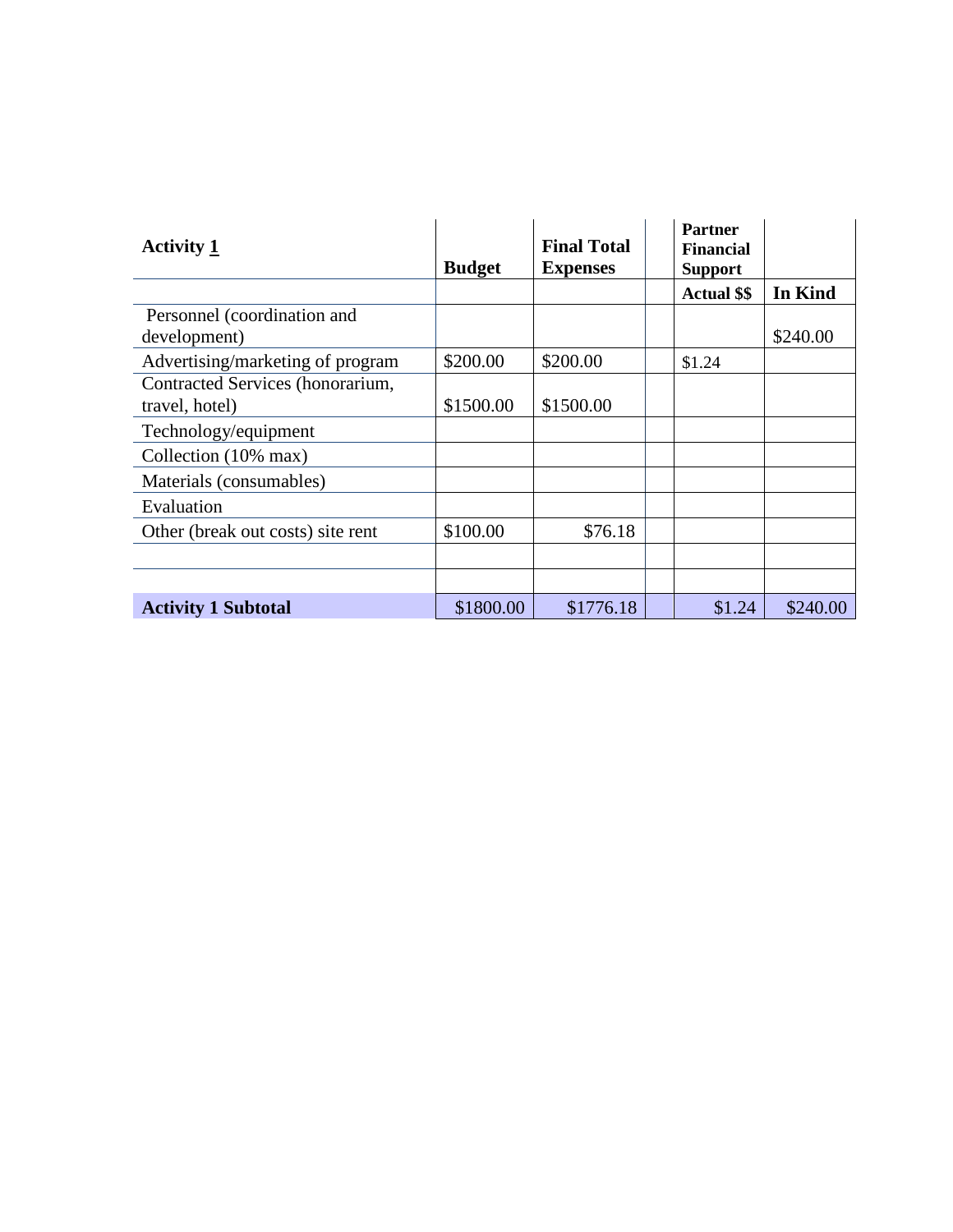| Activity 1 | Budget | Final Total Expenses | | Partner Financial Support | |
|---|---|---|---|---|---|
| | | | | Actual $$ | In Kind |
| Personnel (coordination and development) | | | | | $240.00 |
| Advertising/marketing of program | $200.00 | $200.00 | | $1.24 | |
| Contracted Services (honorarium, travel, hotel) | $1500.00 | $1500.00 | | | |
| Technology/equipment | | | | | |
| Collection (10% max) | | | | | |
| Materials (consumables) | | | | | |
| Evaluation | | | | | |
| Other (break out costs) site rent | $100.00 | $76.18 | | | |
| | | | | | |
| | | | | | |
| **Activity 1 Subtotal** | $1800.00 | $1776.18 | | $1.24 | $240.00 |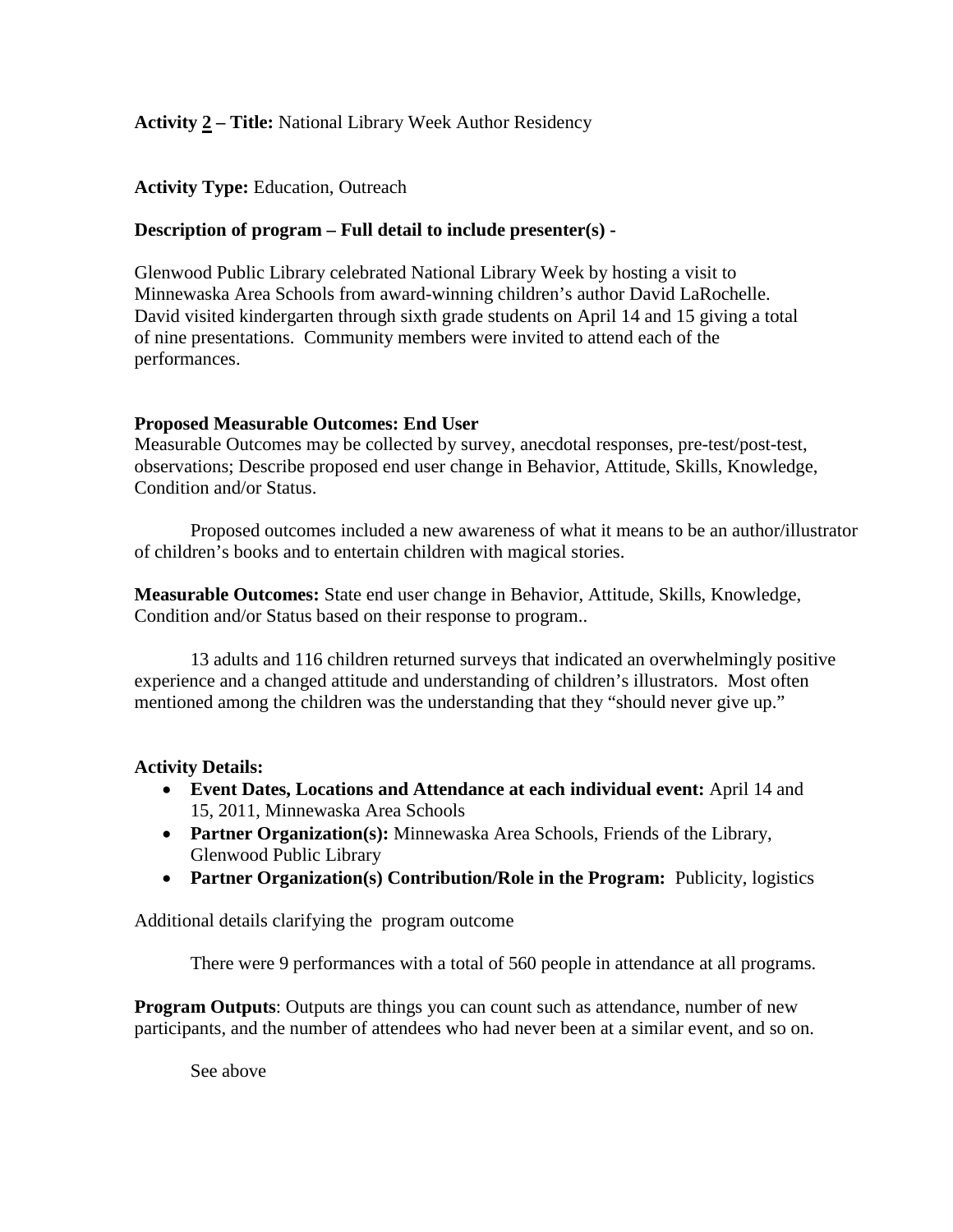**Activity 2 – Title:** National Library Week Author Residency

**Activity Type:** Education, Outreach

**Description of program – Full detail to include presenter(s) -**

Glenwood Public Library celebrated National Library Week by hosting a visit to Minnewaska Area Schools from award-winning children's author David LaRochelle. David visited kindergarten through sixth grade students on April 14 and 15 giving a total of nine presentations. Community members were invited to attend each of the performances.

**Proposed Measurable Outcomes: End User**
Measurable Outcomes may be collected by survey, anecdotal responses, pre-test/post-test, observations; Describe proposed end user change in Behavior, Attitude, Skills, Knowledge, Condition and/or Status.

Proposed outcomes included a new awareness of what it means to be an author/illustrator of children's books and to entertain children with magical stories.

**Measurable Outcomes:** State end user change in Behavior, Attitude, Skills, Knowledge, Condition and/or Status based on their response to program..

13 adults and 116 children returned surveys that indicated an overwhelmingly positive experience and a changed attitude and understanding of children's illustrators. Most often mentioned among the children was the understanding that they "should never give up."

**Activity Details:**

- **Event Dates, Locations and Attendance at each individual event:** April 14 and 15, 2011, Minnewaska Area Schools
- **Partner Organization(s):** Minnewaska Area Schools, Friends of the Library, Glenwood Public Library
- **Partner Organization(s) Contribution/Role in the Program:** Publicity, logistics

Additional details clarifying the program outcome

There were 9 performances with a total of 560 people in attendance at all programs.

**Program Outputs**: Outputs are things you can count such as attendance, number of new participants, and the number of attendees who had never been at a similar event, and so on.

See above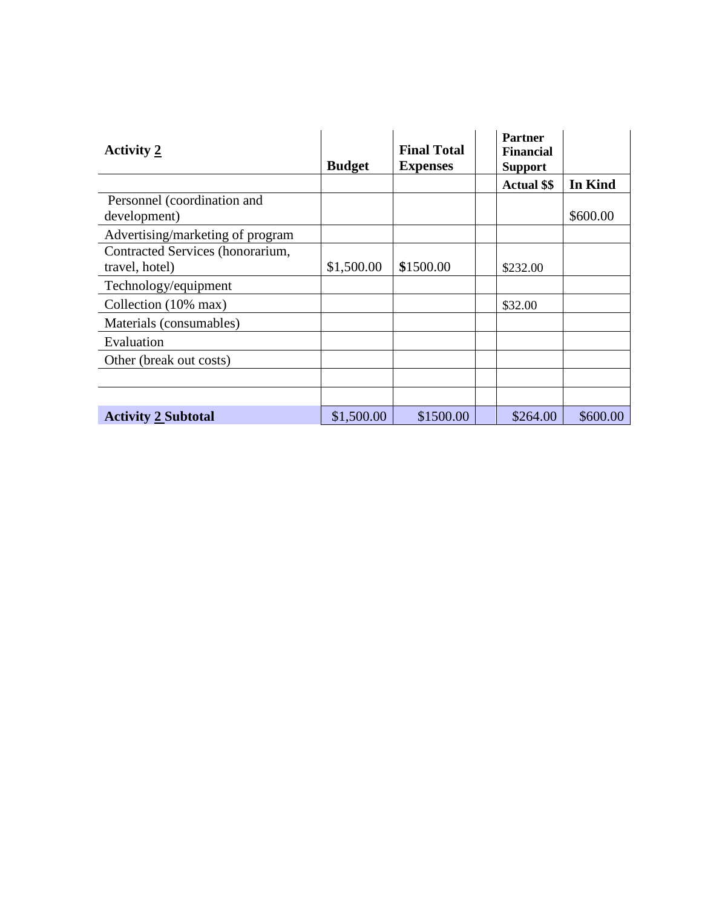| Activity 2 | Budget | Final Total Expenses | | Partner Financial Support | |
|---|---|---|---|---|---|
| | | | | Actual $$ | In Kind |
| Personnel (coordination and development) | | | | | $600.00 |
| Advertising/marketing of program | | | | | |
| Contracted Services (honorarium, travel, hotel) | $1,500.00 | $1500.00 | | $232.00 | |
| Technology/equipment | | | | | |
| Collection (10% max) | | | | $32.00 | |
| Materials (consumables) | | | | | |
| Evaluation | | | | | |
| Other (break out costs) | | | | | |
| | | | | | |
| | | | | | |
| **Activity 2 Subtotal** | $1,500.00 | $1500.00 | | $264.00 | $600.00 |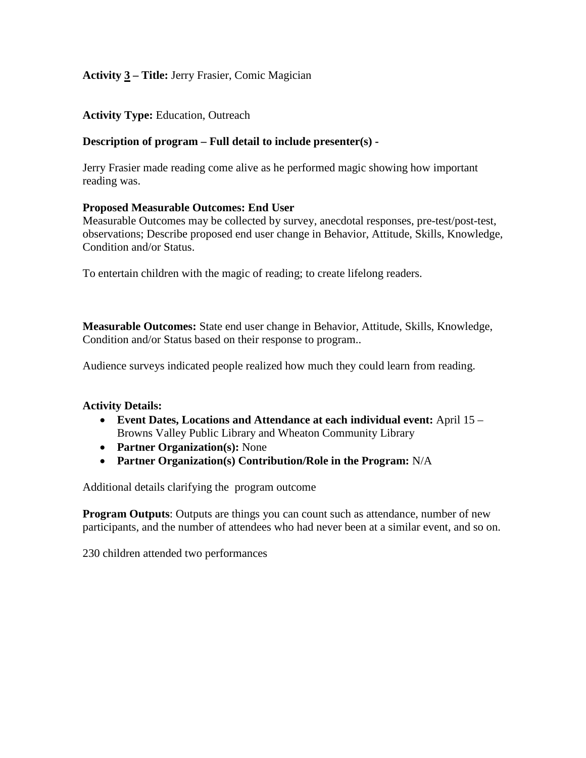**Activity 3 – Title:** Jerry Frasier, Comic Magician

**Activity Type:** Education, Outreach

**Description of program – Full detail to include presenter(s) -**

Jerry Frasier made reading come alive as he performed magic showing how important reading was.

**Proposed Measurable Outcomes: End User**
Measurable Outcomes may be collected by survey, anecdotal responses, pre-test/post-test, observations; Describe proposed end user change in Behavior, Attitude, Skills, Knowledge, Condition and/or Status.

To entertain children with the magic of reading; to create lifelong readers.

**Measurable Outcomes:** State end user change in Behavior, Attitude, Skills, Knowledge, Condition and/or Status based on their response to program..

Audience surveys indicated people realized how much they could learn from reading.

**Activity Details:**

- **Event Dates, Locations and Attendance at each individual event:** April 15 – Browns Valley Public Library and Wheaton Community Library
- **Partner Organization(s):** None
- **Partner Organization(s) Contribution/Role in the Program:** N/A

Additional details clarifying the program outcome

**Program Outputs**: Outputs are things you can count such as attendance, number of new participants, and the number of attendees who had never been at a similar event, and so on.

230 children attended two performances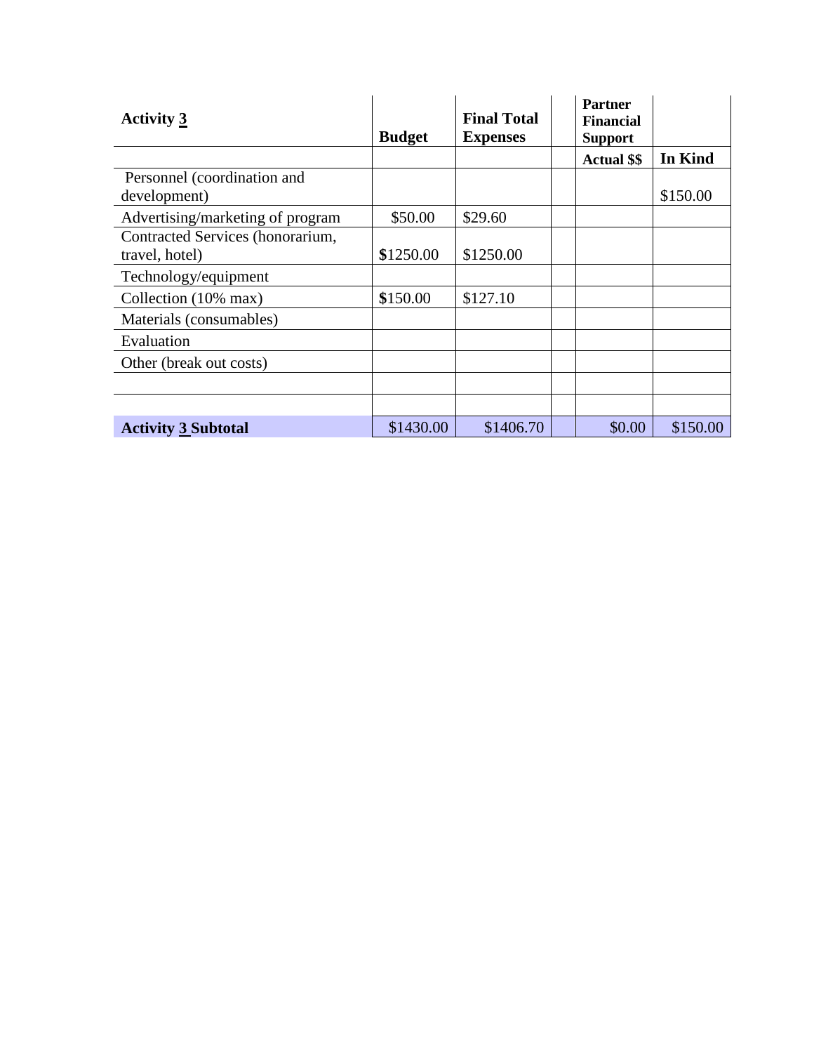| Activity 3 | Budget | Final Total Expenses | | Partner Financial Support | |
|---|---|---|---|---|---|
| | | | | Actual $$ | In Kind |
| Personnel (coordination and development) | | | | | $150.00 |
| Advertising/marketing of program | $50.00 | $29.60 | | | |
| Contracted Services (honorarium, travel, hotel) | $1250.00 | $1250.00 | | | |
| Technology/equipment | | | | | |
| Collection (10% max) | $150.00 | $127.10 | | | |
| Materials (consumables) | | | | | |
| Evaluation | | | | | |
| Other (break out costs) | | | | | |
| | | | | | |
| | | | | | |
| **Activity 3 Subtotal** | $1430.00 | $1406.70 | | $0.00 | $150.00 |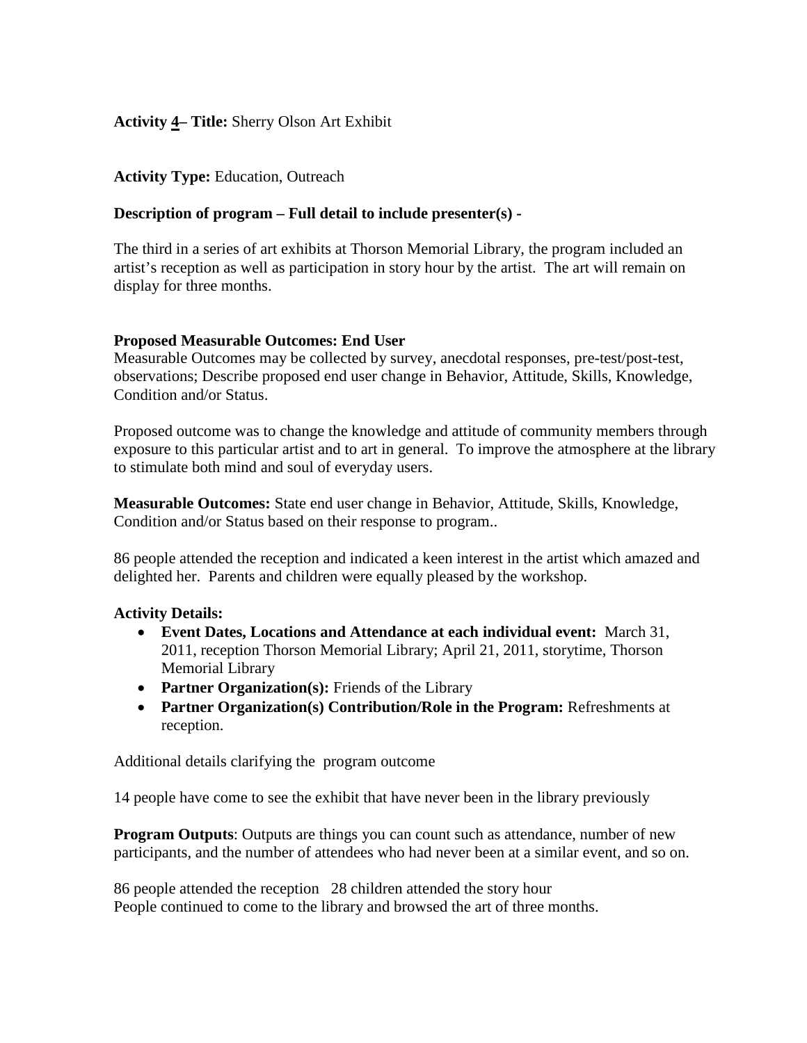**Activity <u>4</u>– Title:** Sherry Olson Art Exhibit

**Activity Type:** Education, Outreach

**Description of program – Full detail to include presenter(s) -**

The third in a series of art exhibits at Thorson Memorial Library, the program included an artist's reception as well as participation in story hour by the artist. The art will remain on display for three months.

**Proposed Measurable Outcomes: End User**
Measurable Outcomes may be collected by survey, anecdotal responses, pre-test/post-test, observations; Describe proposed end user change in Behavior, Attitude, Skills, Knowledge, Condition and/or Status.

Proposed outcome was to change the knowledge and attitude of community members through exposure to this particular artist and to art in general. To improve the atmosphere at the library to stimulate both mind and soul of everyday users.

**Measurable Outcomes:** State end user change in Behavior, Attitude, Skills, Knowledge, Condition and/or Status based on their response to program..

86 people attended the reception and indicated a keen interest in the artist which amazed and delighted her. Parents and children were equally pleased by the workshop.

**Activity Details:**

- **Event Dates, Locations and Attendance at each individual event:** March 31, 2011, reception Thorson Memorial Library; April 21, 2011, storytime, Thorson Memorial Library
- **Partner Organization(s):** Friends of the Library
- **Partner Organization(s) Contribution/Role in the Program:** Refreshments at reception.

Additional details clarifying the program outcome

14 people have come to see the exhibit that have never been in the library previously

**Program Outputs**: Outputs are things you can count such as attendance, number of new participants, and the number of attendees who had never been at a similar event, and so on.

86 people attended the reception 28 children attended the story hour
People continued to come to the library and browsed the art of three months.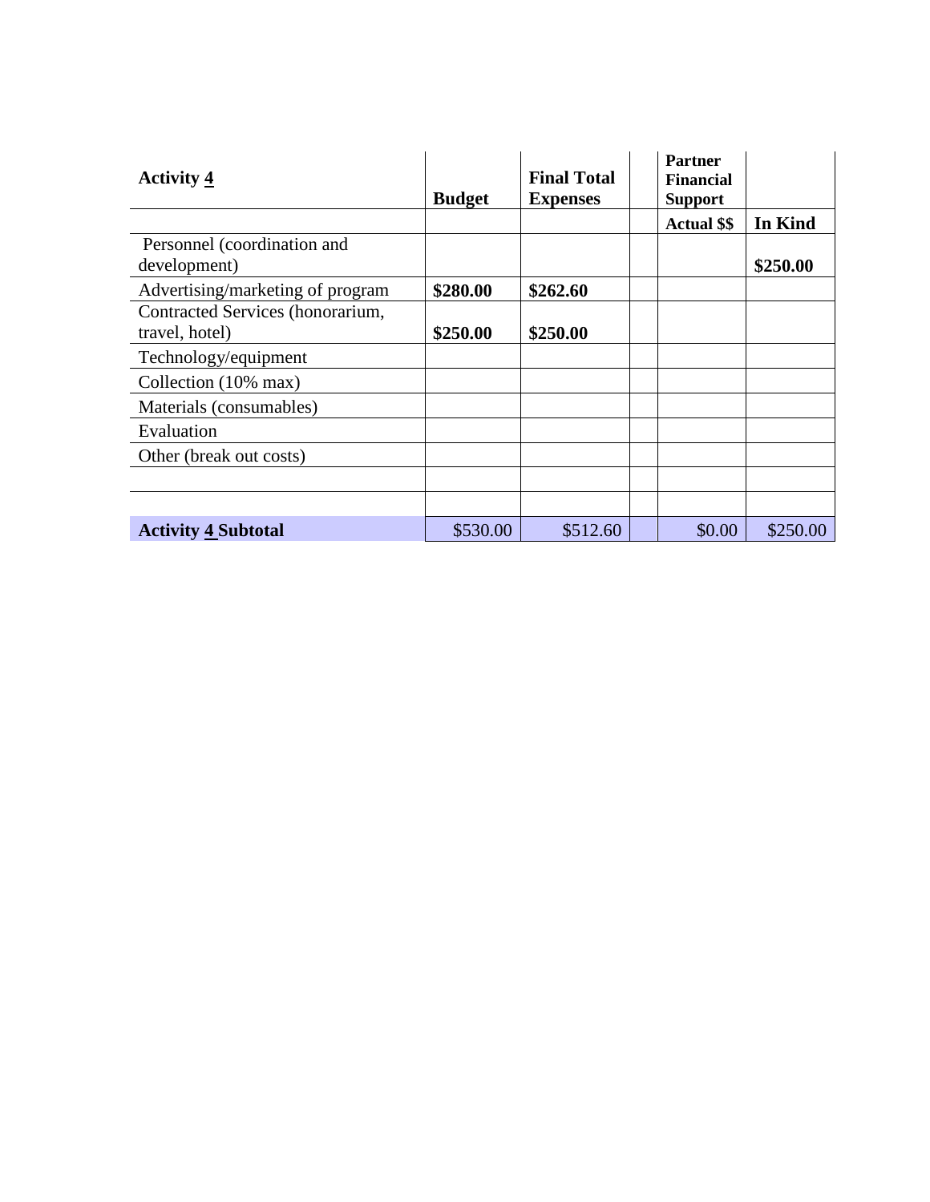| Activity 4 | Budget | Final Total Expenses | | Partner Financial Support | |
|---|---|---|---|---|---|
| | | | | Actual $$ | In Kind |
| Personnel (coordination and development) | | | | | **$250.00** |
| Advertising/marketing of program | **$280.00** | **$262.60** | | | |
| Contracted Services (honorarium, travel, hotel) | **$250.00** | **$250.00** | | | |
| Technology/equipment | | | | | |
| Collection (10% max) | | | | | |
| Materials (consumables) | | | | | |
| Evaluation | | | | | |
| Other (break out costs) | | | | | |
| | | | | | |
| | | | | | |
| **Activity 4 Subtotal** | $530.00 | $512.60 | | $0.00 | $250.00 |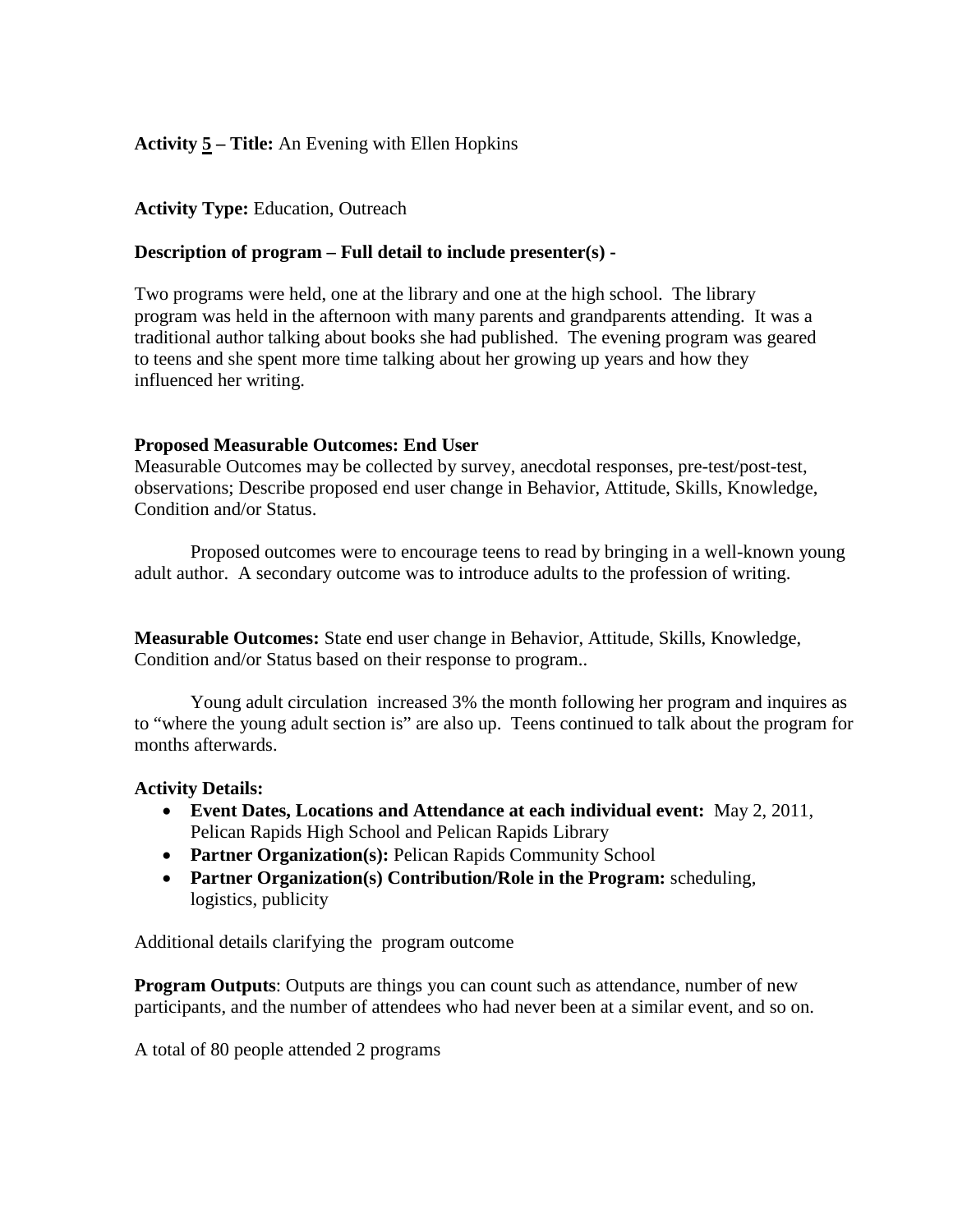**Activity 5 – Title:** An Evening with Ellen Hopkins

**Activity Type:** Education, Outreach

**Description of program – Full detail to include presenter(s) -**

Two programs were held, one at the library and one at the high school. The library program was held in the afternoon with many parents and grandparents attending. It was a traditional author talking about books she had published. The evening program was geared to teens and she spent more time talking about her growing up years and how they influenced her writing.

**Proposed Measurable Outcomes: End User**
Measurable Outcomes may be collected by survey, anecdotal responses, pre-test/post-test, observations; Describe proposed end user change in Behavior, Attitude, Skills, Knowledge, Condition and/or Status.

Proposed outcomes were to encourage teens to read by bringing in a well-known young adult author. A secondary outcome was to introduce adults to the profession of writing.

**Measurable Outcomes:** State end user change in Behavior, Attitude, Skills, Knowledge, Condition and/or Status based on their response to program..

Young adult circulation increased 3% the month following her program and inquires as to "where the young adult section is" are also up. Teens continued to talk about the program for months afterwards.

**Activity Details:**

- **Event Dates, Locations and Attendance at each individual event:** May 2, 2011, Pelican Rapids High School and Pelican Rapids Library
- **Partner Organization(s):** Pelican Rapids Community School
- **Partner Organization(s) Contribution/Role in the Program:** scheduling, logistics, publicity

Additional details clarifying the program outcome

**Program Outputs**: Outputs are things you can count such as attendance, number of new participants, and the number of attendees who had never been at a similar event, and so on.

A total of 80 people attended 2 programs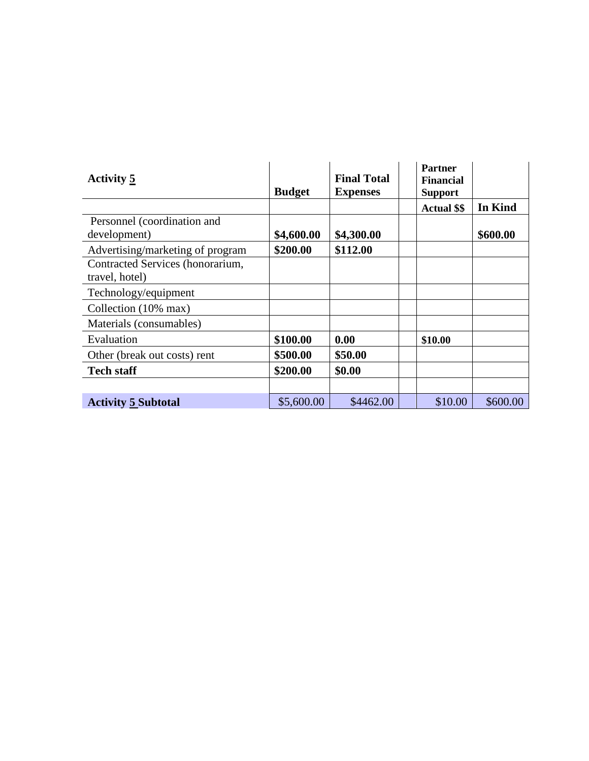| Activity 5 | Budget | Final Total Expenses | | Partner Financial Support | |
|---|---|---|---|---|---|
| | | | | Actual $$ | In Kind |
| Personnel (coordination and development) | **$4,600.00** | **$4,300.00** | | | **$600.00** |
| Advertising/marketing of program | **$200.00** | **$112.00** | | | |
| Contracted Services (honorarium, travel, hotel) | | | | | |
| Technology/equipment | | | | | |
| Collection (10% max) | | | | | |
| Materials (consumables) | | | | | |
| Evaluation | **$100.00** | **0.00** | | **$10.00** | |
| Other (break out costs) rent | **$500.00** | **$50.00** | | | |
| **Tech staff** | **$200.00** | **$0.00** | | | |
| | | | | | |
| **Activity 5 Subtotal** | $5,600.00 | $4462.00 | | $10.00 | $600.00 |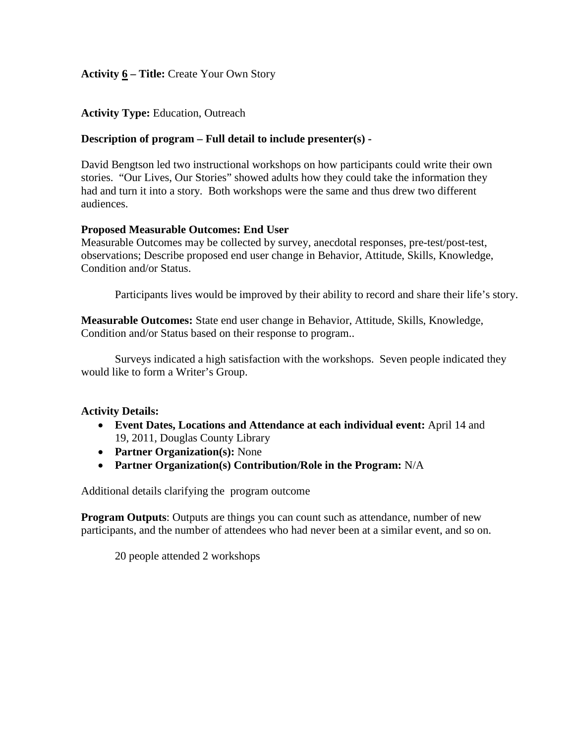**Activity 6 – Title:** Create Your Own Story

**Activity Type:** Education, Outreach

**Description of program – Full detail to include presenter(s) -**

David Bengtson led two instructional workshops on how participants could write their own stories. "Our Lives, Our Stories" showed adults how they could take the information they had and turn it into a story. Both workshops were the same and thus drew two different audiences.

**Proposed Measurable Outcomes: End User**

Measurable Outcomes may be collected by survey, anecdotal responses, pre-test/post-test, observations; Describe proposed end user change in Behavior, Attitude, Skills, Knowledge, Condition and/or Status.

Participants lives would be improved by their ability to record and share their life's story.

**Measurable Outcomes:** State end user change in Behavior, Attitude, Skills, Knowledge, Condition and/or Status based on their response to program..

Surveys indicated a high satisfaction with the workshops. Seven people indicated they would like to form a Writer's Group.

**Activity Details:**

- **Event Dates, Locations and Attendance at each individual event:** April 14 and 19, 2011, Douglas County Library
- **Partner Organization(s):** None
- **Partner Organization(s) Contribution/Role in the Program:** N/A

Additional details clarifying the program outcome

**Program Outputs**: Outputs are things you can count such as attendance, number of new participants, and the number of attendees who had never been at a similar event, and so on.

20 people attended 2 workshops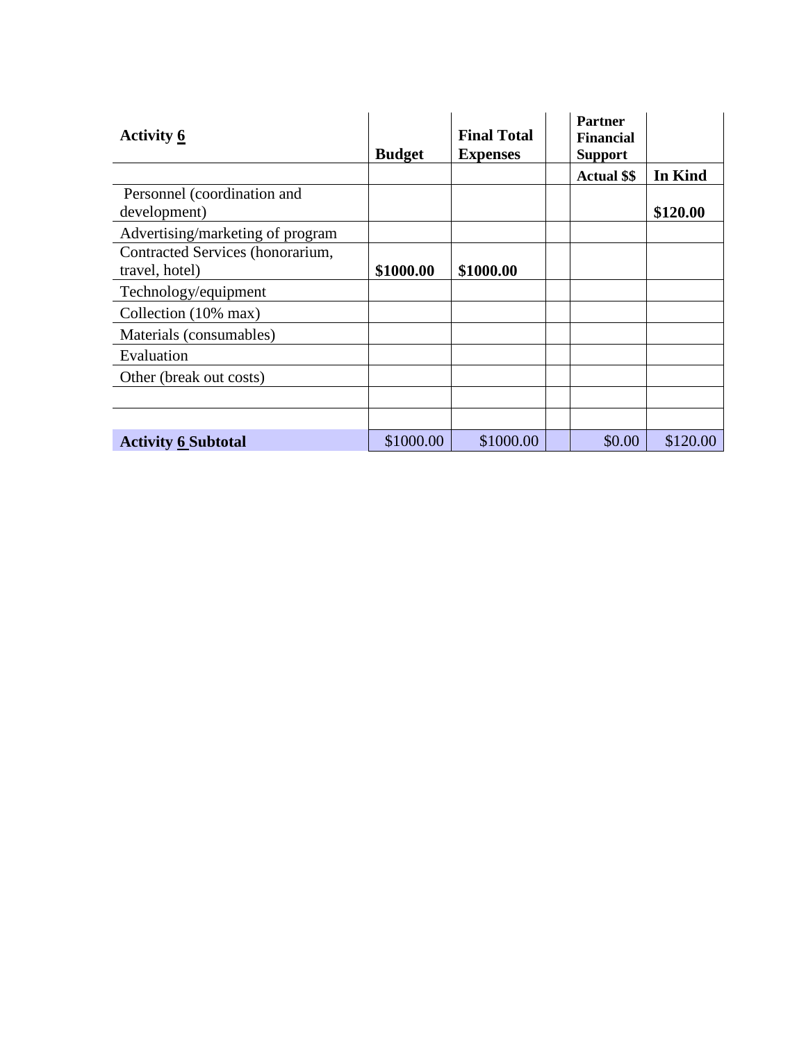| Activity 6 | Budget | Final Total Expenses | | Partner Financial Support | |
|---|---|---|---|---|---|
| | | | | **Actual $$** | **In Kind** |
| Personnel (coordination and development) | | | | | **$120.00** |
| Advertising/marketing of program | | | | | |
| Contracted Services (honorarium, travel, hotel) | **$1000.00** | **$1000.00** | | | |
| Technology/equipment | | | | | |
| Collection (10% max) | | | | | |
| Materials (consumables) | | | | | |
| Evaluation | | | | | |
| Other (break out costs) | | | | | |
| | | | | | |
| | | | | | |
| **Activity 6 Subtotal** | $1000.00 | $1000.00 | | $0.00 | $120.00 |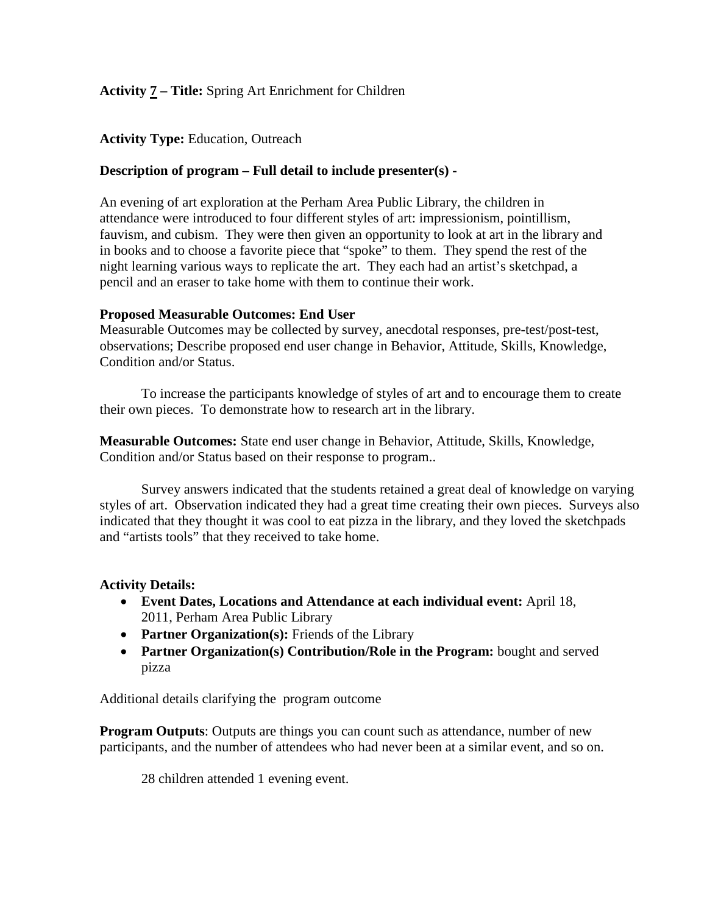**Activity 7 – Title:** Spring Art Enrichment for Children

**Activity Type:** Education, Outreach

**Description of program – Full detail to include presenter(s) -**

An evening of art exploration at the Perham Area Public Library, the children in attendance were introduced to four different styles of art: impressionism, pointillism, fauvism, and cubism. They were then given an opportunity to look at art in the library and in books and to choose a favorite piece that "spoke" to them. They spend the rest of the night learning various ways to replicate the art. They each had an artist's sketchpad, a pencil and an eraser to take home with them to continue their work.

**Proposed Measurable Outcomes: End User**
Measurable Outcomes may be collected by survey, anecdotal responses, pre-test/post-test, observations; Describe proposed end user change in Behavior, Attitude, Skills, Knowledge, Condition and/or Status.

To increase the participants knowledge of styles of art and to encourage them to create their own pieces. To demonstrate how to research art in the library.

**Measurable Outcomes:** State end user change in Behavior, Attitude, Skills, Knowledge, Condition and/or Status based on their response to program..

Survey answers indicated that the students retained a great deal of knowledge on varying styles of art. Observation indicated they had a great time creating their own pieces. Surveys also indicated that they thought it was cool to eat pizza in the library, and they loved the sketchpads and "artists tools" that they received to take home.

**Activity Details:**

- **Event Dates, Locations and Attendance at each individual event:** April 18, 2011, Perham Area Public Library
- **Partner Organization(s):** Friends of the Library
- **Partner Organization(s) Contribution/Role in the Program:** bought and served pizza

Additional details clarifying the program outcome

**Program Outputs**: Outputs are things you can count such as attendance, number of new participants, and the number of attendees who had never been at a similar event, and so on.

28 children attended 1 evening event.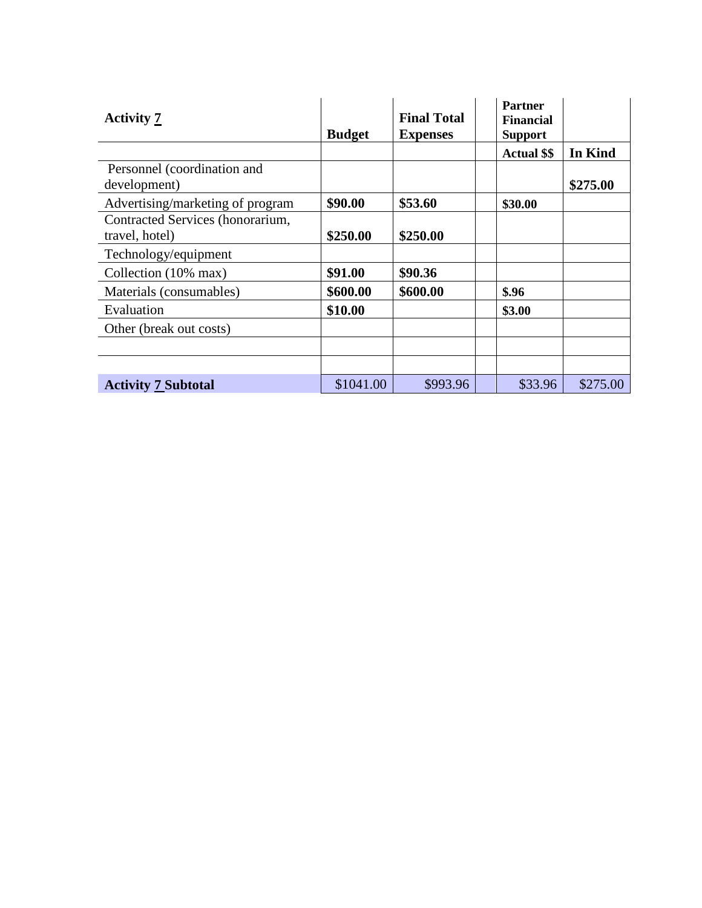| Activity 7 | Budget | Final Total Expenses | | Partner Financial Support | |
|---|---|---|---|---|---|
| | | | | Actual $$ | In Kind |
| Personnel (coordination and development) | | | | | **$275.00** |
| Advertising/marketing of program | **$90.00** | **$53.60** | | **$30.00** | |
| Contracted Services (honorarium, travel, hotel) | **$250.00** | **$250.00** | | | |
| Technology/equipment | | | | | |
| Collection (10% max) | **$91.00** | **$90.36** | | | |
| Materials (consumables) | **$600.00** | **$600.00** | | **$.96** | |
| Evaluation | **$10.00** | | | **$3.00** | |
| Other (break out costs) | | | | | |
| | | | | | |
| | | | | | |
| **Activity 7 Subtotal** | $1041.00 | $993.96 | | $33.96 | $275.00 |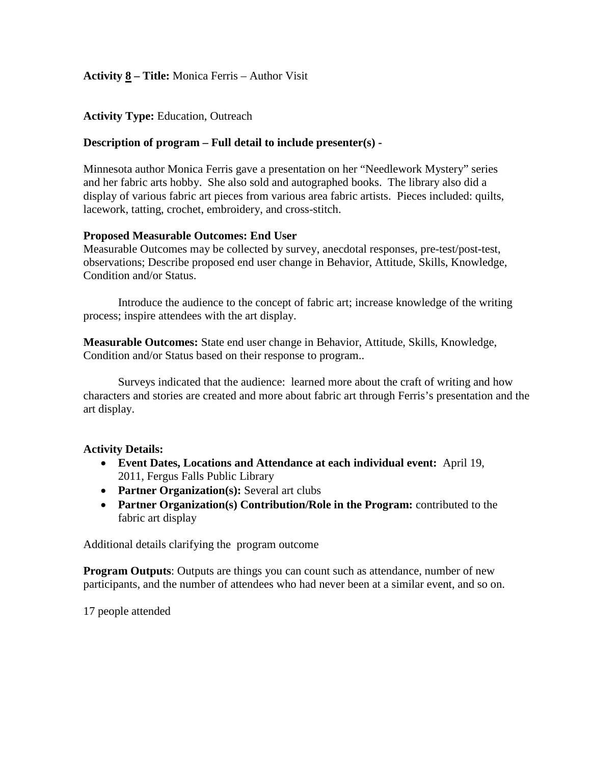**Activity 8 – Title:** Monica Ferris – Author Visit

**Activity Type:** Education, Outreach

**Description of program – Full detail to include presenter(s) -**

Minnesota author Monica Ferris gave a presentation on her "Needlework Mystery" series and her fabric arts hobby. She also sold and autographed books. The library also did a display of various fabric art pieces from various area fabric artists. Pieces included: quilts, lacework, tatting, crochet, embroidery, and cross-stitch.

**Proposed Measurable Outcomes: End User**
Measurable Outcomes may be collected by survey, anecdotal responses, pre-test/post-test, observations; Describe proposed end user change in Behavior, Attitude, Skills, Knowledge, Condition and/or Status.

Introduce the audience to the concept of fabric art; increase knowledge of the writing process; inspire attendees with the art display.

**Measurable Outcomes:** State end user change in Behavior, Attitude, Skills, Knowledge, Condition and/or Status based on their response to program..

Surveys indicated that the audience: learned more about the craft of writing and how characters and stories are created and more about fabric art through Ferris's presentation and the art display.

**Activity Details:**

- **Event Dates, Locations and Attendance at each individual event:** April 19, 2011, Fergus Falls Public Library
- **Partner Organization(s):** Several art clubs
- **Partner Organization(s) Contribution/Role in the Program:** contributed to the fabric art display

Additional details clarifying the program outcome

**Program Outputs**: Outputs are things you can count such as attendance, number of new participants, and the number of attendees who had never been at a similar event, and so on.

17 people attended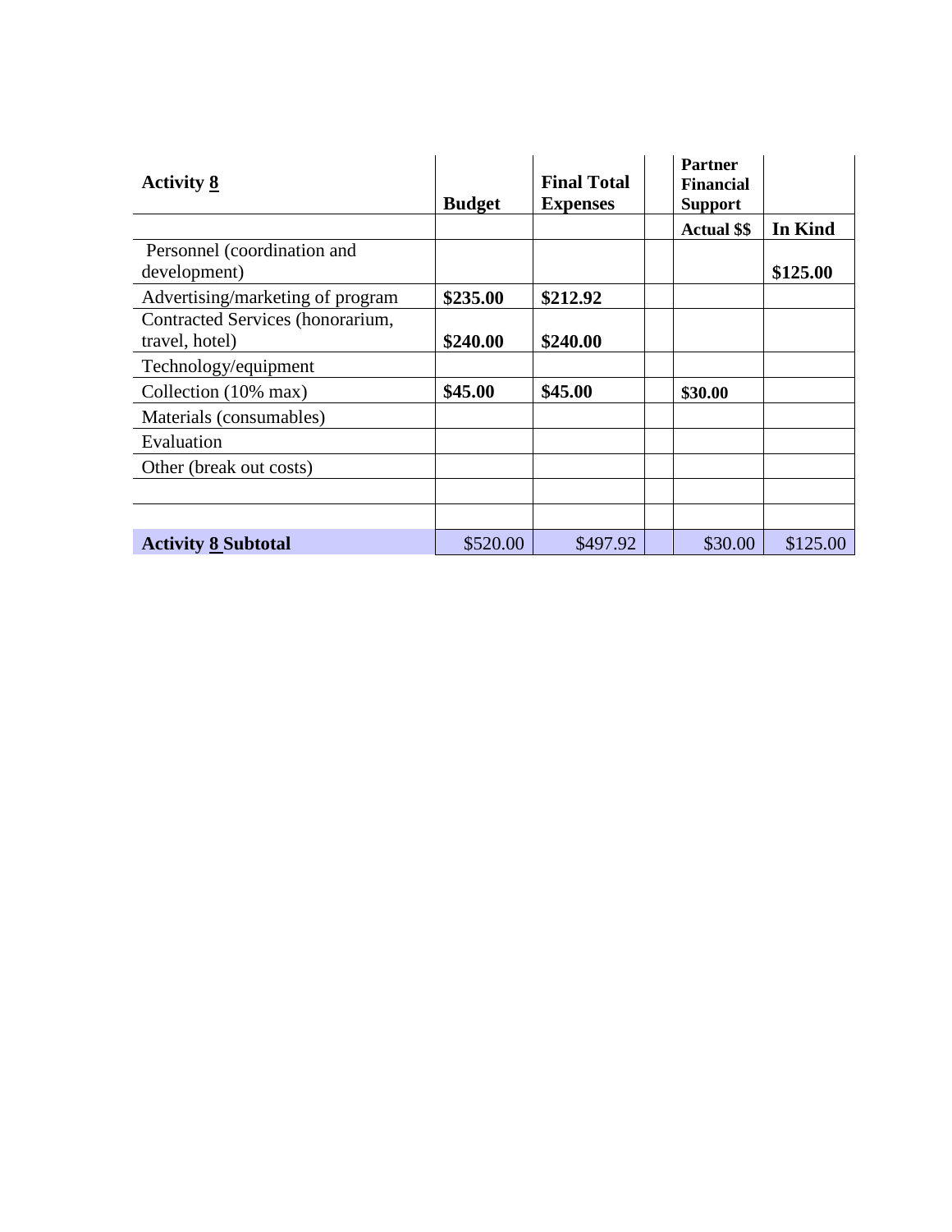| **Activity 8** | **Budget** | **Final Total Expenses** | | **Partner Financial Support** | |
|---|---|---|---|---|---|
| | | | | **Actual $$** | **In Kind** |
| Personnel (coordination and development) | | | | | **$125.00** |
| Advertising/marketing of program | **$235.00** | **$212.92** | | | |
| Contracted Services (honorarium, travel, hotel) | **$240.00** | **$240.00** | | | |
| Technology/equipment | | | | | |
| Collection (10% max) | **$45.00** | **$45.00** | | **$30.00** | |
| Materials (consumables) | | | | | |
| Evaluation | | | | | |
| Other (break out costs) | | | | | |
| | | | | | |
| | | | | | |
| **Activity 8 Subtotal** | $520.00 | $497.92 | | $30.00 | $125.00 |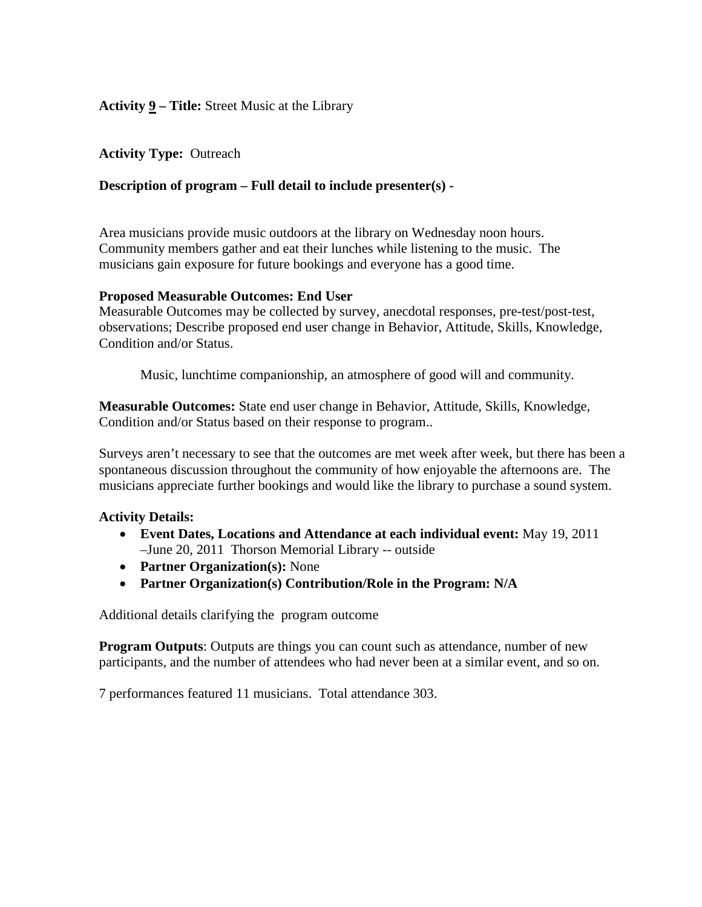**Activity 9 – Title:** Street Music at the Library

**Activity Type:** Outreach

**Description of program – Full detail to include presenter(s) -**

Area musicians provide music outdoors at the library on Wednesday noon hours. Community members gather and eat their lunches while listening to the music. The musicians gain exposure for future bookings and everyone has a good time.

**Proposed Measurable Outcomes: End User**
Measurable Outcomes may be collected by survey, anecdotal responses, pre-test/post-test, observations; Describe proposed end user change in Behavior, Attitude, Skills, Knowledge, Condition and/or Status.

Music, lunchtime companionship, an atmosphere of good will and community.

**Measurable Outcomes:** State end user change in Behavior, Attitude, Skills, Knowledge, Condition and/or Status based on their response to program..

Surveys aren't necessary to see that the outcomes are met week after week, but there has been a spontaneous discussion throughout the community of how enjoyable the afternoons are. The musicians appreciate further bookings and would like the library to purchase a sound system.

**Activity Details:**

- **Event Dates, Locations and Attendance at each individual event:** May 19, 2011 –June 20, 2011 Thorson Memorial Library -- outside
- **Partner Organization(s):** None
- **Partner Organization(s) Contribution/Role in the Program: N/A**

Additional details clarifying the program outcome

**Program Outputs**: Outputs are things you can count such as attendance, number of new participants, and the number of attendees who had never been at a similar event, and so on.

7 performances featured 11 musicians. Total attendance 303.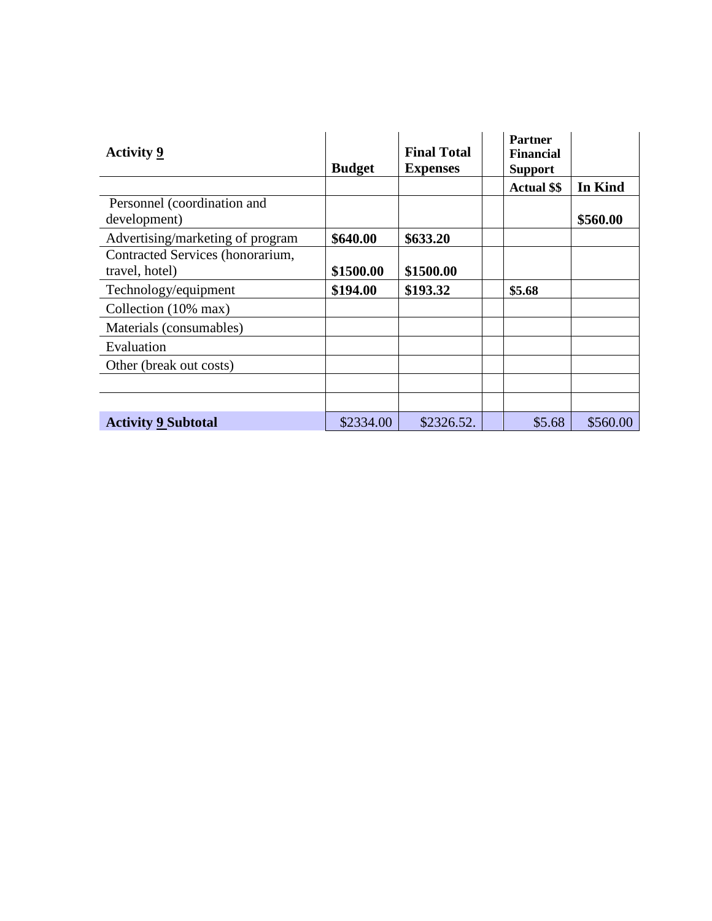| **Activity 9** | **Budget** | **Final Total Expenses** | | **Partner Financial Support** | |
|---|---|---|---|---|---|
| | | | | **Actual $$** | **In Kind** |
| Personnel (coordination and development) | | | | | **$560.00** |
| Advertising/marketing of program | **$640.00** | **$633.20** | | | |
| Contracted Services (honorarium, travel, hotel) | **$1500.00** | **$1500.00** | | | |
| Technology/equipment | **$194.00** | **$193.32** | | **$5.68** | |
| Collection (10% max) | | | | | |
| Materials (consumables) | | | | | |
| Evaluation | | | | | |
| Other (break out costs) | | | | | |
| | | | | | |
| | | | | | |
| **Activity 9 Subtotal** | $2334.00 | $2326.52. | | $5.68 | $560.00 |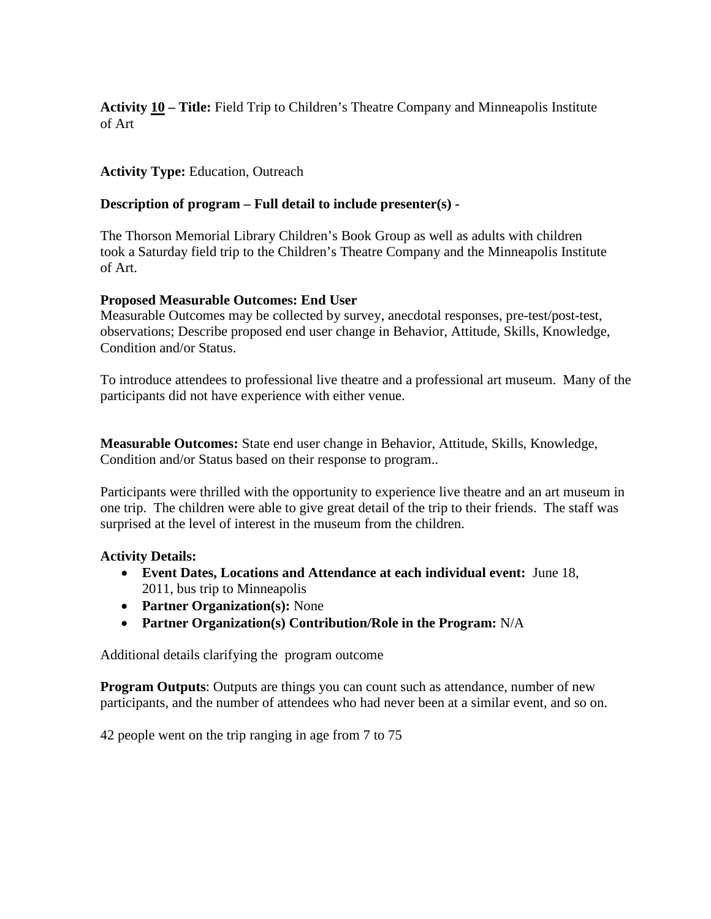**Activity <u>10</u> – Title:** Field Trip to Children's Theatre Company and Minneapolis Institute of Art

**Activity Type:** Education, Outreach

**Description of program – Full detail to include presenter(s) -**

The Thorson Memorial Library Children's Book Group as well as adults with children took a Saturday field trip to the Children's Theatre Company and the Minneapolis Institute of Art.

**Proposed Measurable Outcomes: End User**
Measurable Outcomes may be collected by survey, anecdotal responses, pre-test/post-test, observations; Describe proposed end user change in Behavior, Attitude, Skills, Knowledge, Condition and/or Status.

To introduce attendees to professional live theatre and a professional art museum. Many of the participants did not have experience with either venue.

**Measurable Outcomes:** State end user change in Behavior, Attitude, Skills, Knowledge, Condition and/or Status based on their response to program..

Participants were thrilled with the opportunity to experience live theatre and an art museum in one trip. The children were able to give great detail of the trip to their friends. The staff was surprised at the level of interest in the museum from the children.

**Activity Details:**

- **Event Dates, Locations and Attendance at each individual event:** June 18, 2011, bus trip to Minneapolis
- **Partner Organization(s):** None
- **Partner Organization(s) Contribution/Role in the Program:** N/A

Additional details clarifying the program outcome

**Program Outputs**: Outputs are things you can count such as attendance, number of new participants, and the number of attendees who had never been at a similar event, and so on.

42 people went on the trip ranging in age from 7 to 75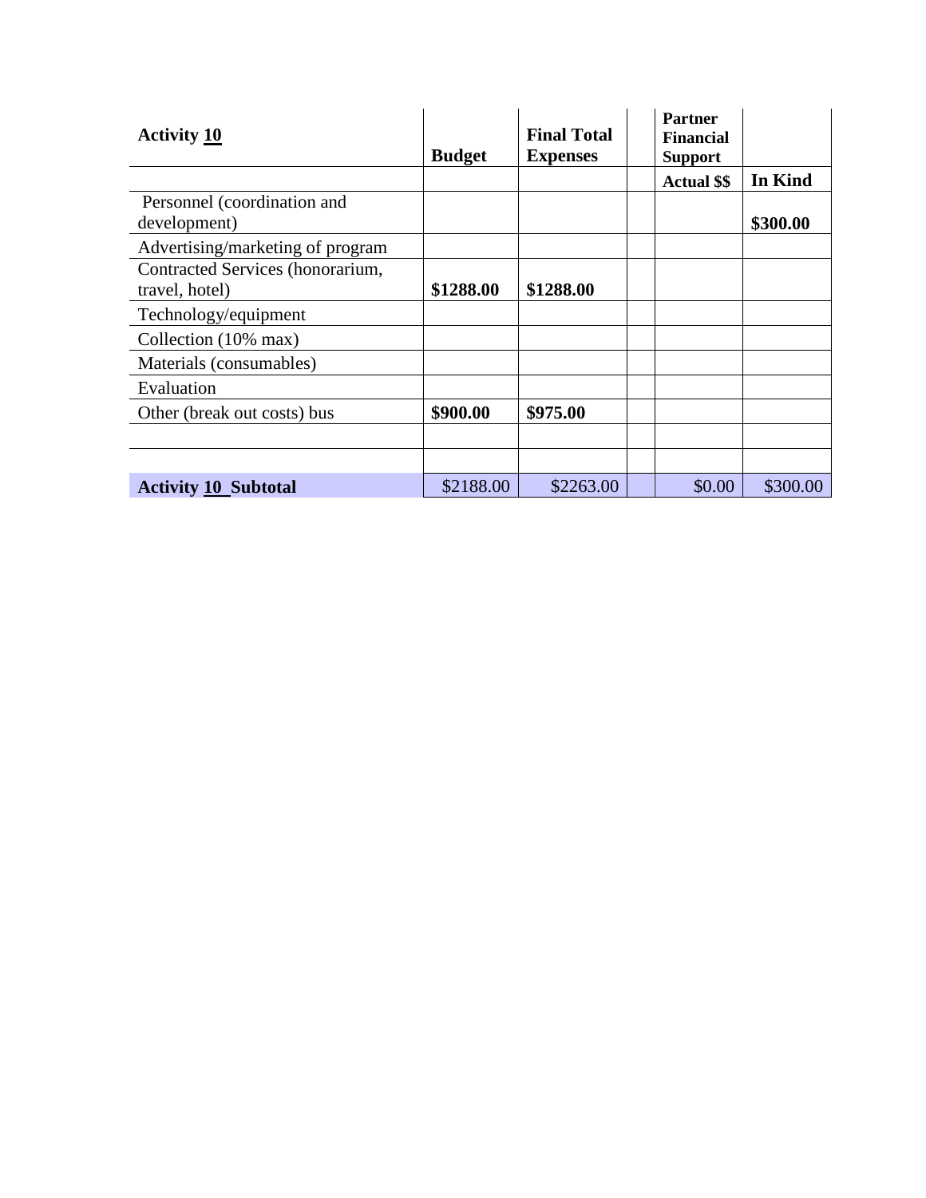| **Activity 10** | **Budget** | **Final Total Expenses** | | **Partner Financial Support** | |
|---|---|---|---|---|---|
| | | | | **Actual $$** | **In Kind** |
| Personnel (coordination and development) | | | | | **$300.00** |
| Advertising/marketing of program | | | | | |
| Contracted Services (honorarium, travel, hotel) | **$1288.00** | **$1288.00** | | | |
| Technology/equipment | | | | | |
| Collection (10% max) | | | | | |
| Materials (consumables) | | | | | |
| Evaluation | | | | | |
| Other (break out costs) bus | **$900.00** | **$975.00** | | | |
| | | | | | |
| | | | | | |
| **Activity 10 Subtotal** | $2188.00 | $2263.00 | | $0.00 | $300.00 |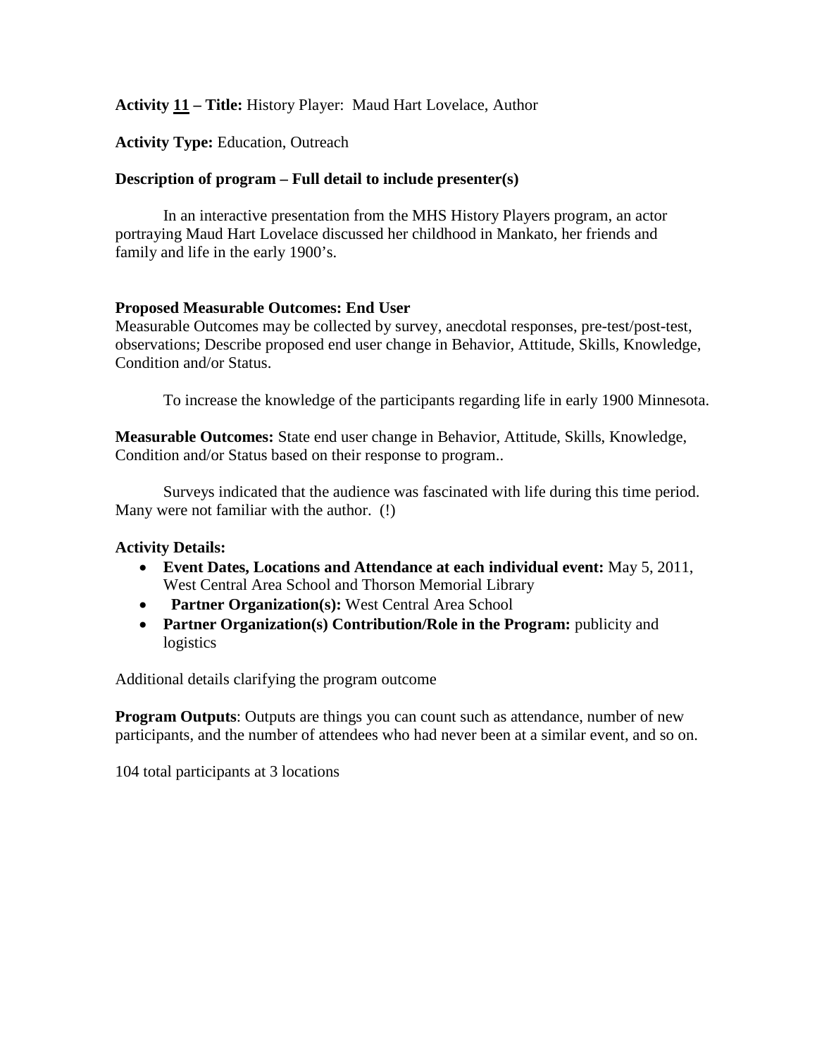**Activity 11 – Title:** History Player: Maud Hart Lovelace, Author

**Activity Type:** Education, Outreach

**Description of program – Full detail to include presenter(s)**

In an interactive presentation from the MHS History Players program, an actor portraying Maud Hart Lovelace discussed her childhood in Mankato, her friends and family and life in the early 1900's.

**Proposed Measurable Outcomes: End User**
Measurable Outcomes may be collected by survey, anecdotal responses, pre-test/post-test, observations; Describe proposed end user change in Behavior, Attitude, Skills, Knowledge, Condition and/or Status.

To increase the knowledge of the participants regarding life in early 1900 Minnesota.

**Measurable Outcomes:** State end user change in Behavior, Attitude, Skills, Knowledge, Condition and/or Status based on their response to program..

Surveys indicated that the audience was fascinated with life during this time period. Many were not familiar with the author. (!)

**Activity Details:**

- **Event Dates, Locations and Attendance at each individual event:** May 5, 2011, West Central Area School and Thorson Memorial Library
- **Partner Organization(s):** West Central Area School
- **Partner Organization(s) Contribution/Role in the Program:** publicity and logistics

Additional details clarifying the program outcome

**Program Outputs**: Outputs are things you can count such as attendance, number of new participants, and the number of attendees who had never been at a similar event, and so on.

104 total participants at 3 locations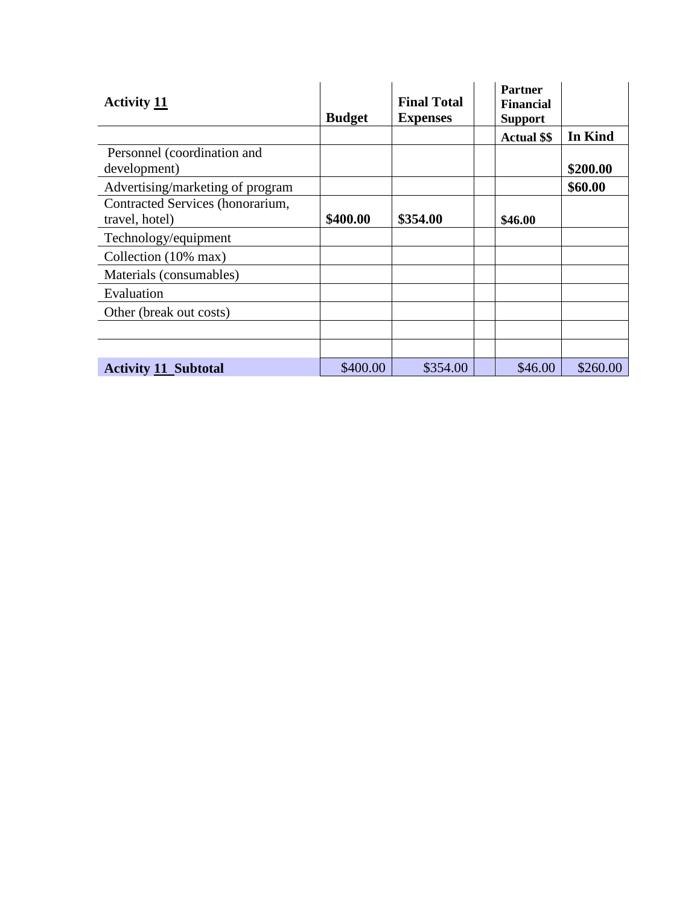| **Activity 11** | **Budget** | **Final Total Expenses** | | **Partner Financial Support** | |
|---|---|---|---|---|---|
| | | | | **Actual $$** | **In Kind** |
| Personnel (coordination and development) | | | | | **$200.00** |
| Advertising/marketing of program | | | | | **$60.00** |
| Contracted Services (honorarium, travel, hotel) | **$400.00** | **$354.00** | | **$46.00** | |
| Technology/equipment | | | | | |
| Collection (10% max) | | | | | |
| Materials (consumables) | | | | | |
| Evaluation | | | | | |
| Other (break out costs) | | | | | |
| | | | | | |
| | | | | | |
| **Activity 11 Subtotal** | $400.00 | $354.00 | | $46.00 | $260.00 |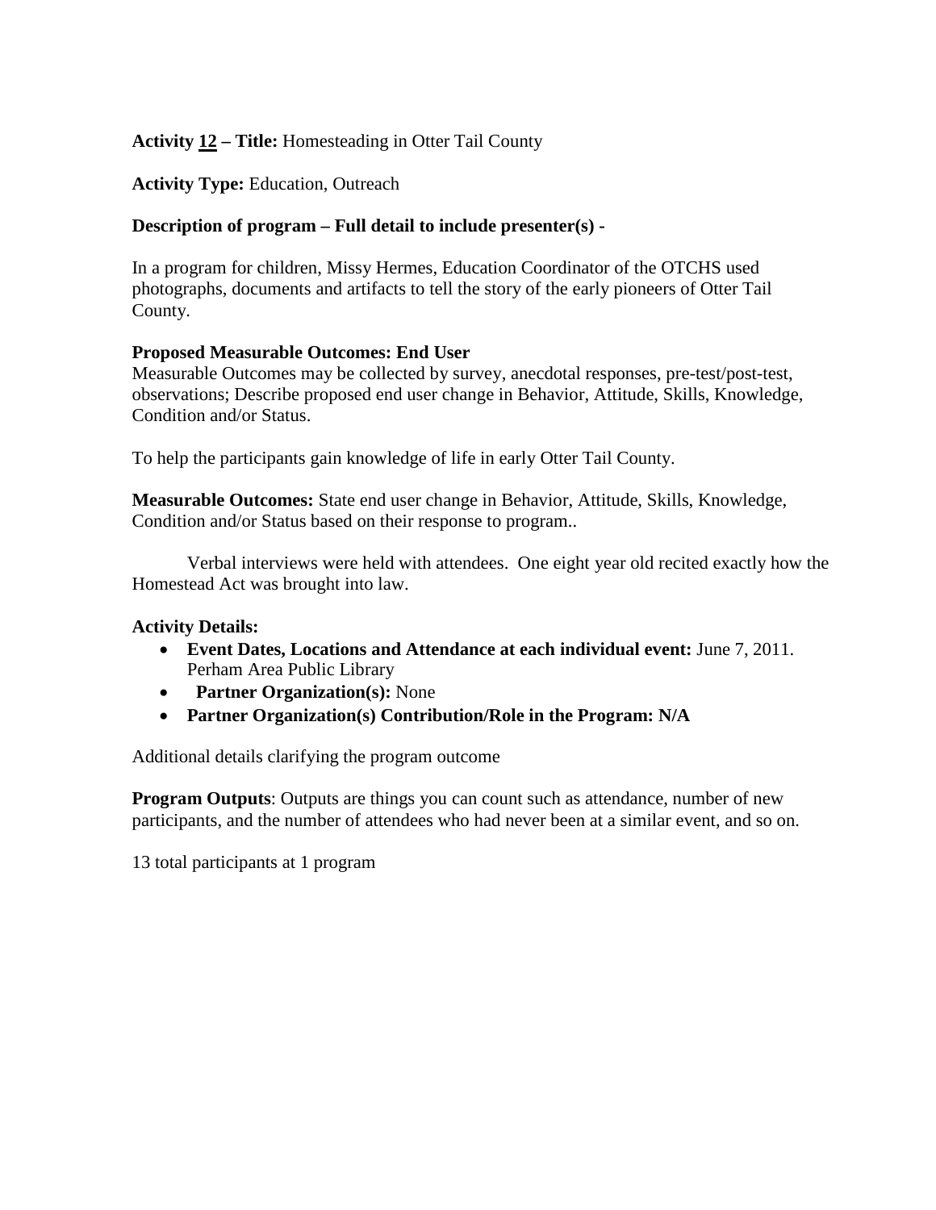**Activity 12 – Title:** Homesteading in Otter Tail County

**Activity Type:** Education, Outreach

**Description of program – Full detail to include presenter(s) -**

In a program for children, Missy Hermes, Education Coordinator of the OTCHS used photographs, documents and artifacts to tell the story of the early pioneers of Otter Tail County.

**Proposed Measurable Outcomes: End User**
Measurable Outcomes may be collected by survey, anecdotal responses, pre-test/post-test, observations; Describe proposed end user change in Behavior, Attitude, Skills, Knowledge, Condition and/or Status.

To help the participants gain knowledge of life in early Otter Tail County.

**Measurable Outcomes:** State end user change in Behavior, Attitude, Skills, Knowledge, Condition and/or Status based on their response to program..

Verbal interviews were held with attendees. One eight year old recited exactly how the Homestead Act was brought into law.

**Activity Details:**

- **Event Dates, Locations and Attendance at each individual event:** June 7, 2011. Perham Area Public Library
- **Partner Organization(s):** None
- **Partner Organization(s) Contribution/Role in the Program: N/A**

Additional details clarifying the program outcome

**Program Outputs**: Outputs are things you can count such as attendance, number of new participants, and the number of attendees who had never been at a similar event, and so on.

13 total participants at 1 program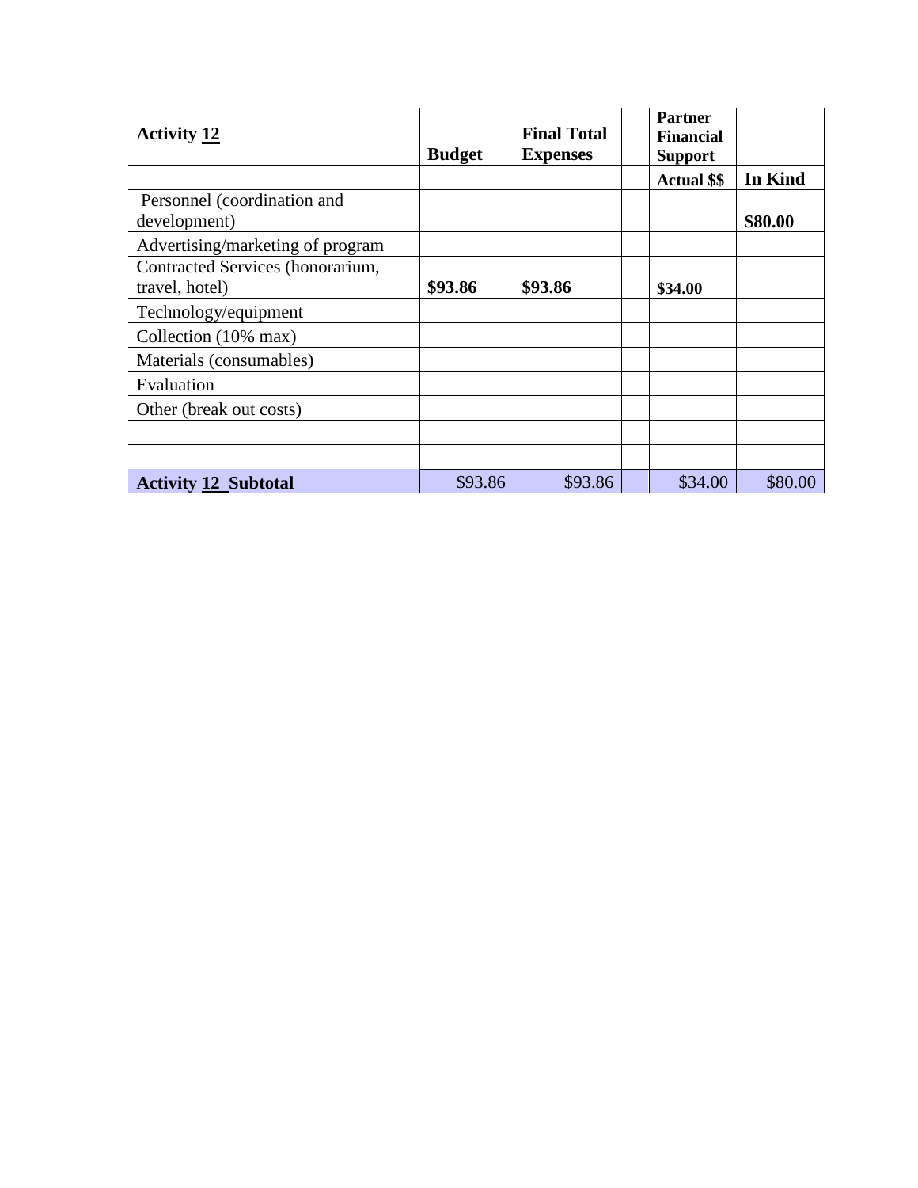| Activity 12 | Budget | Final Total Expenses | | Partner Financial Support | |
|---|---|---|---|---|---|
| | | | | Actual $$ | In Kind |
| Personnel (coordination and development) | | | | | $80.00 |
| Advertising/marketing of program | | | | | |
| Contracted Services (honorarium, travel, hotel) | $93.86 | $93.86 | | $34.00 | |
| Technology/equipment | | | | | |
| Collection (10% max) | | | | | |
| Materials (consumables) | | | | | |
| Evaluation | | | | | |
| Other (break out costs) | | | | | |
| | | | | | |
| | | | | | |
| **Activity 12 Subtotal** | $93.86 | $93.86 | | $34.00 | $80.00 |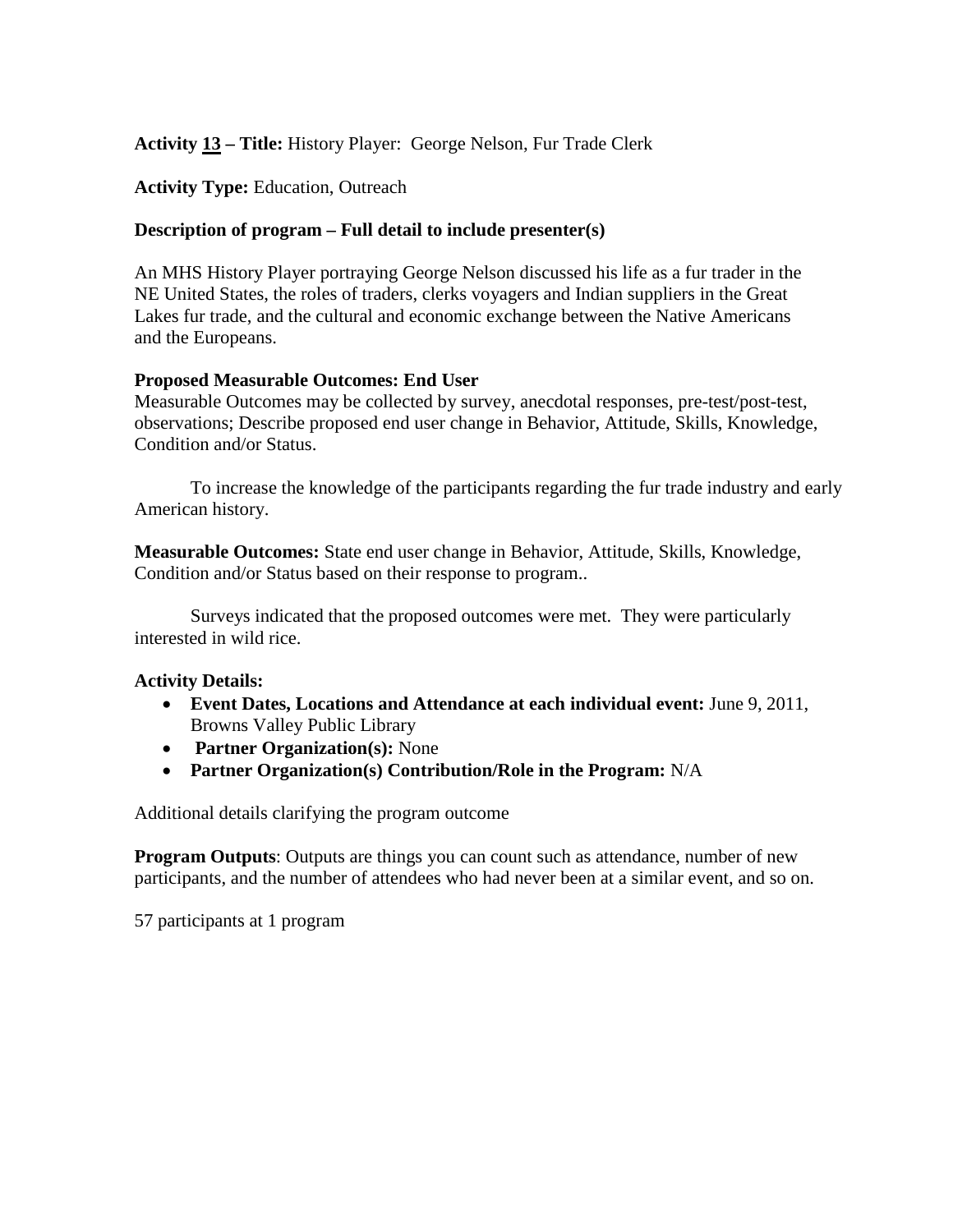**Activity <u>13</u> – Title:** History Player: George Nelson, Fur Trade Clerk

**Activity Type:** Education, Outreach

**Description of program – Full detail to include presenter(s)**

An MHS History Player portraying George Nelson discussed his life as a fur trader in the NE United States, the roles of traders, clerks voyagers and Indian suppliers in the Great Lakes fur trade, and the cultural and economic exchange between the Native Americans and the Europeans.

**Proposed Measurable Outcomes: End User**
Measurable Outcomes may be collected by survey, anecdotal responses, pre-test/post-test, observations; Describe proposed end user change in Behavior, Attitude, Skills, Knowledge, Condition and/or Status.

To increase the knowledge of the participants regarding the fur trade industry and early American history.

**Measurable Outcomes:** State end user change in Behavior, Attitude, Skills, Knowledge, Condition and/or Status based on their response to program..

Surveys indicated that the proposed outcomes were met. They were particularly interested in wild rice.

**Activity Details:**

- **Event Dates, Locations and Attendance at each individual event:** June 9, 2011, Browns Valley Public Library
- **Partner Organization(s):** None
- **Partner Organization(s) Contribution/Role in the Program:** N/A

Additional details clarifying the program outcome

**Program Outputs**: Outputs are things you can count such as attendance, number of new participants, and the number of attendees who had never been at a similar event, and so on.

57 participants at 1 program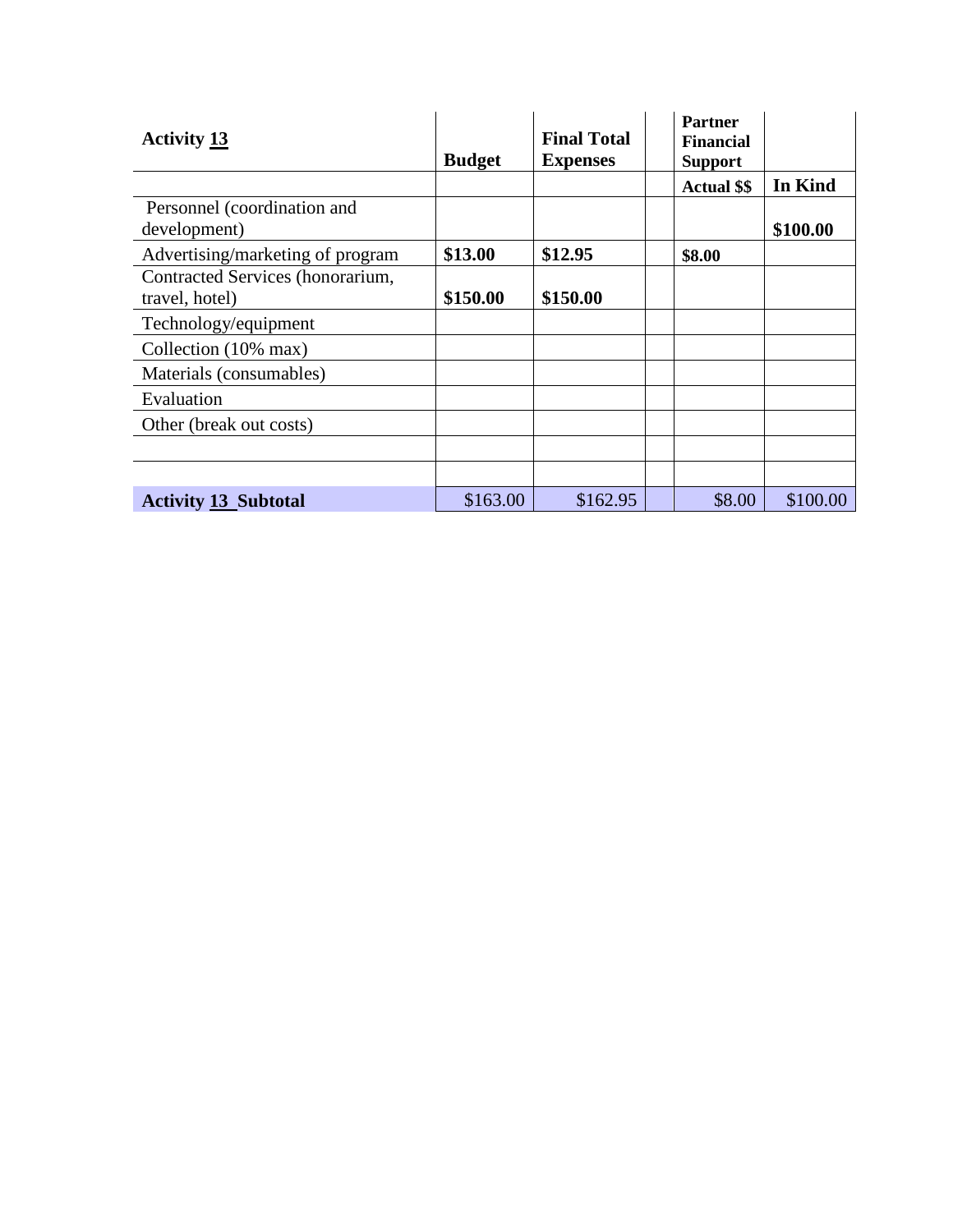| Activity 13 | Budget | Final Total Expenses | | Partner Financial Support | |
|---|---|---|---|---|---|
| | | | | Actual $$ | In Kind |
| Personnel (coordination and development) | | | | | $100.00 |
| Advertising/marketing of program | $13.00 | $12.95 | | $8.00 | |
| Contracted Services (honorarium, travel, hotel) | $150.00 | $150.00 | | | |
| Technology/equipment | | | | | |
| Collection (10% max) | | | | | |
| Materials (consumables) | | | | | |
| Evaluation | | | | | |
| Other (break out costs) | | | | | |
| | | | | | |
| | | | | | |
| **Activity 13 Subtotal** | $163.00 | $162.95 | | $8.00 | $100.00 |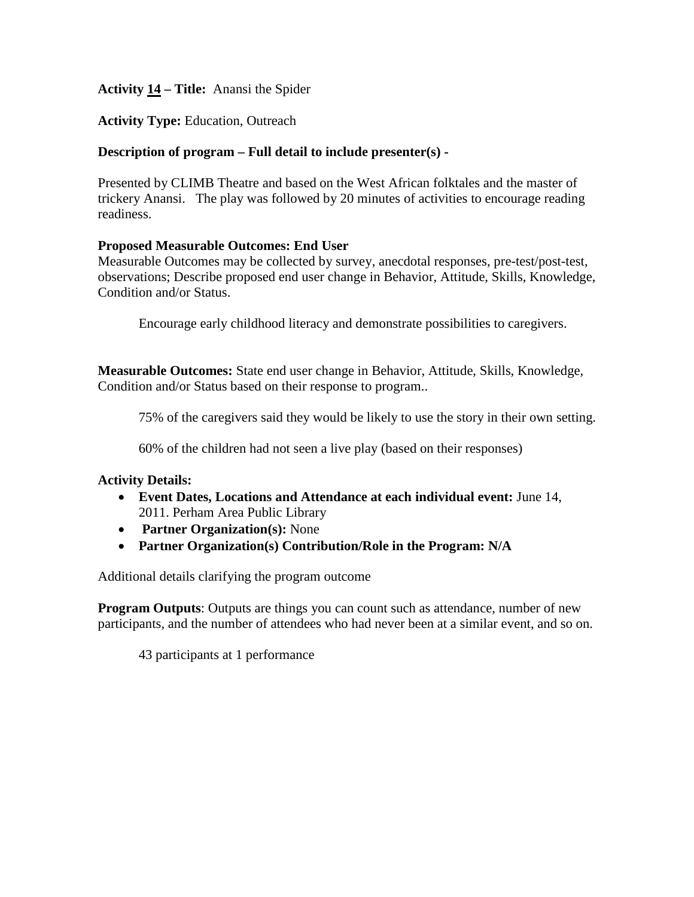**Activity <u>14</u> – Title:** Anansi the Spider

**Activity Type:** Education, Outreach

**Description of program – Full detail to include presenter(s) -**

Presented by CLIMB Theatre and based on the West African folktales and the master of trickery Anansi. The play was followed by 20 minutes of activities to encourage reading readiness.

**Proposed Measurable Outcomes: End User**
Measurable Outcomes may be collected by survey, anecdotal responses, pre-test/post-test, observations; Describe proposed end user change in Behavior, Attitude, Skills, Knowledge, Condition and/or Status.

Encourage early childhood literacy and demonstrate possibilities to caregivers.

**Measurable Outcomes:** State end user change in Behavior, Attitude, Skills, Knowledge, Condition and/or Status based on their response to program..

75% of the caregivers said they would be likely to use the story in their own setting.

60% of the children had not seen a live play (based on their responses)

**Activity Details:**

- **Event Dates, Locations and Attendance at each individual event:** June 14, 2011. Perham Area Public Library
- **Partner Organization(s):** None
- **Partner Organization(s) Contribution/Role in the Program: N/A**

Additional details clarifying the program outcome

**Program Outputs**: Outputs are things you can count such as attendance, number of new participants, and the number of attendees who had never been at a similar event, and so on.

43 participants at 1 performance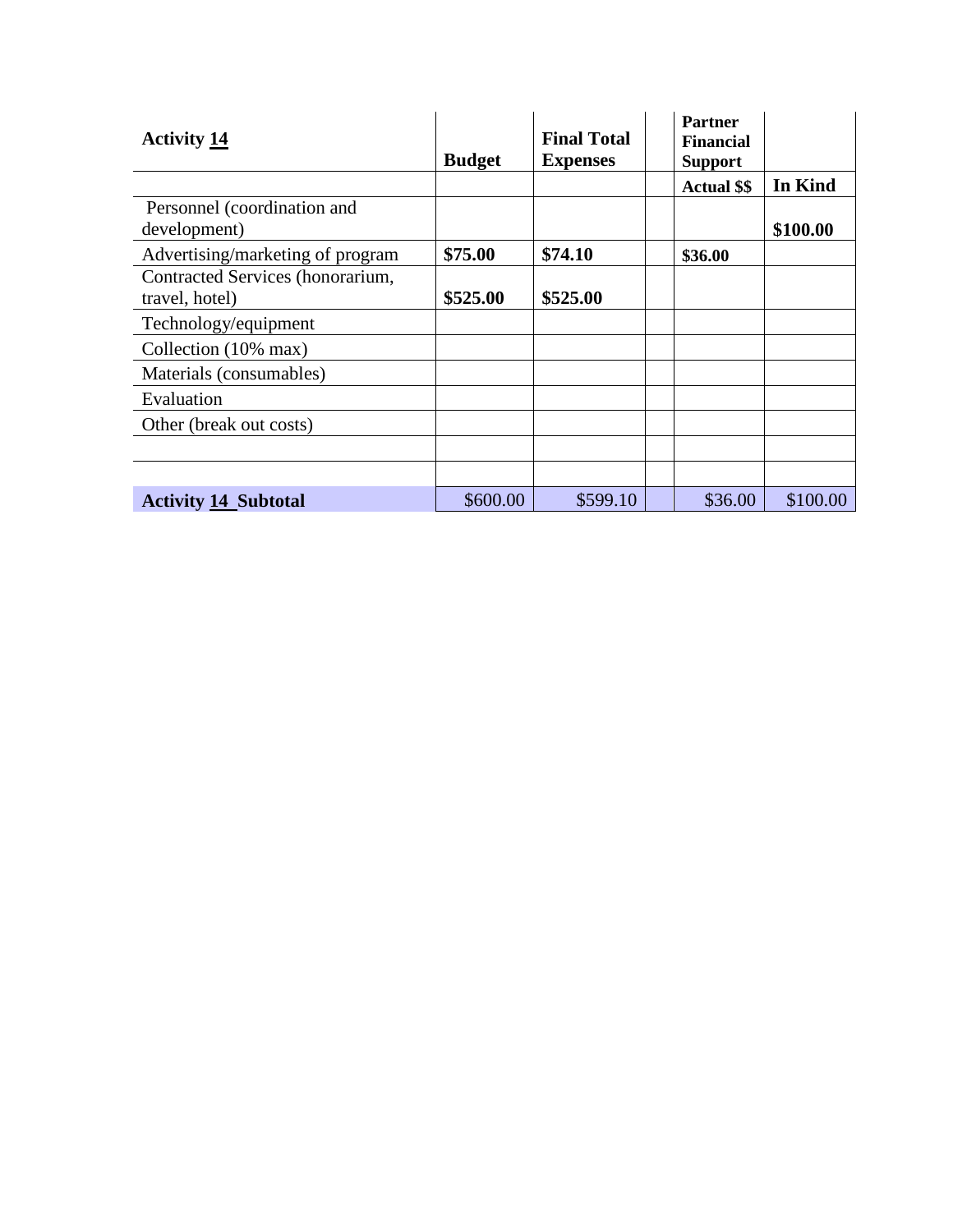| Activity 14 | Budget | Final Total Expenses | | Partner Financial Support | |
|---|---|---|---|---|---|
| | | | | **Actual $$** | **In Kind** |
| Personnel (coordination and development) | | | | | **$100.00** |
| Advertising/marketing of program | **$75.00** | **$74.10** | | **$36.00** | |
| Contracted Services (honorarium, travel, hotel) | **$525.00** | **$525.00** | | | |
| Technology/equipment | | | | | |
| Collection (10% max) | | | | | |
| Materials (consumables) | | | | | |
| Evaluation | | | | | |
| Other (break out costs) | | | | | |
| | | | | | |
| | | | | | |
| **Activity 14 Subtotal** | $600.00 | $599.10 | | $36.00 | $100.00 |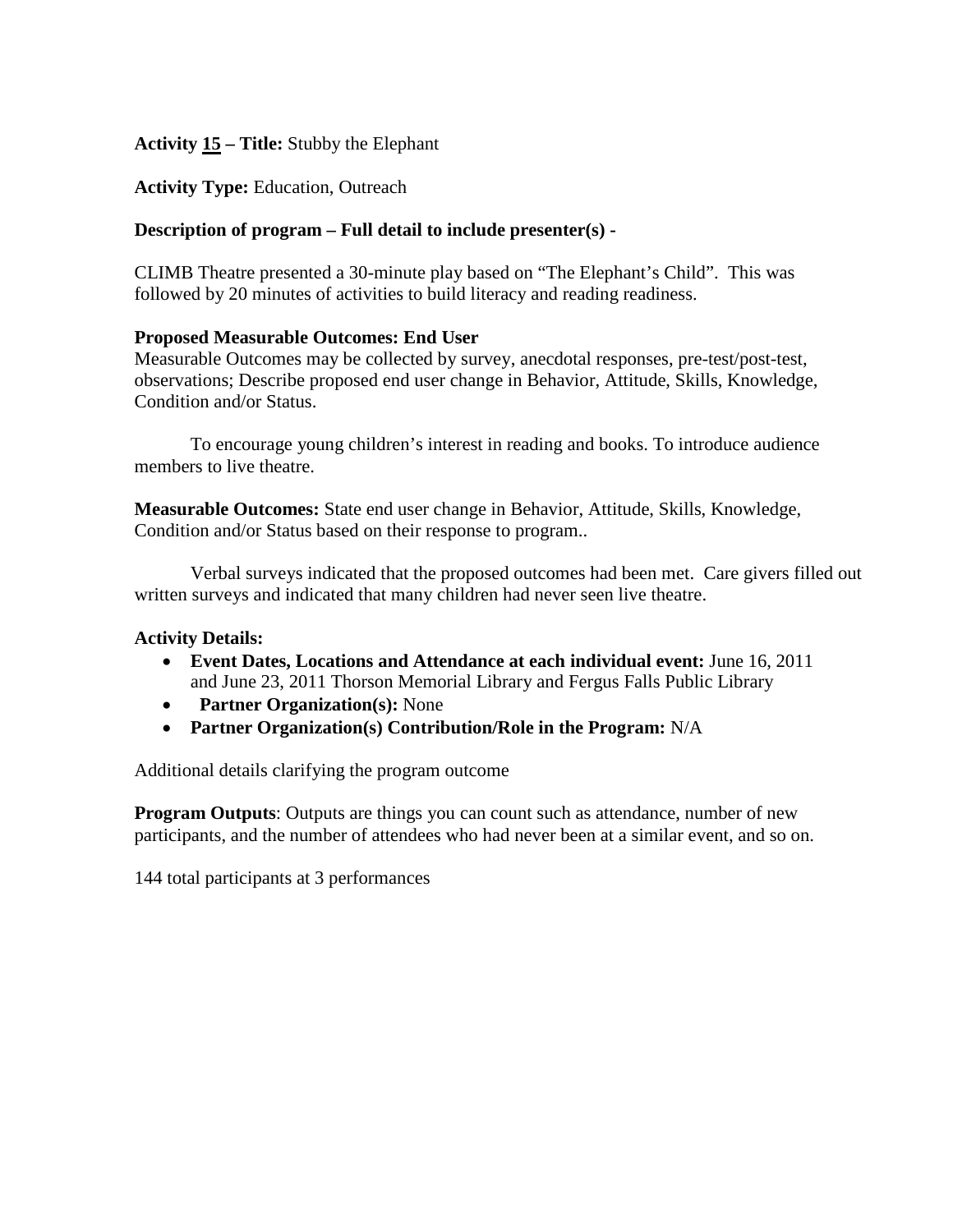**Activity 15 – Title:** Stubby the Elephant

**Activity Type:** Education, Outreach

**Description of program – Full detail to include presenter(s) -**

CLIMB Theatre presented a 30-minute play based on "The Elephant's Child". This was followed by 20 minutes of activities to build literacy and reading readiness.

**Proposed Measurable Outcomes: End User**
Measurable Outcomes may be collected by survey, anecdotal responses, pre-test/post-test, observations; Describe proposed end user change in Behavior, Attitude, Skills, Knowledge, Condition and/or Status.

To encourage young children's interest in reading and books. To introduce audience members to live theatre.

**Measurable Outcomes:** State end user change in Behavior, Attitude, Skills, Knowledge, Condition and/or Status based on their response to program..

Verbal surveys indicated that the proposed outcomes had been met. Care givers filled out written surveys and indicated that many children had never seen live theatre.

**Activity Details:**

- **Event Dates, Locations and Attendance at each individual event:** June 16, 2011 and June 23, 2011 Thorson Memorial Library and Fergus Falls Public Library
- **Partner Organization(s):** None
- **Partner Organization(s) Contribution/Role in the Program:** N/A

Additional details clarifying the program outcome

**Program Outputs**: Outputs are things you can count such as attendance, number of new participants, and the number of attendees who had never been at a similar event, and so on.

144 total participants at 3 performances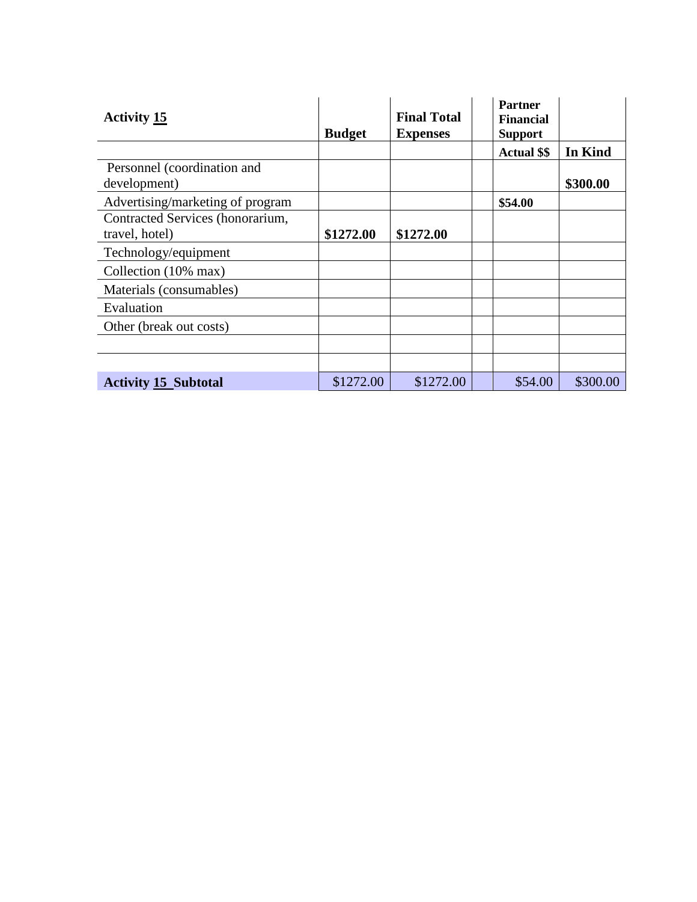| **Activity 15** | **Budget** | **Final Total Expenses** | | **Partner Financial Support** | |
|---|---|---|---|---|---|
| | | | | **Actual $$** | **In Kind** |
| Personnel (coordination and development) | | | | | **$300.00** |
| Advertising/marketing of program | | | | **$54.00** | |
| Contracted Services (honorarium, travel, hotel) | **$1272.00** | **$1272.00** | | | |
| Technology/equipment | | | | | |
| Collection (10% max) | | | | | |
| Materials (consumables) | | | | | |
| Evaluation | | | | | |
| Other (break out costs) | | | | | |
| | | | | | |
| | | | | | |
| **Activity 15 Subtotal** | $1272.00 | $1272.00 | | $54.00 | $300.00 |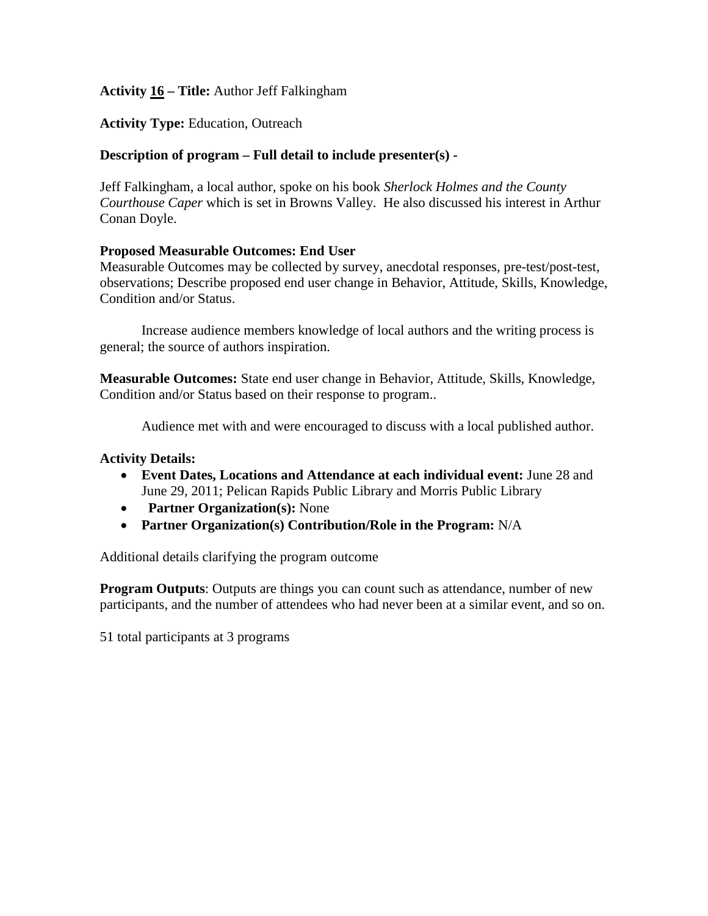**Activity 16 – Title:** Author Jeff Falkingham

**Activity Type:** Education, Outreach

**Description of program – Full detail to include presenter(s) -**

Jeff Falkingham, a local author, spoke on his book *Sherlock Holmes and the County Courthouse Caper* which is set in Browns Valley. He also discussed his interest in Arthur Conan Doyle.

**Proposed Measurable Outcomes: End User**
Measurable Outcomes may be collected by survey, anecdotal responses, pre-test/post-test, observations; Describe proposed end user change in Behavior, Attitude, Skills, Knowledge, Condition and/or Status.

Increase audience members knowledge of local authors and the writing process is general; the source of authors inspiration.

**Measurable Outcomes:** State end user change in Behavior, Attitude, Skills, Knowledge, Condition and/or Status based on their response to program..

Audience met with and were encouraged to discuss with a local published author.

**Activity Details:**

- **Event Dates, Locations and Attendance at each individual event:** June 28 and June 29, 2011; Pelican Rapids Public Library and Morris Public Library
- **Partner Organization(s):** None
- **Partner Organization(s) Contribution/Role in the Program:** N/A

Additional details clarifying the program outcome

**Program Outputs**: Outputs are things you can count such as attendance, number of new participants, and the number of attendees who had never been at a similar event, and so on.

51 total participants at 3 programs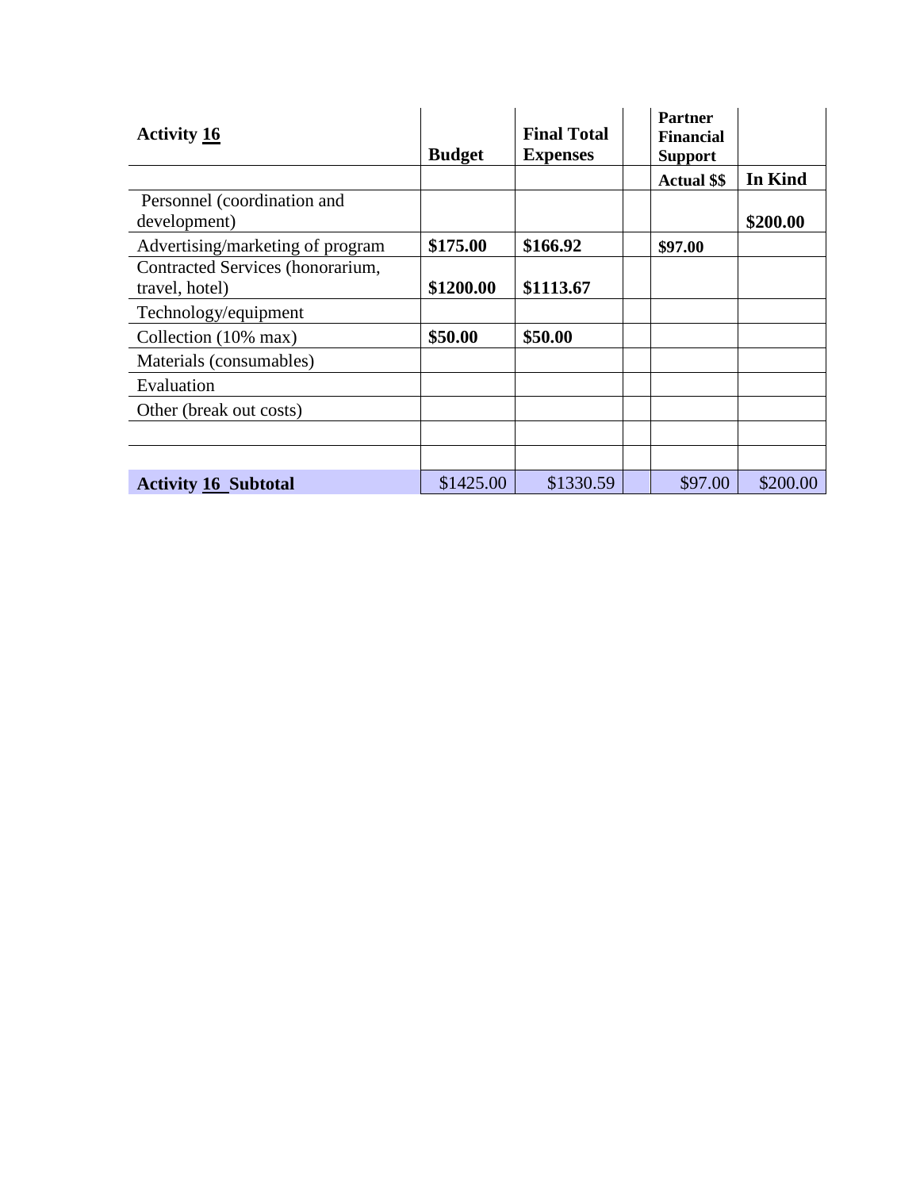| Activity 16 | Budget | Final Total Expenses | | Partner Financial Support | |
|---|---|---|---|---|---|
| | | | | **Actual $$** | **In Kind** |
| Personnel (coordination and development) | | | | | **$200.00** |
| Advertising/marketing of program | **$175.00** | **$166.92** | | **$97.00** | |
| Contracted Services (honorarium, travel, hotel) | **$1200.00** | **$1113.67** | | | |
| Technology/equipment | | | | | |
| Collection (10% max) | **$50.00** | **$50.00** | | | |
| Materials (consumables) | | | | | |
| Evaluation | | | | | |
| Other (break out costs) | | | | | |
| | | | | | |
| | | | | | |
| **Activity 16 Subtotal** | $1425.00 | $1330.59 | | $97.00 | $200.00 |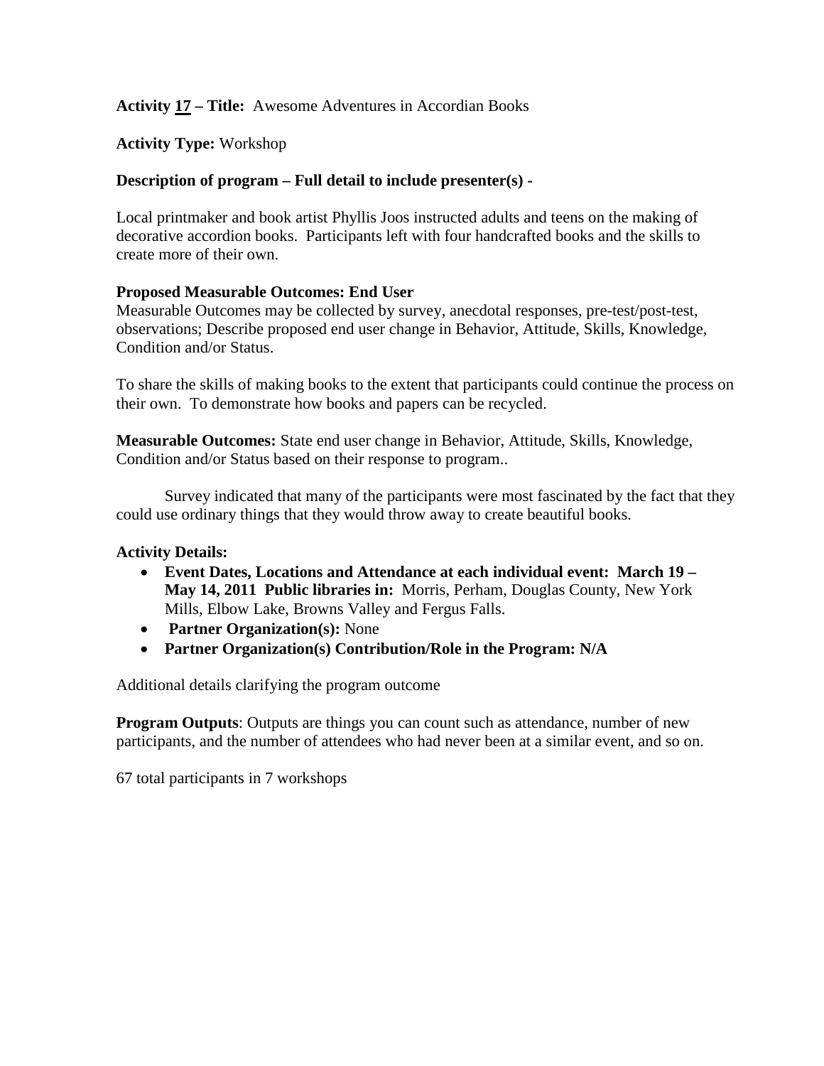**Activity <u>17</u> – Title:** Awesome Adventures in Accordian Books

**Activity Type:** Workshop

**Description of program – Full detail to include presenter(s) -**

Local printmaker and book artist Phyllis Joos instructed adults and teens on the making of decorative accordion books. Participants left with four handcrafted books and the skills to create more of their own.

**Proposed Measurable Outcomes: End User**
Measurable Outcomes may be collected by survey, anecdotal responses, pre-test/post-test, observations; Describe proposed end user change in Behavior, Attitude, Skills, Knowledge, Condition and/or Status.

To share the skills of making books to the extent that participants could continue the process on their own. To demonstrate how books and papers can be recycled.

**Measurable Outcomes:** State end user change in Behavior, Attitude, Skills, Knowledge, Condition and/or Status based on their response to program..

Survey indicated that many of the participants were most fascinated by the fact that they could use ordinary things that they would throw away to create beautiful books.

**Activity Details:**

- **Event Dates, Locations and Attendance at each individual event: March 19 – May 14, 2011 Public libraries in:** Morris, Perham, Douglas County, New York Mills, Elbow Lake, Browns Valley and Fergus Falls.
- **Partner Organization(s):** None
- **Partner Organization(s) Contribution/Role in the Program: N/A**

Additional details clarifying the program outcome

**Program Outputs**: Outputs are things you can count such as attendance, number of new participants, and the number of attendees who had never been at a similar event, and so on.

67 total participants in 7 workshops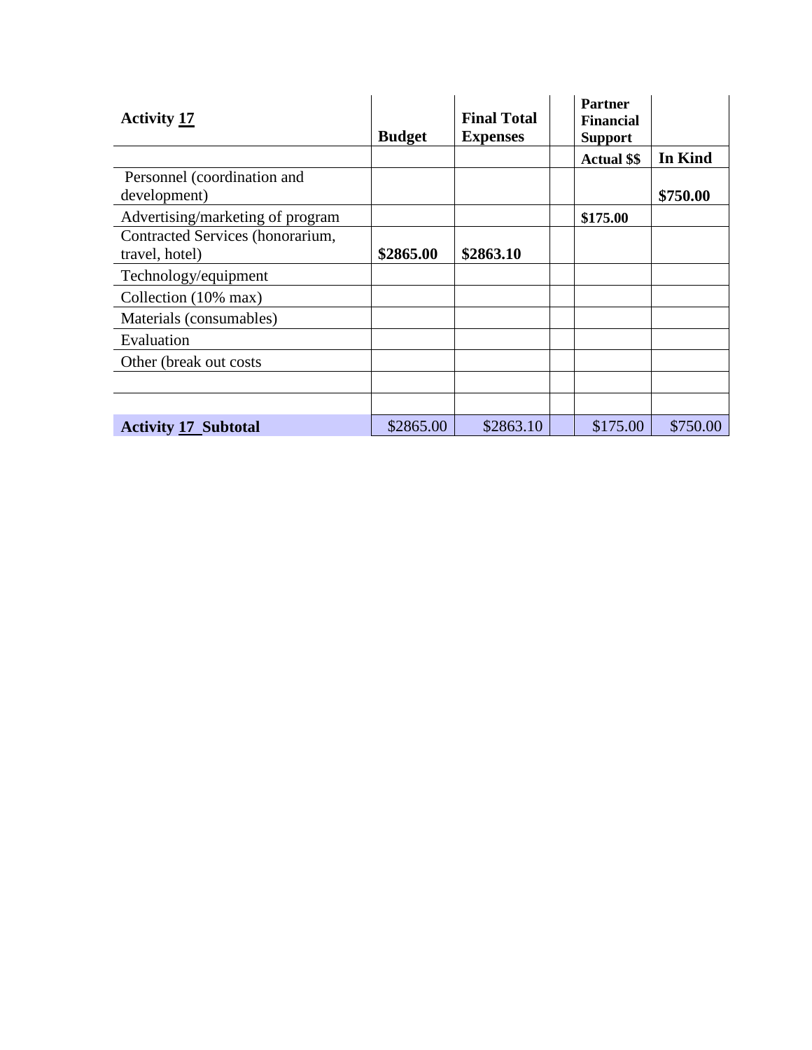| Activity 17 | Budget | Final Total Expenses | | Partner Financial Support | |
|---|---|---|---|---|---|
| | | | | **Actual $$** | **In Kind** |
| Personnel (coordination and development) | | | | | **$750.00** |
| Advertising/marketing of program | | | | **$175.00** | |
| Contracted Services (honorarium, travel, hotel) | **$2865.00** | **$2863.10** | | | |
| Technology/equipment | | | | | |
| Collection (10% max) | | | | | |
| Materials (consumables) | | | | | |
| Evaluation | | | | | |
| Other (break out costs | | | | | |
| | | | | | |
| | | | | | |
| **Activity 17 Subtotal** | $2865.00 | $2863.10 | | $175.00 | $750.00 |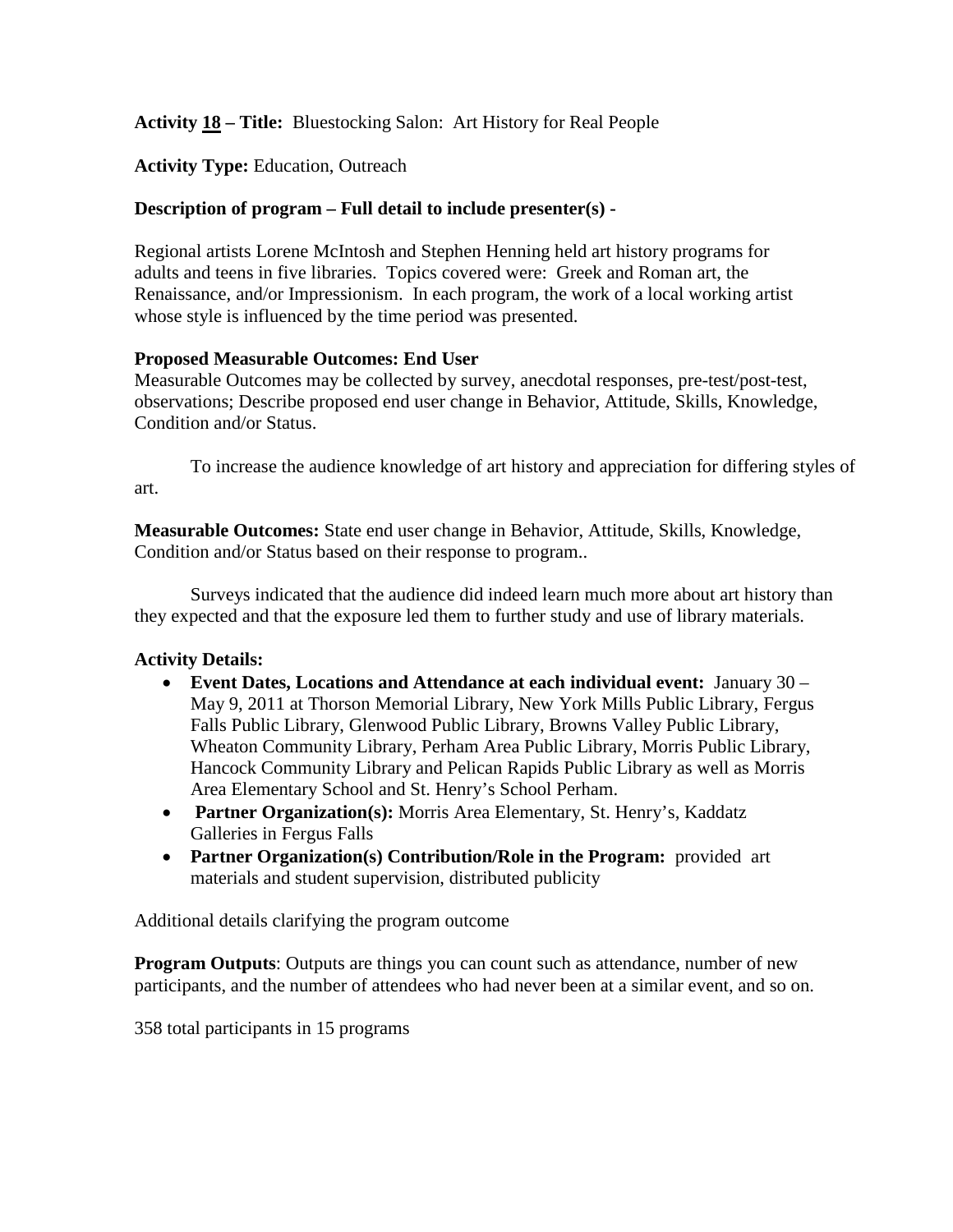**Activity 18 – Title:** Bluestocking Salon: Art History for Real People

**Activity Type:** Education, Outreach

**Description of program – Full detail to include presenter(s) -**

Regional artists Lorene McIntosh and Stephen Henning held art history programs for adults and teens in five libraries. Topics covered were: Greek and Roman art, the Renaissance, and/or Impressionism. In each program, the work of a local working artist whose style is influenced by the time period was presented.

**Proposed Measurable Outcomes: End User**
Measurable Outcomes may be collected by survey, anecdotal responses, pre-test/post-test, observations; Describe proposed end user change in Behavior, Attitude, Skills, Knowledge, Condition and/or Status.

To increase the audience knowledge of art history and appreciation for differing styles of art.

**Measurable Outcomes:** State end user change in Behavior, Attitude, Skills, Knowledge, Condition and/or Status based on their response to program..

Surveys indicated that the audience did indeed learn much more about art history than they expected and that the exposure led them to further study and use of library materials.

**Activity Details:**

- **Event Dates, Locations and Attendance at each individual event:** January 30 – May 9, 2011 at Thorson Memorial Library, New York Mills Public Library, Fergus Falls Public Library, Glenwood Public Library, Browns Valley Public Library, Wheaton Community Library, Perham Area Public Library, Morris Public Library, Hancock Community Library and Pelican Rapids Public Library as well as Morris Area Elementary School and St. Henry's School Perham.
- **Partner Organization(s):** Morris Area Elementary, St. Henry's, Kaddatz Galleries in Fergus Falls
- **Partner Organization(s) Contribution/Role in the Program:** provided art materials and student supervision, distributed publicity

Additional details clarifying the program outcome

**Program Outputs**: Outputs are things you can count such as attendance, number of new participants, and the number of attendees who had never been at a similar event, and so on.

358 total participants in 15 programs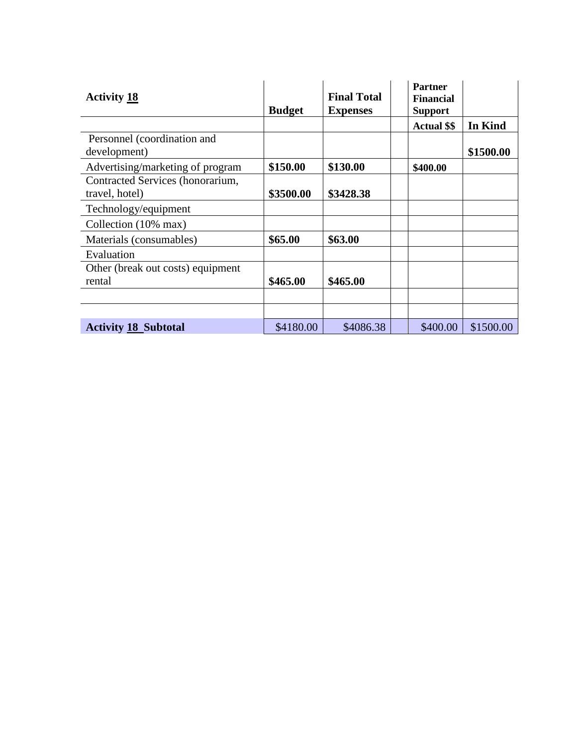| **Activity 18** | **Budget** | **Final Total Expenses** | | **Partner Financial Support** | |
|---|---|---|---|---|---|
| | | | | **Actual $$** | **In Kind** |
| Personnel (coordination and development) | | | | | **$1500.00** |
| Advertising/marketing of program | **$150.00** | **$130.00** | | **$400.00** | |
| Contracted Services (honorarium, travel, hotel) | **$3500.00** | **$3428.38** | | | |
| Technology/equipment | | | | | |
| Collection (10% max) | | | | | |
| Materials (consumables) | **$65.00** | **$63.00** | | | |
| Evaluation | | | | | |
| Other (break out costs) equipment rental | **$465.00** | **$465.00** | | | |
| | | | | | |
| | | | | | |
| **Activity 18 Subtotal** | $4180.00 | $4086.38 | | $400.00 | $1500.00 |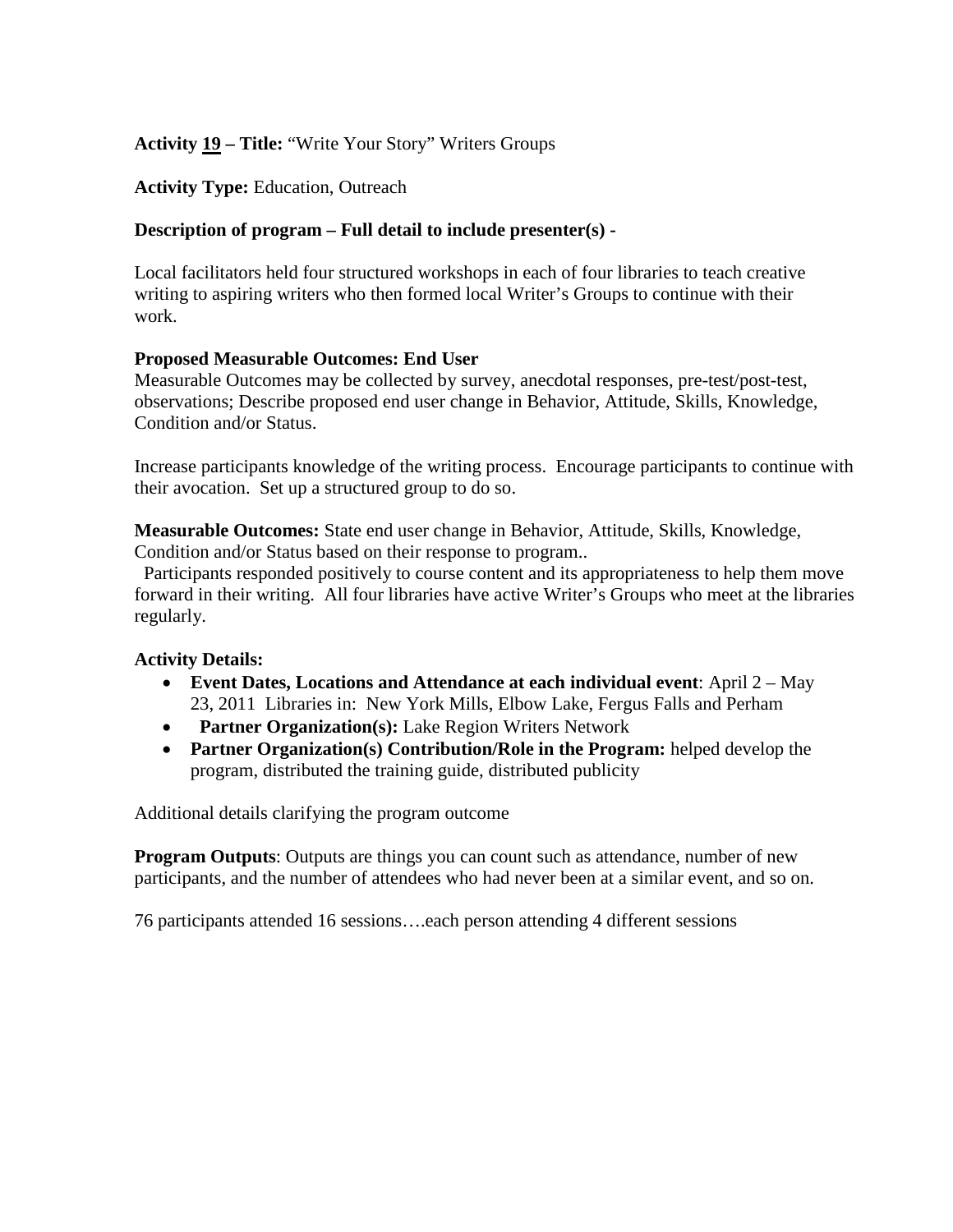**Activity 19 – Title:** "Write Your Story" Writers Groups

**Activity Type:** Education, Outreach

**Description of program – Full detail to include presenter(s) -**

Local facilitators held four structured workshops in each of four libraries to teach creative writing to aspiring writers who then formed local Writer's Groups to continue with their work.

**Proposed Measurable Outcomes: End User**
Measurable Outcomes may be collected by survey, anecdotal responses, pre-test/post-test, observations; Describe proposed end user change in Behavior, Attitude, Skills, Knowledge, Condition and/or Status.

Increase participants knowledge of the writing process. Encourage participants to continue with their avocation. Set up a structured group to do so.

**Measurable Outcomes:** State end user change in Behavior, Attitude, Skills, Knowledge, Condition and/or Status based on their response to program..
Participants responded positively to course content and its appropriateness to help them move forward in their writing. All four libraries have active Writer's Groups who meet at the libraries regularly.

**Activity Details:**

- **Event Dates, Locations and Attendance at each individual event**: April 2 – May 23, 2011 Libraries in: New York Mills, Elbow Lake, Fergus Falls and Perham
- **Partner Organization(s):** Lake Region Writers Network
- **Partner Organization(s) Contribution/Role in the Program:** helped develop the program, distributed the training guide, distributed publicity

Additional details clarifying the program outcome

**Program Outputs**: Outputs are things you can count such as attendance, number of new participants, and the number of attendees who had never been at a similar event, and so on.

76 participants attended 16 sessions….each person attending 4 different sessions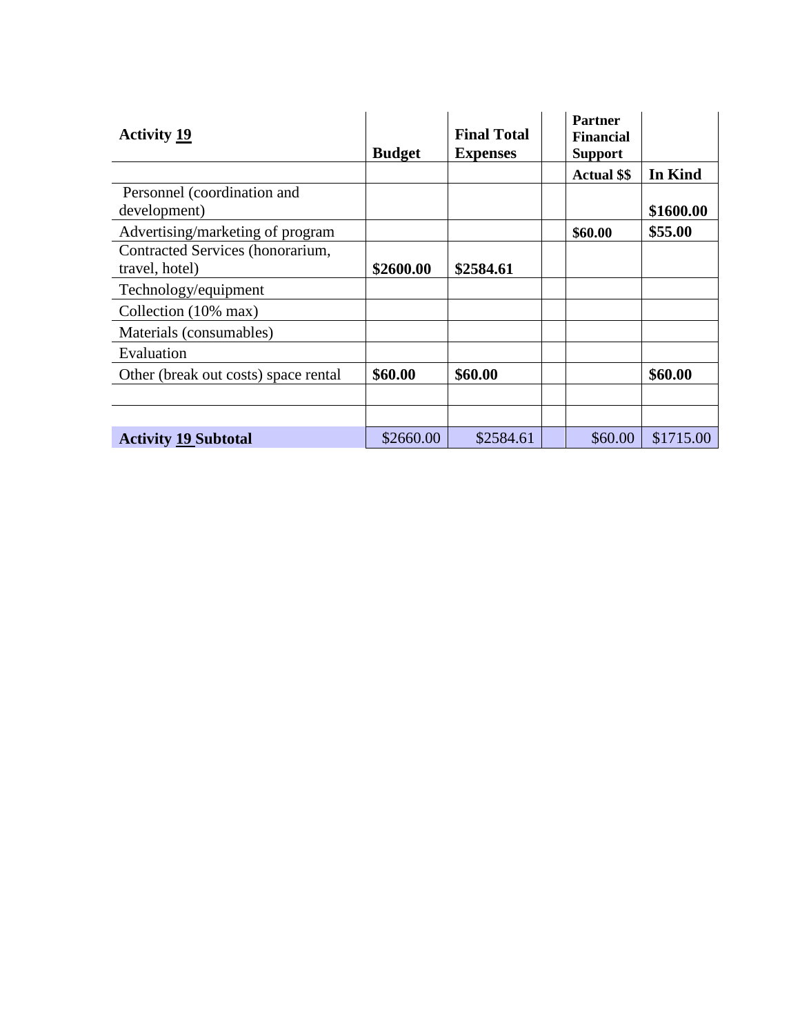| Activity 19 | Budget | Final Total Expenses | | Partner Financial Support | |
|---|---|---|---|---|---|
| | | | | Actual $$ | In Kind |
| Personnel (coordination and development) | | | | | **$1600.00** |
| Advertising/marketing of program | | | | **$60.00** | **$55.00** |
| Contracted Services (honorarium, travel, hotel) | **$2600.00** | **$2584.61** | | | |
| Technology/equipment | | | | | |
| Collection (10% max) | | | | | |
| Materials (consumables) | | | | | |
| Evaluation | | | | | |
| Other (break out costs) space rental | **$60.00** | **$60.00** | | | **$60.00** |
| | | | | | |
| | | | | | |
| **Activity 19 Subtotal** | $2660.00 | $2584.61 | | $60.00 | $1715.00 |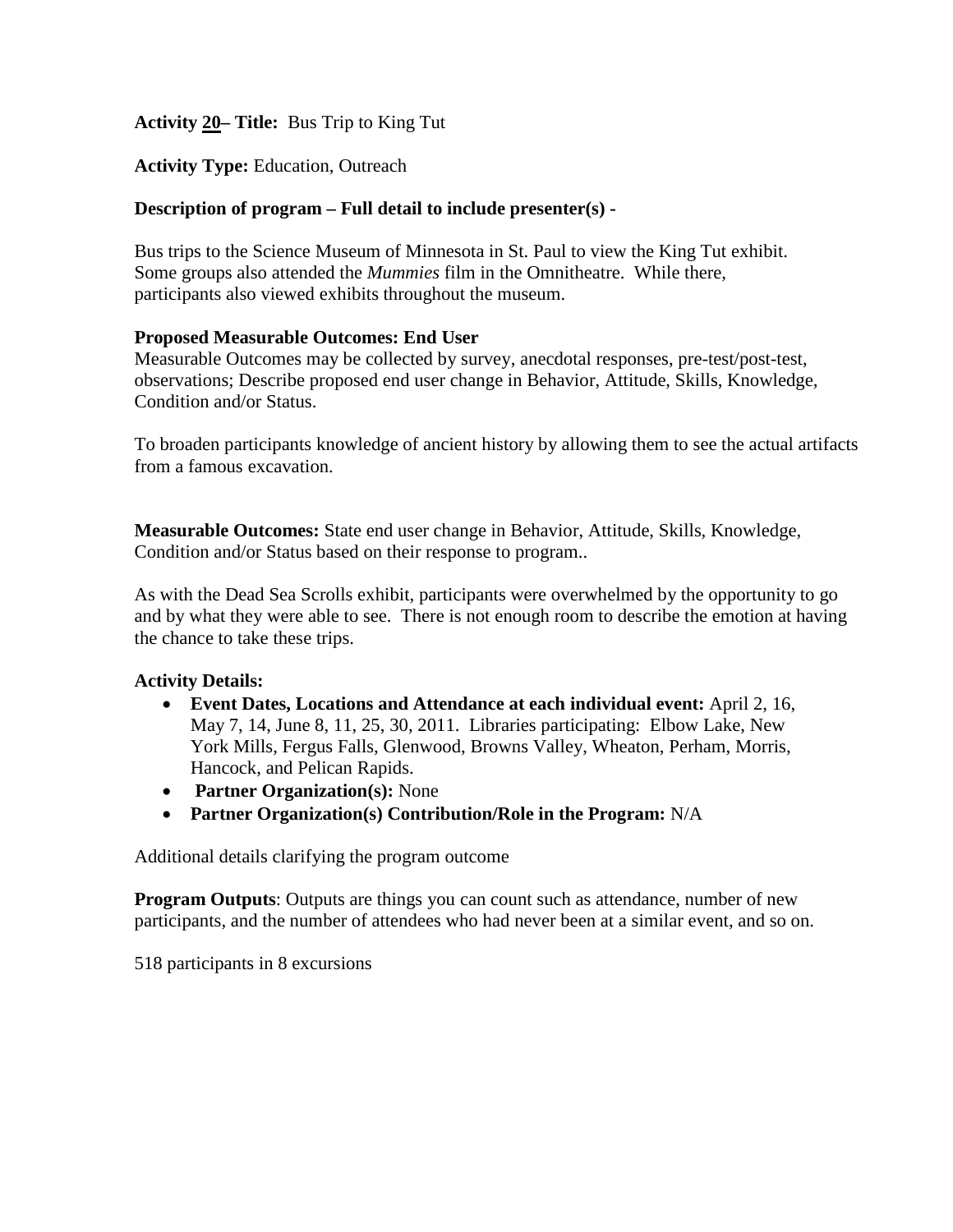**Activity 20– Title:** Bus Trip to King Tut

**Activity Type:** Education, Outreach

**Description of program – Full detail to include presenter(s) -**

Bus trips to the Science Museum of Minnesota in St. Paul to view the King Tut exhibit. Some groups also attended the *Mummies* film in the Omnitheatre. While there, participants also viewed exhibits throughout the museum.

**Proposed Measurable Outcomes: End User**
Measurable Outcomes may be collected by survey, anecdotal responses, pre-test/post-test, observations; Describe proposed end user change in Behavior, Attitude, Skills, Knowledge, Condition and/or Status.

To broaden participants knowledge of ancient history by allowing them to see the actual artifacts from a famous excavation.

**Measurable Outcomes:** State end user change in Behavior, Attitude, Skills, Knowledge, Condition and/or Status based on their response to program..

As with the Dead Sea Scrolls exhibit, participants were overwhelmed by the opportunity to go and by what they were able to see. There is not enough room to describe the emotion at having the chance to take these trips.

**Activity Details:**

- **Event Dates, Locations and Attendance at each individual event:** April 2, 16, May 7, 14, June 8, 11, 25, 30, 2011. Libraries participating: Elbow Lake, New York Mills, Fergus Falls, Glenwood, Browns Valley, Wheaton, Perham, Morris, Hancock, and Pelican Rapids.
- **Partner Organization(s):** None
- **Partner Organization(s) Contribution/Role in the Program:** N/A

Additional details clarifying the program outcome

**Program Outputs**: Outputs are things you can count such as attendance, number of new participants, and the number of attendees who had never been at a similar event, and so on.

518 participants in 8 excursions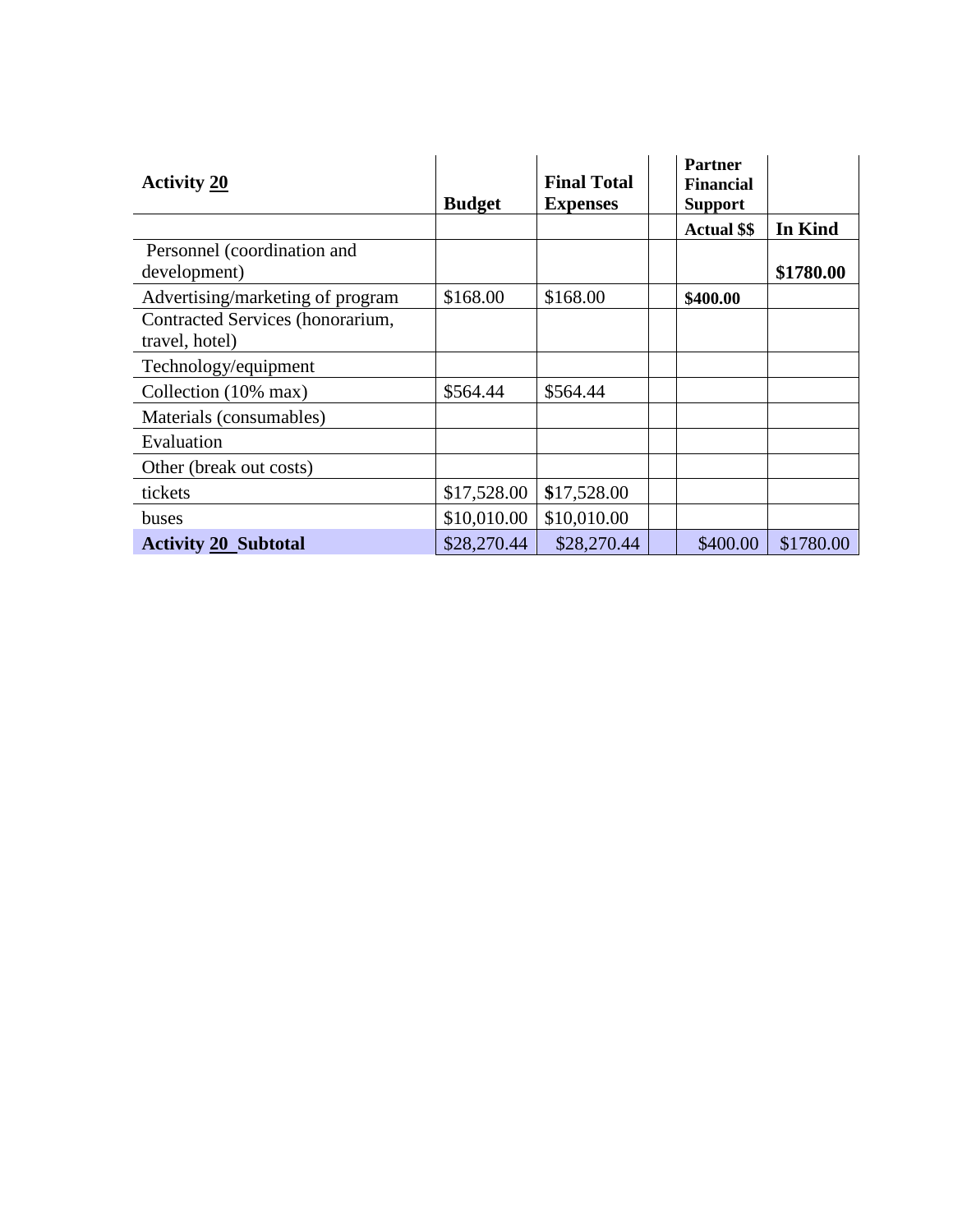| **Activity 20** | **Budget** | **Final Total Expenses** | | **Partner Financial Support** | |
|---|---|---|---|---|---|
| | | | | **Actual $$** | **In Kind** |
| Personnel (coordination and development) | | | | | **$1780.00** |
| Advertising/marketing of program | $168.00 | $168.00 | | **$400.00** | |
| Contracted Services (honorarium, travel, hotel) | | | | | |
| Technology/equipment | | | | | |
| Collection (10% max) | $564.44 | $564.44 | | | |
| Materials (consumables) | | | | | |
| Evaluation | | | | | |
| Other (break out costs) | | | | | |
| tickets | $17,528.00 | $17,528.00 | | | |
| buses | $10,010.00 | $10,010.00 | | | |
| **Activity 20 Subtotal** | $28,270.44 | $28,270.44 | | $400.00 | $1780.00 |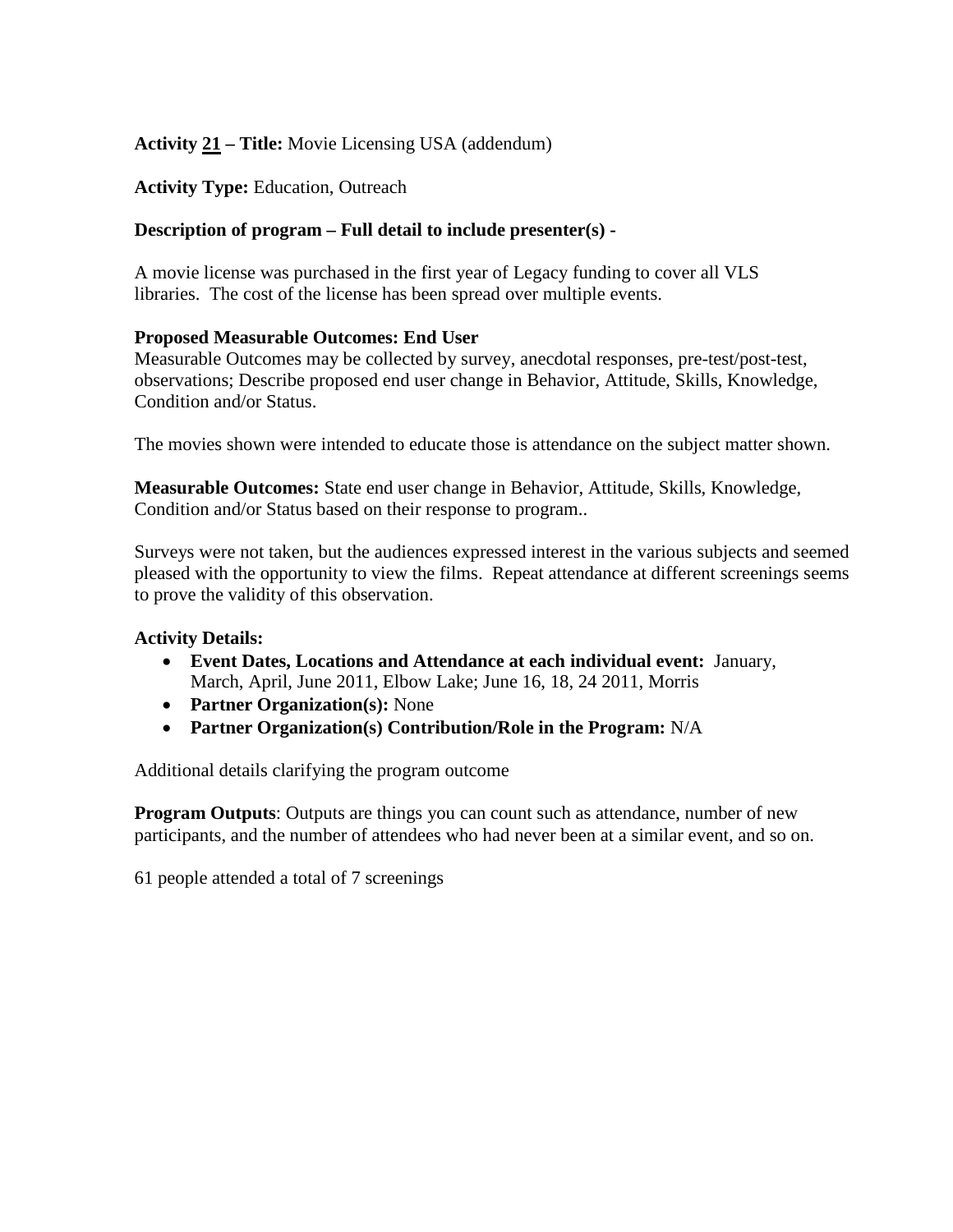**Activity <u>21</u> – Title:** Movie Licensing USA (addendum)

**Activity Type:** Education, Outreach

**Description of program – Full detail to include presenter(s) -**

A movie license was purchased in the first year of Legacy funding to cover all VLS libraries. The cost of the license has been spread over multiple events.

**Proposed Measurable Outcomes: End User**
Measurable Outcomes may be collected by survey, anecdotal responses, pre-test/post-test, observations; Describe proposed end user change in Behavior, Attitude, Skills, Knowledge, Condition and/or Status.

The movies shown were intended to educate those is attendance on the subject matter shown.

**Measurable Outcomes:** State end user change in Behavior, Attitude, Skills, Knowledge, Condition and/or Status based on their response to program..

Surveys were not taken, but the audiences expressed interest in the various subjects and seemed pleased with the opportunity to view the films. Repeat attendance at different screenings seems to prove the validity of this observation.

**Activity Details:**

- **Event Dates, Locations and Attendance at each individual event:** January, March, April, June 2011, Elbow Lake; June 16, 18, 24 2011, Morris
- **Partner Organization(s):** None
- **Partner Organization(s) Contribution/Role in the Program:** N/A

Additional details clarifying the program outcome

**Program Outputs**: Outputs are things you can count such as attendance, number of new participants, and the number of attendees who had never been at a similar event, and so on.

61 people attended a total of 7 screenings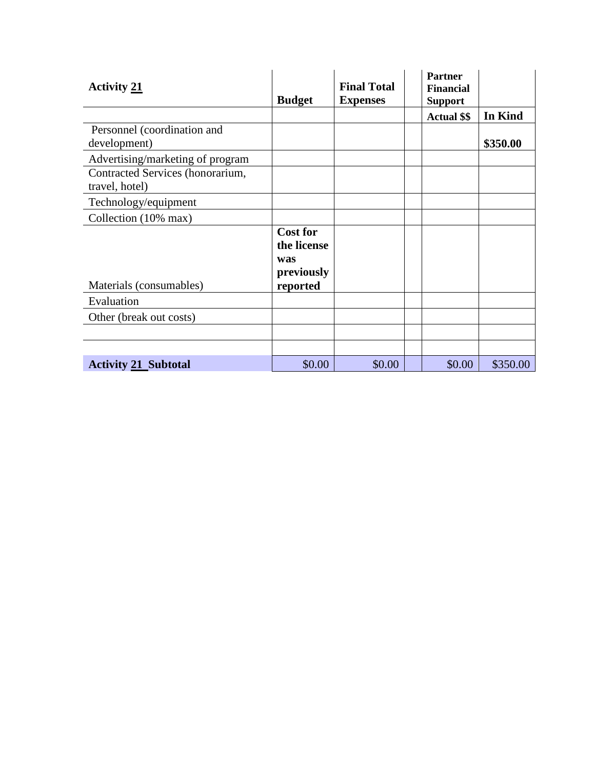| Activity 21 | Budget | Final Total Expenses | | Partner Financial Support | |
|---|---|---|---|---|---|
| | | | | Actual $$ | In Kind |
| Personnel (coordination and development) | | | | | **$350.00** |
| Advertising/marketing of program | | | | | |
| Contracted Services (honorarium, travel, hotel) | | | | | |
| Technology/equipment | | | | | |
| Collection (10% max) | | | | | |
| Materials (consumables) | **Cost for the license was previously reported** | | | | |
| Evaluation | | | | | |
| Other (break out costs) | | | | | |
| | | | | | |
| | | | | | |
| **Activity 21 Subtotal** | $0.00 | $0.00 | | $0.00 | $350.00 |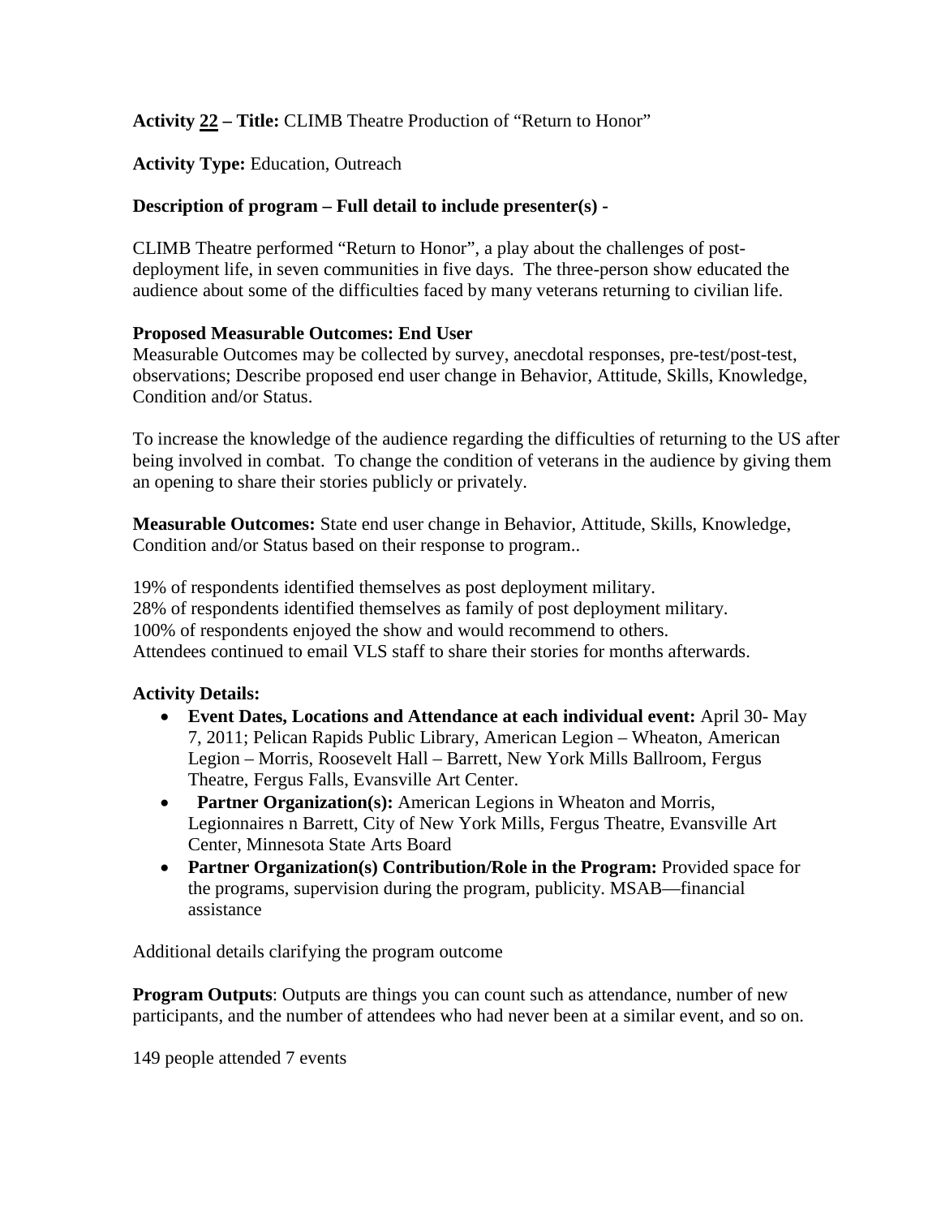**Activity <u>22</u> – Title:** CLIMB Theatre Production of "Return to Honor"

**Activity Type:** Education, Outreach

**Description of program – Full detail to include presenter(s) -**

CLIMB Theatre performed "Return to Honor", a play about the challenges of post-deployment life, in seven communities in five days. The three-person show educated the audience about some of the difficulties faced by many veterans returning to civilian life.

**Proposed Measurable Outcomes: End User**
Measurable Outcomes may be collected by survey, anecdotal responses, pre-test/post-test, observations; Describe proposed end user change in Behavior, Attitude, Skills, Knowledge, Condition and/or Status.

To increase the knowledge of the audience regarding the difficulties of returning to the US after being involved in combat. To change the condition of veterans in the audience by giving them an opening to share their stories publicly or privately.

**Measurable Outcomes:** State end user change in Behavior, Attitude, Skills, Knowledge, Condition and/or Status based on their response to program..

19% of respondents identified themselves as post deployment military.
28% of respondents identified themselves as family of post deployment military.
100% of respondents enjoyed the show and would recommend to others.
Attendees continued to email VLS staff to share their stories for months afterwards.

**Activity Details:**

- **Event Dates, Locations and Attendance at each individual event:** April 30- May 7, 2011; Pelican Rapids Public Library, American Legion – Wheaton, American Legion – Morris, Roosevelt Hall – Barrett, New York Mills Ballroom, Fergus Theatre, Fergus Falls, Evansville Art Center.
- **Partner Organization(s):** American Legions in Wheaton and Morris, Legionnaires n Barrett, City of New York Mills, Fergus Theatre, Evansville Art Center, Minnesota State Arts Board
- **Partner Organization(s) Contribution/Role in the Program:** Provided space for the programs, supervision during the program, publicity. MSAB—financial assistance

Additional details clarifying the program outcome

**Program Outputs**: Outputs are things you can count such as attendance, number of new participants, and the number of attendees who had never been at a similar event, and so on.

149 people attended 7 events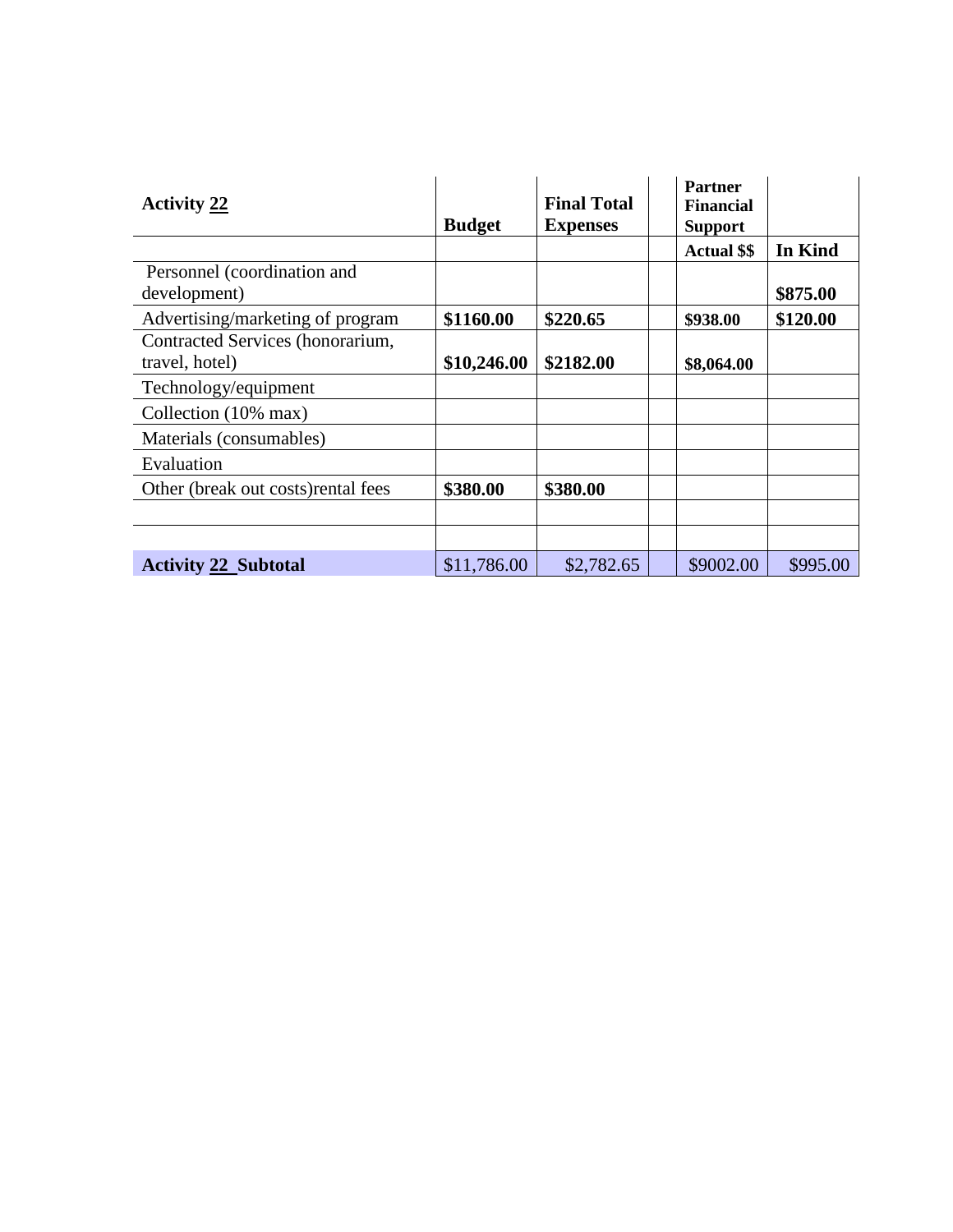| Activity 22 | Budget | Final Total Expenses | | Partner Financial Support | |
|---|---|---|---|---|---|
| | | | | Actual $$ | In Kind |
| Personnel (coordination and development) | | | | | $875.00 |
| Advertising/marketing of program | $1160.00 | $220.65 | | $938.00 | $120.00 |
| Contracted Services (honorarium, travel, hotel) | $10,246.00 | $2182.00 | | $8,064.00 | |
| Technology/equipment | | | | | |
| Collection (10% max) | | | | | |
| Materials (consumables) | | | | | |
| Evaluation | | | | | |
| Other (break out costs)rental fees | $380.00 | $380.00 | | | |
| | | | | | |
| | | | | | |
| **Activity 22 Subtotal** | $11,786.00 | $2,782.65 | | $9002.00 | $995.00 |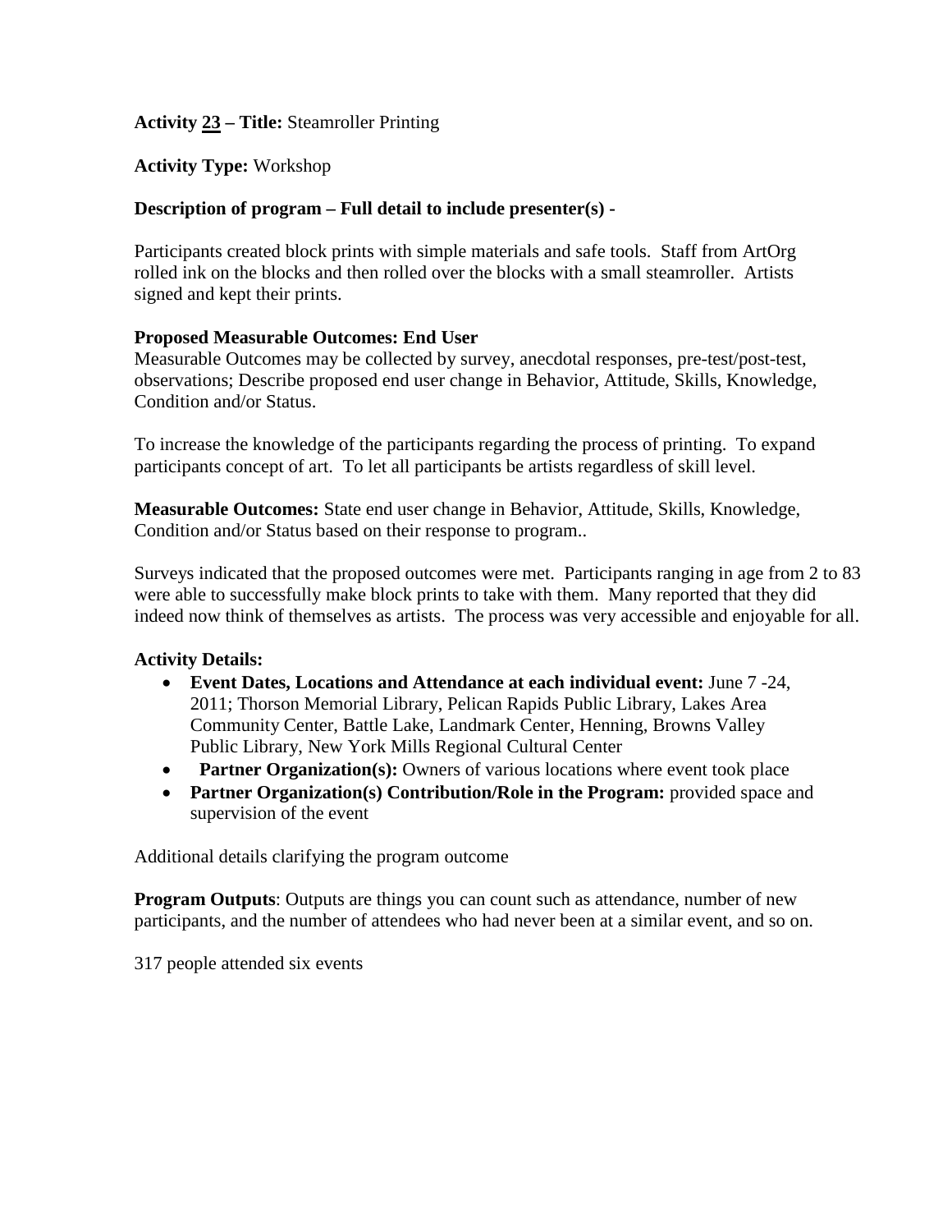**Activity <u>23</u> – Title:** Steamroller Printing

**Activity Type:** Workshop

**Description of program – Full detail to include presenter(s) -**

Participants created block prints with simple materials and safe tools. Staff from ArtOrg rolled ink on the blocks and then rolled over the blocks with a small steamroller. Artists signed and kept their prints.

**Proposed Measurable Outcomes: End User**
Measurable Outcomes may be collected by survey, anecdotal responses, pre-test/post-test, observations; Describe proposed end user change in Behavior, Attitude, Skills, Knowledge, Condition and/or Status.

To increase the knowledge of the participants regarding the process of printing. To expand participants concept of art. To let all participants be artists regardless of skill level.

**Measurable Outcomes:** State end user change in Behavior, Attitude, Skills, Knowledge, Condition and/or Status based on their response to program..

Surveys indicated that the proposed outcomes were met. Participants ranging in age from 2 to 83 were able to successfully make block prints to take with them. Many reported that they did indeed now think of themselves as artists. The process was very accessible and enjoyable for all.

**Activity Details:**

- **Event Dates, Locations and Attendance at each individual event:** June 7 -24, 2011; Thorson Memorial Library, Pelican Rapids Public Library, Lakes Area Community Center, Battle Lake, Landmark Center, Henning, Browns Valley Public Library, New York Mills Regional Cultural Center
- **Partner Organization(s):** Owners of various locations where event took place
- **Partner Organization(s) Contribution/Role in the Program:** provided space and supervision of the event

Additional details clarifying the program outcome

**Program Outputs**: Outputs are things you can count such as attendance, number of new participants, and the number of attendees who had never been at a similar event, and so on.

317 people attended six events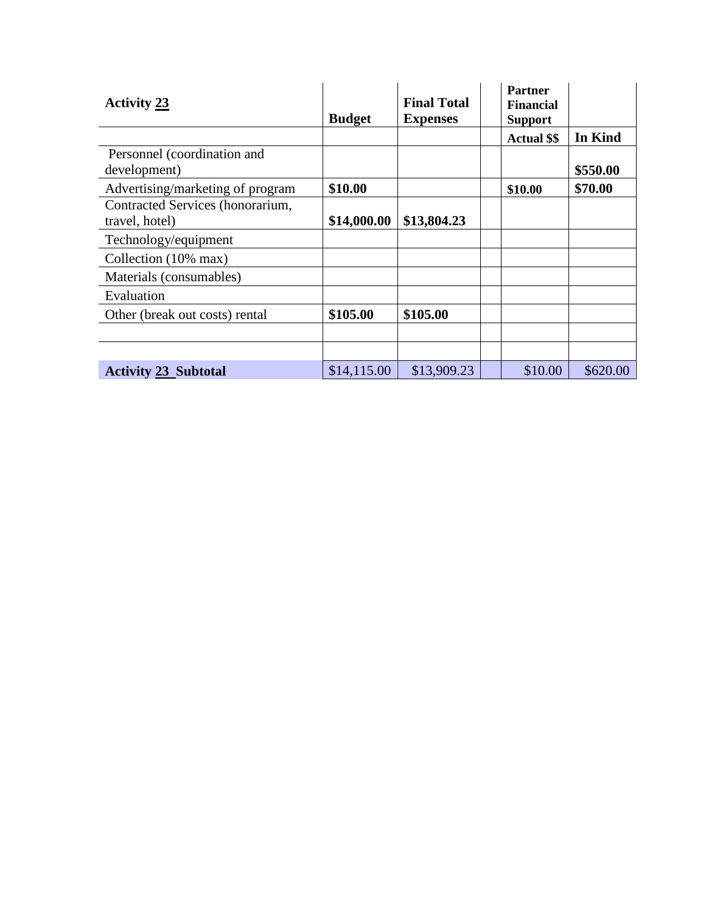| Activity 23 | Budget | Final Total Expenses | | Partner Financial Support | |
|---|---|---|---|---|---|
| | | | | Actual $$ | In Kind |
| Personnel (coordination and development) | | | | | $550.00 |
| Advertising/marketing of program | $10.00 | | | $10.00 | $70.00 |
| Contracted Services (honorarium, travel, hotel) | $14,000.00 | $13,804.23 | | | |
| Technology/equipment | | | | | |
| Collection (10% max) | | | | | |
| Materials (consumables) | | | | | |
| Evaluation | | | | | |
| Other (break out costs) rental | $105.00 | $105.00 | | | |
| | | | | | |
| | | | | | |
| **Activity 23 Subtotal** | $14,115.00 | $13,909.23 | | $10.00 | $620.00 |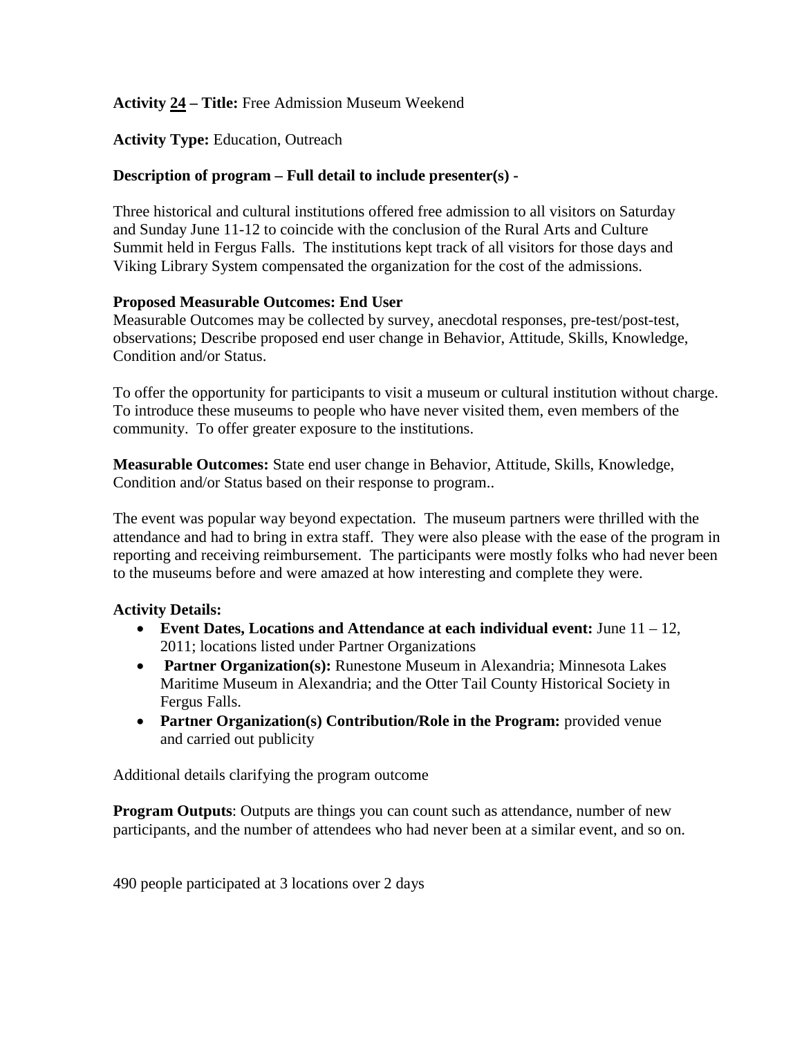**Activity 24 – Title:** Free Admission Museum Weekend

**Activity Type:** Education, Outreach

**Description of program – Full detail to include presenter(s) -**

Three historical and cultural institutions offered free admission to all visitors on Saturday and Sunday June 11-12 to coincide with the conclusion of the Rural Arts and Culture Summit held in Fergus Falls. The institutions kept track of all visitors for those days and Viking Library System compensated the organization for the cost of the admissions.

**Proposed Measurable Outcomes: End User**
Measurable Outcomes may be collected by survey, anecdotal responses, pre-test/post-test, observations; Describe proposed end user change in Behavior, Attitude, Skills, Knowledge, Condition and/or Status.

To offer the opportunity for participants to visit a museum or cultural institution without charge. To introduce these museums to people who have never visited them, even members of the community. To offer greater exposure to the institutions.

**Measurable Outcomes:** State end user change in Behavior, Attitude, Skills, Knowledge, Condition and/or Status based on their response to program..

The event was popular way beyond expectation. The museum partners were thrilled with the attendance and had to bring in extra staff. They were also please with the ease of the program in reporting and receiving reimbursement. The participants were mostly folks who had never been to the museums before and were amazed at how interesting and complete they were.

**Activity Details:**

- **Event Dates, Locations and Attendance at each individual event:** June 11 – 12, 2011; locations listed under Partner Organizations
- **Partner Organization(s):** Runestone Museum in Alexandria; Minnesota Lakes Maritime Museum in Alexandria; and the Otter Tail County Historical Society in Fergus Falls.
- **Partner Organization(s) Contribution/Role in the Program:** provided venue and carried out publicity

Additional details clarifying the program outcome

**Program Outputs**: Outputs are things you can count such as attendance, number of new participants, and the number of attendees who had never been at a similar event, and so on.

490 people participated at 3 locations over 2 days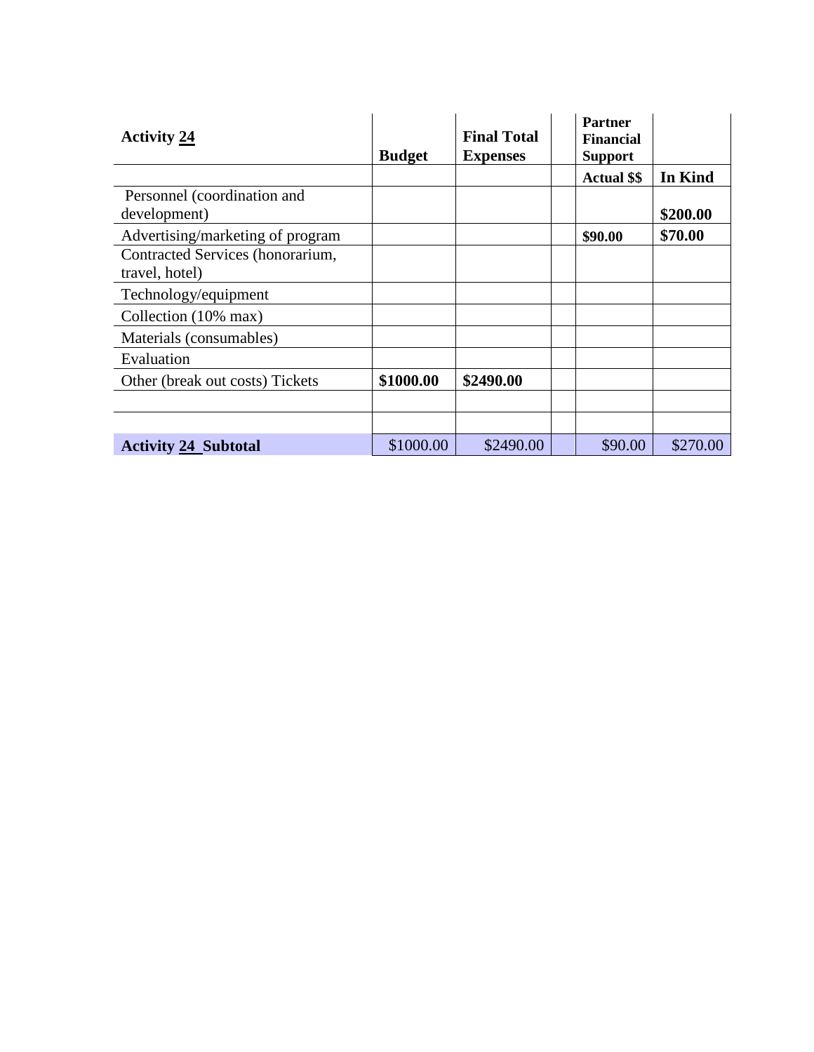| **Activity 24** | **Budget** | **Final Total Expenses** | | **Partner Financial Support** | |
|---|---|---|---|---|---|
| | | | | **Actual $$** | **In Kind** |
| Personnel (coordination and development) | | | | | **$200.00** |
| Advertising/marketing of program | | | | **$90.00** | **$70.00** |
| Contracted Services (honorarium, travel, hotel) | | | | | |
| Technology/equipment | | | | | |
| Collection (10% max) | | | | | |
| Materials (consumables) | | | | | |
| Evaluation | | | | | |
| Other (break out costs) Tickets | **$1000.00** | **$2490.00** | | | |
| | | | | | |
| | | | | | |
| **Activity 24 Subtotal** | $1000.00 | $2490.00 | | $90.00 | $270.00 |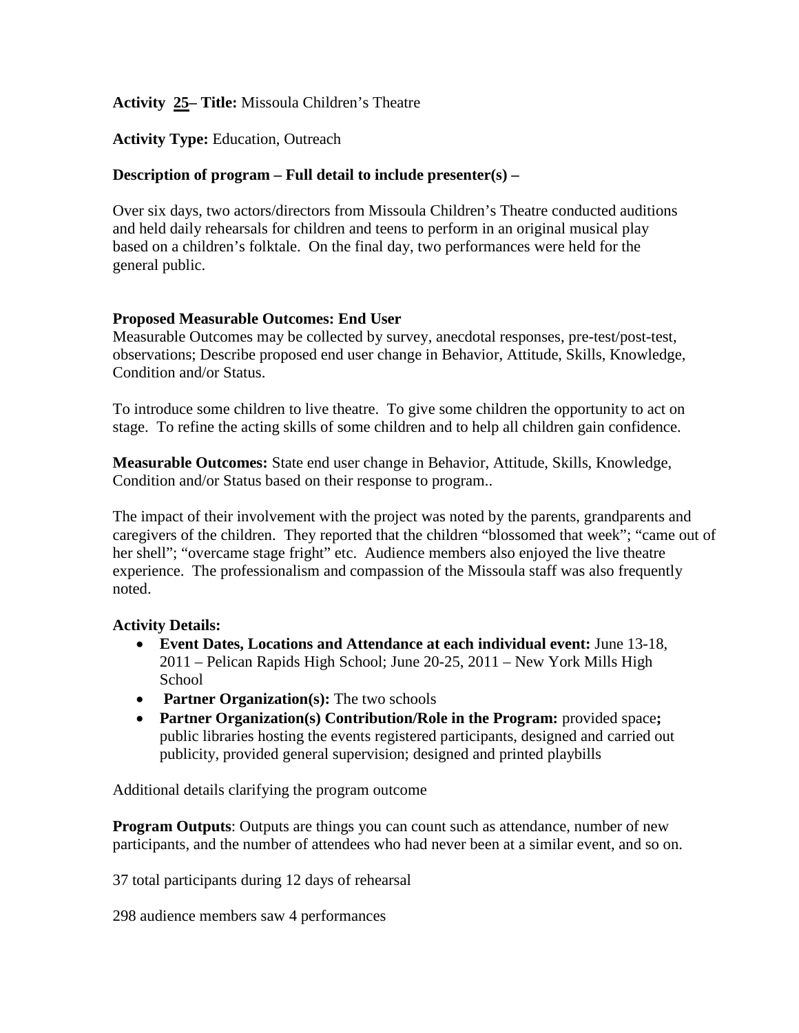**Activity <u>25</u>– Title:** Missoula Children's Theatre

**Activity Type:** Education, Outreach

**Description of program – Full detail to include presenter(s) –**

Over six days, two actors/directors from Missoula Children's Theatre conducted auditions and held daily rehearsals for children and teens to perform in an original musical play based on a children's folktale. On the final day, two performances were held for the general public.

**Proposed Measurable Outcomes: End User**
Measurable Outcomes may be collected by survey, anecdotal responses, pre-test/post-test, observations; Describe proposed end user change in Behavior, Attitude, Skills, Knowledge, Condition and/or Status.

To introduce some children to live theatre. To give some children the opportunity to act on stage. To refine the acting skills of some children and to help all children gain confidence.

**Measurable Outcomes:** State end user change in Behavior, Attitude, Skills, Knowledge, Condition and/or Status based on their response to program..

The impact of their involvement with the project was noted by the parents, grandparents and caregivers of the children. They reported that the children "blossomed that week"; "came out of her shell"; "overcame stage fright" etc. Audience members also enjoyed the live theatre experience. The professionalism and compassion of the Missoula staff was also frequently noted.

**Activity Details:**

- **Event Dates, Locations and Attendance at each individual event:** June 13-18, 2011 – Pelican Rapids High School; June 20-25, 2011 – New York Mills High School
- **Partner Organization(s):** The two schools
- **Partner Organization(s) Contribution/Role in the Program:** provided space**;** public libraries hosting the events registered participants, designed and carried out publicity, provided general supervision; designed and printed playbills

Additional details clarifying the program outcome

**Program Outputs**: Outputs are things you can count such as attendance, number of new participants, and the number of attendees who had never been at a similar event, and so on.

37 total participants during 12 days of rehearsal

298 audience members saw 4 performances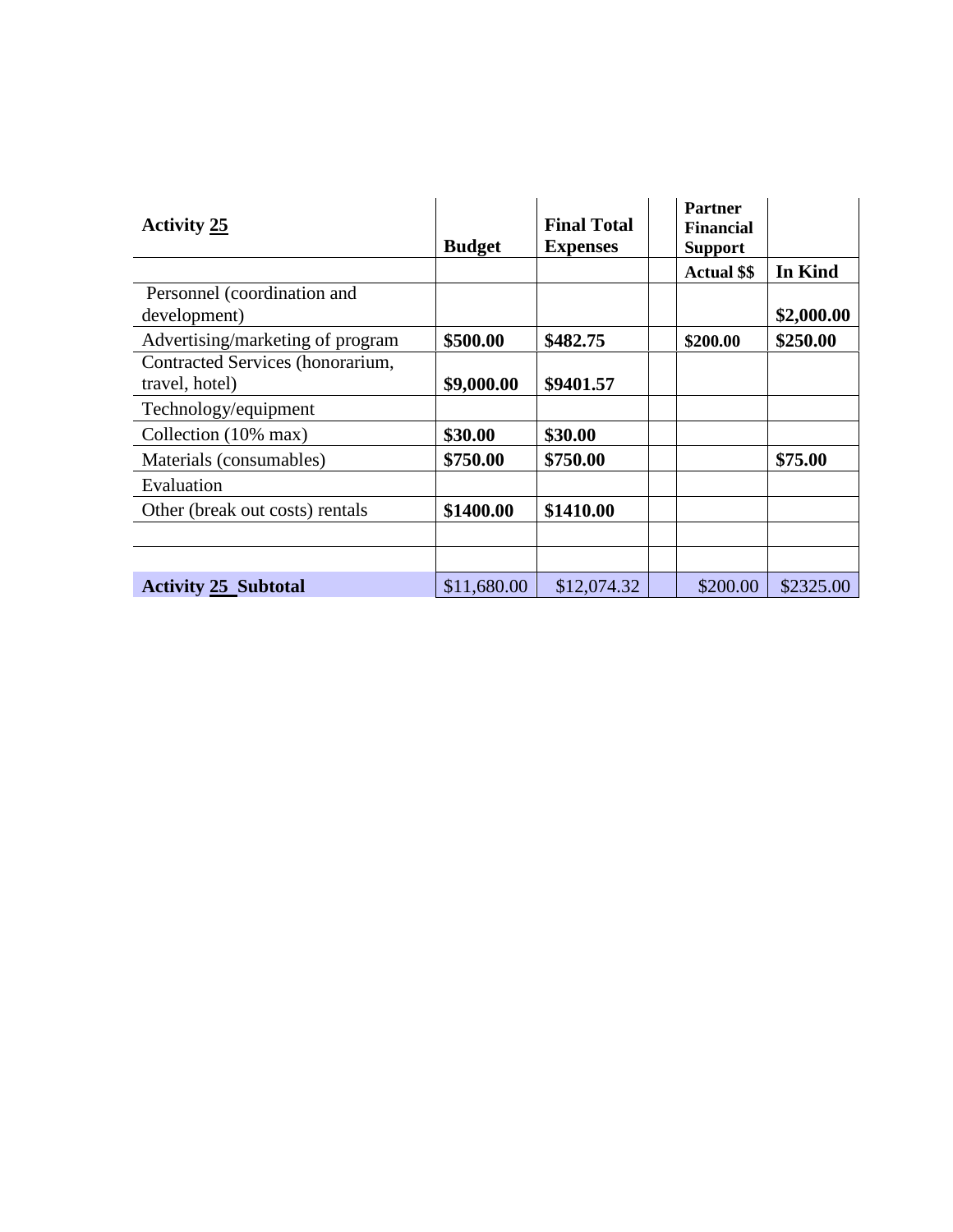| Activity 25 | Budget | Final Total Expenses | | Partner Financial Support | |
|---|---|---|---|---|---|
| | | | | Actual $$ | In Kind |
| Personnel (coordination and development) | | | | | $2,000.00 |
| Advertising/marketing of program | $500.00 | $482.75 | | $200.00 | $250.00 |
| Contracted Services (honorarium, travel, hotel) | $9,000.00 | $9401.57 | | | |
| Technology/equipment | | | | | |
| Collection (10% max) | $30.00 | $30.00 | | | |
| Materials (consumables) | $750.00 | $750.00 | | | $75.00 |
| Evaluation | | | | | |
| Other (break out costs) rentals | $1400.00 | $1410.00 | | | |
| | | | | | |
| | | | | | |
| **Activity 25 Subtotal** | $11,680.00 | $12,074.32 | | $200.00 | $2325.00 |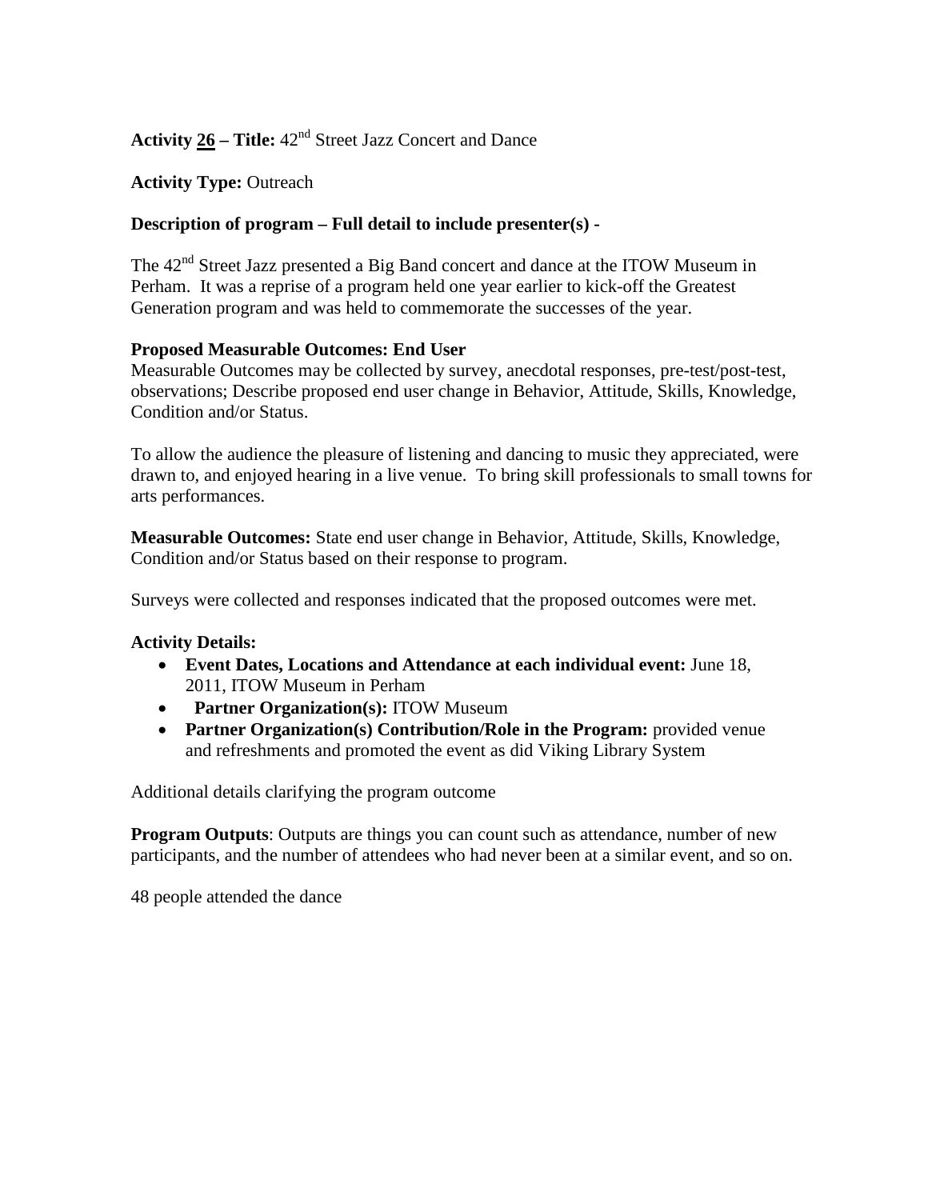**Activity <u>26</u> – Title:** 42nd Street Jazz Concert and Dance

**Activity Type:** Outreach

**Description of program – Full detail to include presenter(s) -**

The 42nd Street Jazz presented a Big Band concert and dance at the ITOW Museum in Perham. It was a reprise of a program held one year earlier to kick-off the Greatest Generation program and was held to commemorate the successes of the year.

**Proposed Measurable Outcomes: End User**
Measurable Outcomes may be collected by survey, anecdotal responses, pre-test/post-test, observations; Describe proposed end user change in Behavior, Attitude, Skills, Knowledge, Condition and/or Status.

To allow the audience the pleasure of listening and dancing to music they appreciated, were drawn to, and enjoyed hearing in a live venue. To bring skill professionals to small towns for arts performances.

**Measurable Outcomes:** State end user change in Behavior, Attitude, Skills, Knowledge, Condition and/or Status based on their response to program.

Surveys were collected and responses indicated that the proposed outcomes were met.

**Activity Details:**

- **Event Dates, Locations and Attendance at each individual event:** June 18, 2011, ITOW Museum in Perham
- **Partner Organization(s):** ITOW Museum
- **Partner Organization(s) Contribution/Role in the Program:** provided venue and refreshments and promoted the event as did Viking Library System

Additional details clarifying the program outcome

**Program Outputs**: Outputs are things you can count such as attendance, number of new participants, and the number of attendees who had never been at a similar event, and so on.

48 people attended the dance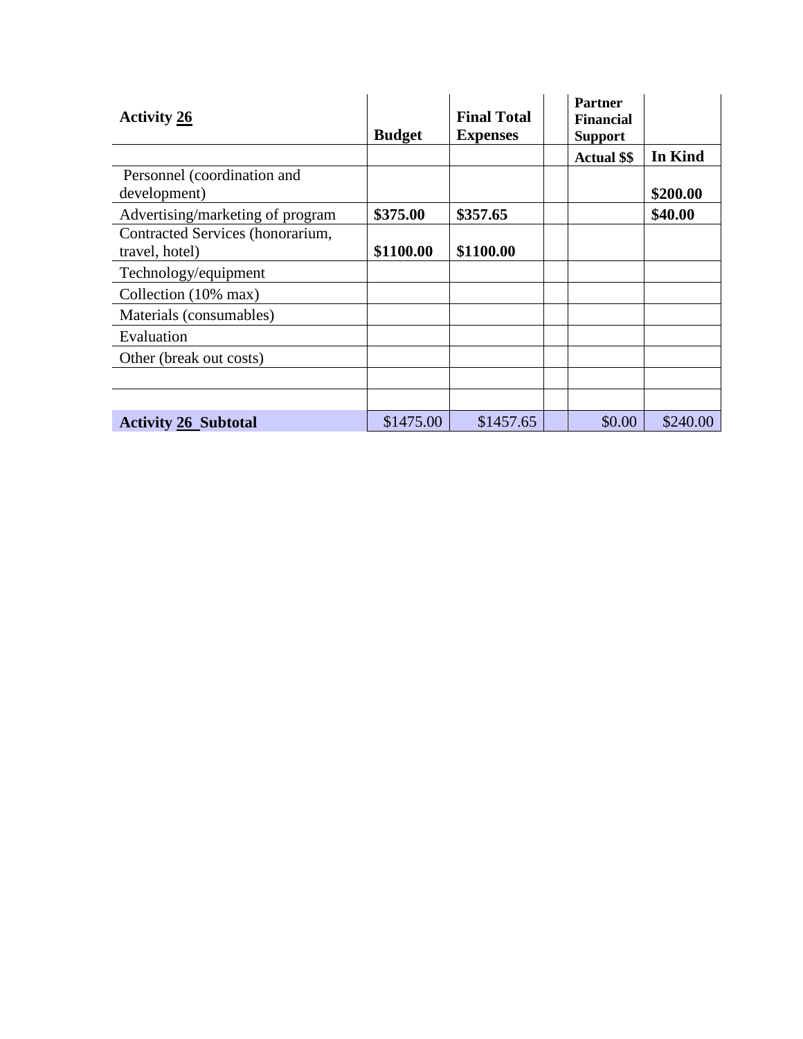| **Activity 26** | **Budget** | **Final Total Expenses** | | **Partner Financial Support** | |
|---|---|---|---|---|---|
| | | | | **Actual $$** | **In Kind** |
| Personnel (coordination and development) | | | | | **$200.00** |
| Advertising/marketing of program | **$375.00** | **$357.65** | | | **$40.00** |
| Contracted Services (honorarium, travel, hotel) | **$1100.00** | **$1100.00** | | | |
| Technology/equipment | | | | | |
| Collection (10% max) | | | | | |
| Materials (consumables) | | | | | |
| Evaluation | | | | | |
| Other (break out costs) | | | | | |
| | | | | | |
| | | | | | |
| **Activity 26 Subtotal** | $1475.00 | $1457.65 | | $0.00 | $240.00 |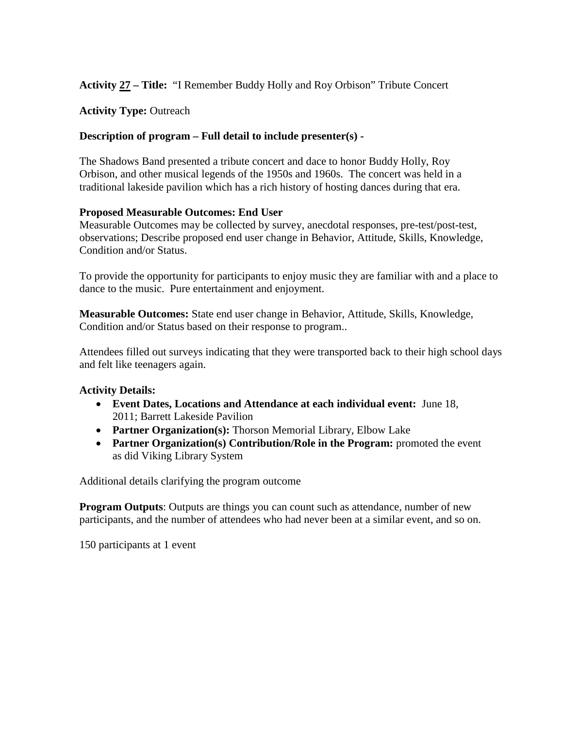**Activity 27 – Title:** "I Remember Buddy Holly and Roy Orbison" Tribute Concert

**Activity Type:** Outreach

**Description of program – Full detail to include presenter(s) -**

The Shadows Band presented a tribute concert and dace to honor Buddy Holly, Roy Orbison, and other musical legends of the 1950s and 1960s. The concert was held in a traditional lakeside pavilion which has a rich history of hosting dances during that era.

**Proposed Measurable Outcomes: End User**
Measurable Outcomes may be collected by survey, anecdotal responses, pre-test/post-test, observations; Describe proposed end user change in Behavior, Attitude, Skills, Knowledge, Condition and/or Status.

To provide the opportunity for participants to enjoy music they are familiar with and a place to dance to the music. Pure entertainment and enjoyment.

**Measurable Outcomes:** State end user change in Behavior, Attitude, Skills, Knowledge, Condition and/or Status based on their response to program..

Attendees filled out surveys indicating that they were transported back to their high school days and felt like teenagers again.

**Activity Details:**

- **Event Dates, Locations and Attendance at each individual event:** June 18, 2011; Barrett Lakeside Pavilion
- **Partner Organization(s):** Thorson Memorial Library, Elbow Lake
- **Partner Organization(s) Contribution/Role in the Program:** promoted the event as did Viking Library System

Additional details clarifying the program outcome

**Program Outputs**: Outputs are things you can count such as attendance, number of new participants, and the number of attendees who had never been at a similar event, and so on.

150 participants at 1 event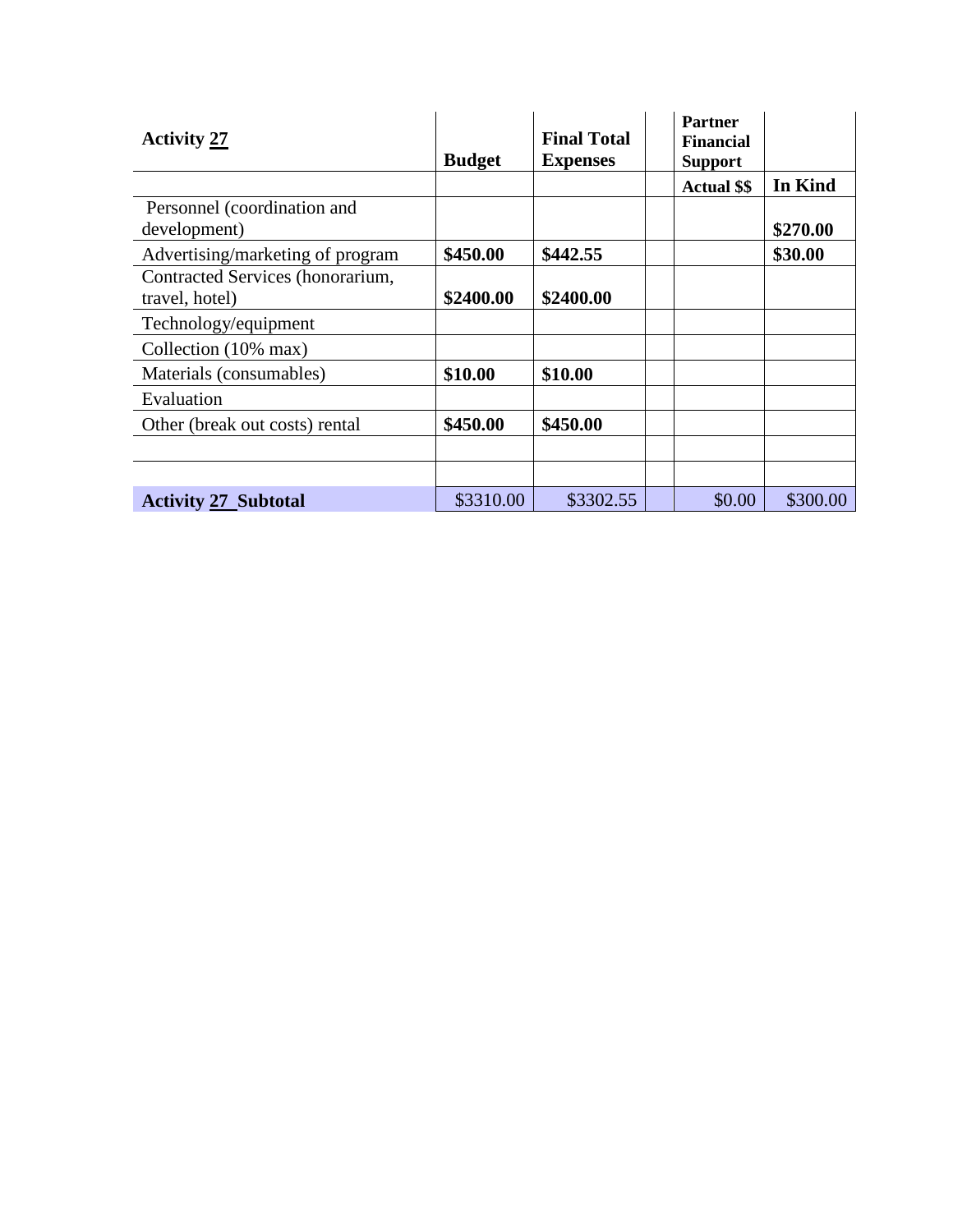| **Activity 27** | **Budget** | **Final Total Expenses** | | **Partner Financial Support** | |
|---|---|---|---|---|---|
| | | | | **Actual $$** | **In Kind** |
| Personnel (coordination and development) | | | | | **$270.00** |
| Advertising/marketing of program | **$450.00** | **$442.55** | | | **$30.00** |
| Contracted Services (honorarium, travel, hotel) | **$2400.00** | **$2400.00** | | | |
| Technology/equipment | | | | | |
| Collection (10% max) | | | | | |
| Materials (consumables) | **$10.00** | **$10.00** | | | |
| Evaluation | | | | | |
| Other (break out costs) rental | **$450.00** | **$450.00** | | | |
| | | | | | |
| | | | | | |
| **Activity 27 Subtotal** | $3310.00 | $3302.55 | | $0.00 | $300.00 |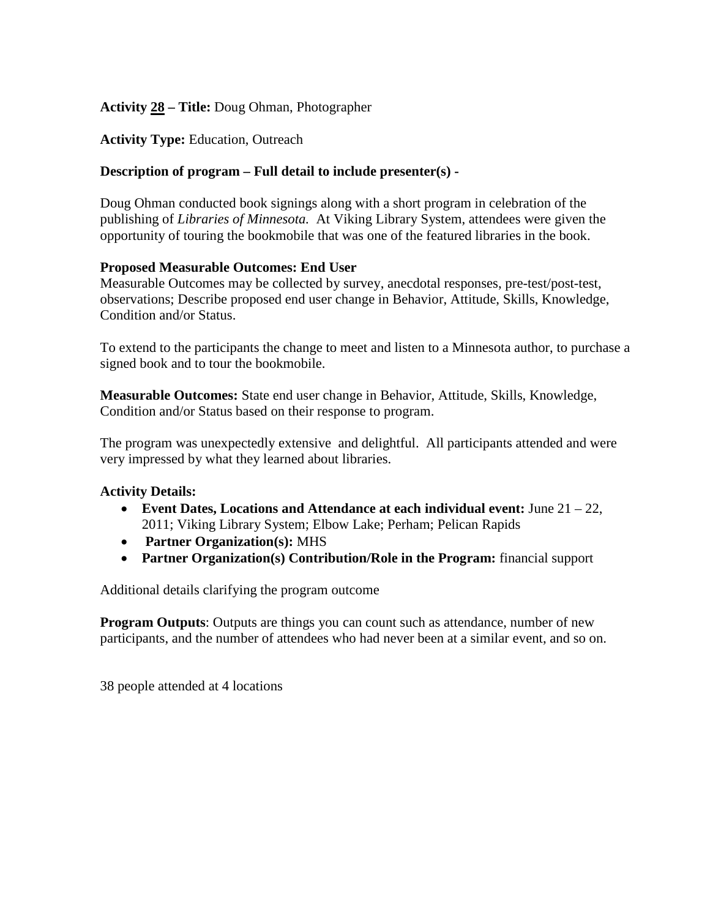**Activity 28 – Title:** Doug Ohman, Photographer

**Activity Type:** Education, Outreach

**Description of program – Full detail to include presenter(s) -**

Doug Ohman conducted book signings along with a short program in celebration of the publishing of *Libraries of Minnesota.* At Viking Library System, attendees were given the opportunity of touring the bookmobile that was one of the featured libraries in the book.

**Proposed Measurable Outcomes: End User**
Measurable Outcomes may be collected by survey, anecdotal responses, pre-test/post-test, observations; Describe proposed end user change in Behavior, Attitude, Skills, Knowledge, Condition and/or Status.

To extend to the participants the change to meet and listen to a Minnesota author, to purchase a signed book and to tour the bookmobile.

**Measurable Outcomes:** State end user change in Behavior, Attitude, Skills, Knowledge, Condition and/or Status based on their response to program.

The program was unexpectedly extensive and delightful. All participants attended and were very impressed by what they learned about libraries.

**Activity Details:**

- **Event Dates, Locations and Attendance at each individual event:** June 21 – 22, 2011; Viking Library System; Elbow Lake; Perham; Pelican Rapids
- **Partner Organization(s):** MHS
- **Partner Organization(s) Contribution/Role in the Program:** financial support

Additional details clarifying the program outcome

**Program Outputs**: Outputs are things you can count such as attendance, number of new participants, and the number of attendees who had never been at a similar event, and so on.

38 people attended at 4 locations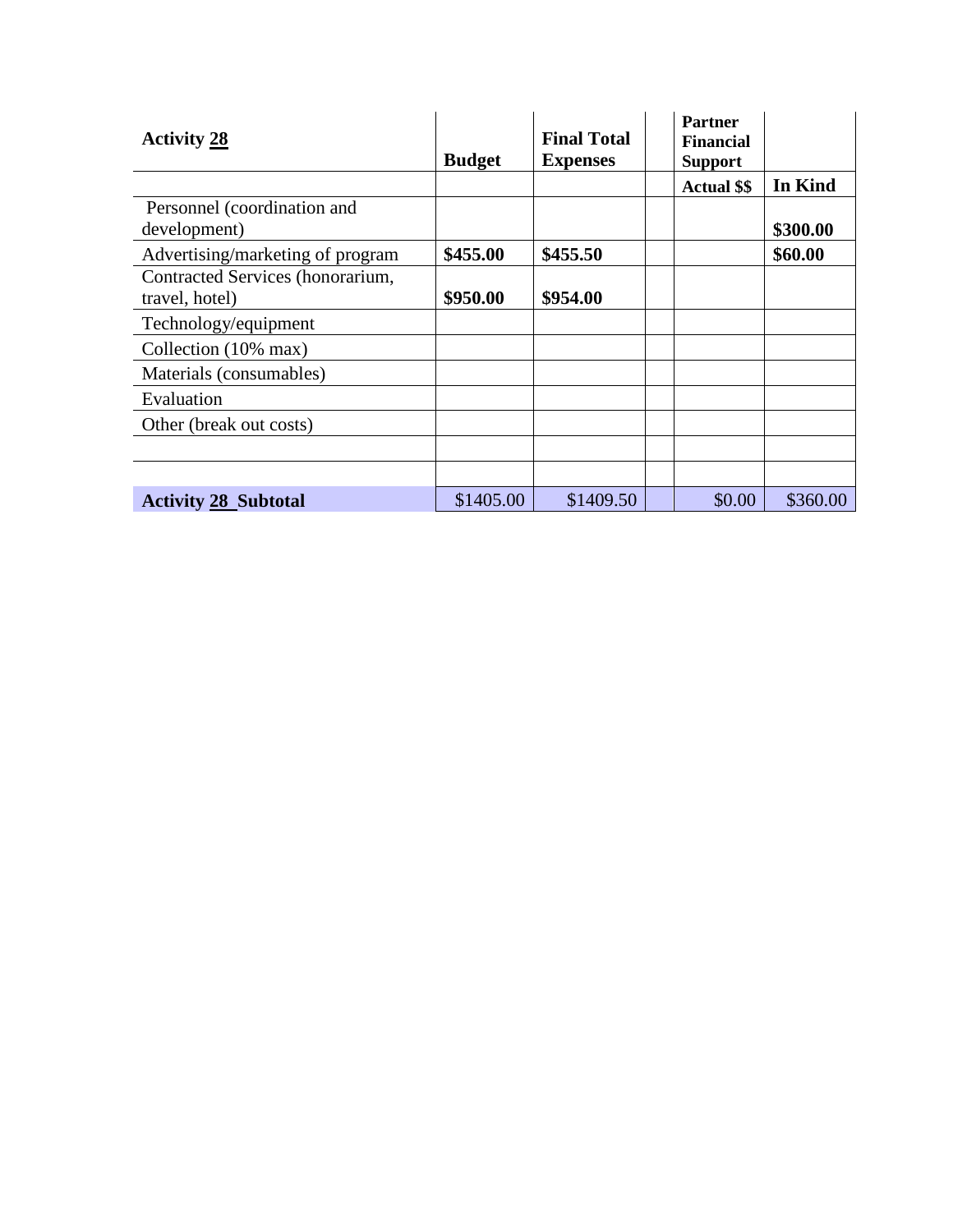| Activity 28 | Budget | Final Total Expenses | | Partner Financial Support | |
|---|---|---|---|---|---|
| | | | | **Actual $$** | **In Kind** |
| Personnel (coordination and development) | | | | | **$300.00** |
| Advertising/marketing of program | **$455.00** | **$455.50** | | | **$60.00** |
| Contracted Services (honorarium, travel, hotel) | **$950.00** | **$954.00** | | | |
| Technology/equipment | | | | | |
| Collection (10% max) | | | | | |
| Materials (consumables) | | | | | |
| Evaluation | | | | | |
| Other (break out costs) | | | | | |
| | | | | | |
| | | | | | |
| **Activity 28 Subtotal** | $1405.00 | $1409.50 | | $0.00 | $360.00 |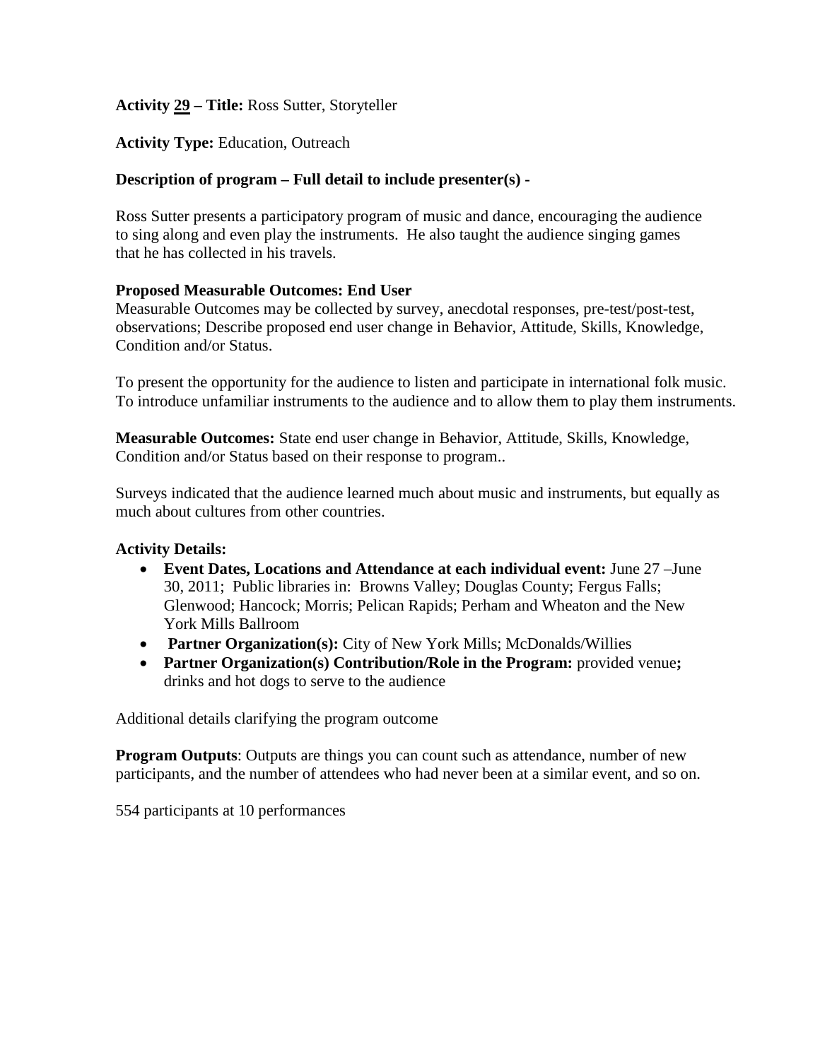**Activity 29 – Title:** Ross Sutter, Storyteller

**Activity Type:** Education, Outreach

**Description of program – Full detail to include presenter(s) -**

Ross Sutter presents a participatory program of music and dance, encouraging the audience to sing along and even play the instruments. He also taught the audience singing games that he has collected in his travels.

**Proposed Measurable Outcomes: End User**
Measurable Outcomes may be collected by survey, anecdotal responses, pre-test/post-test, observations; Describe proposed end user change in Behavior, Attitude, Skills, Knowledge, Condition and/or Status.

To present the opportunity for the audience to listen and participate in international folk music. To introduce unfamiliar instruments to the audience and to allow them to play them instruments.

**Measurable Outcomes:** State end user change in Behavior, Attitude, Skills, Knowledge, Condition and/or Status based on their response to program..

Surveys indicated that the audience learned much about music and instruments, but equally as much about cultures from other countries.

**Activity Details:**

- **Event Dates, Locations and Attendance at each individual event:** June 27 –June 30, 2011; Public libraries in: Browns Valley; Douglas County; Fergus Falls; Glenwood; Hancock; Morris; Pelican Rapids; Perham and Wheaton and the New York Mills Ballroom
- **Partner Organization(s):** City of New York Mills; McDonalds/Willies
- **Partner Organization(s) Contribution/Role in the Program:** provided venue**;** drinks and hot dogs to serve to the audience

Additional details clarifying the program outcome

**Program Outputs**: Outputs are things you can count such as attendance, number of new participants, and the number of attendees who had never been at a similar event, and so on.

554 participants at 10 performances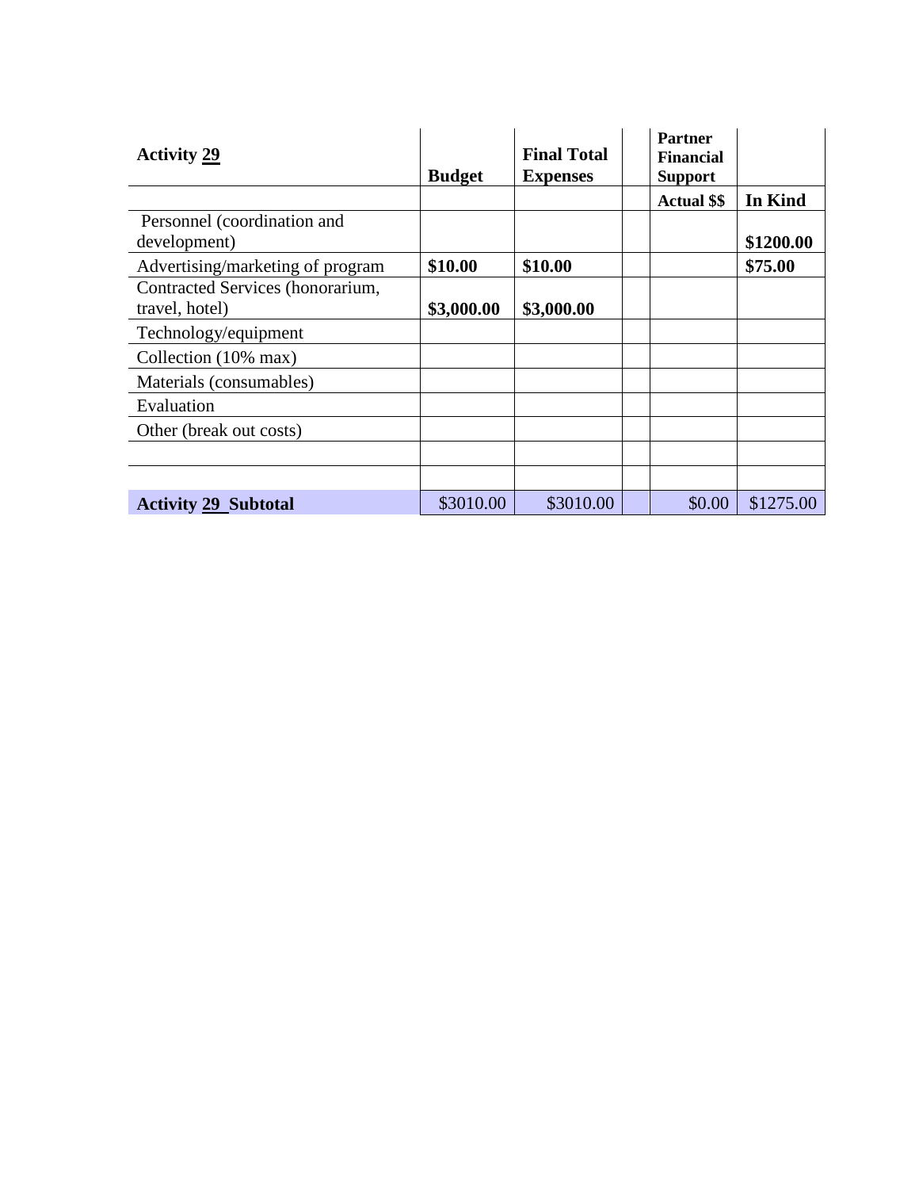| Activity 29 | Budget | Final Total Expenses | | Partner Financial Support | |
|---|---|---|---|---|---|
| | | | | **Actual $$** | **In Kind** |
| Personnel (coordination and development) | | | | | **$1200.00** |
| Advertising/marketing of program | **$10.00** | **$10.00** | | | **$75.00** |
| Contracted Services (honorarium, travel, hotel) | **$3,000.00** | **$3,000.00** | | | |
| Technology/equipment | | | | | |
| Collection (10% max) | | | | | |
| Materials (consumables) | | | | | |
| Evaluation | | | | | |
| Other (break out costs) | | | | | |
| | | | | | |
| | | | | | |
| **Activity 29 Subtotal** | $3010.00 | $3010.00 | | $0.00 | $1275.00 |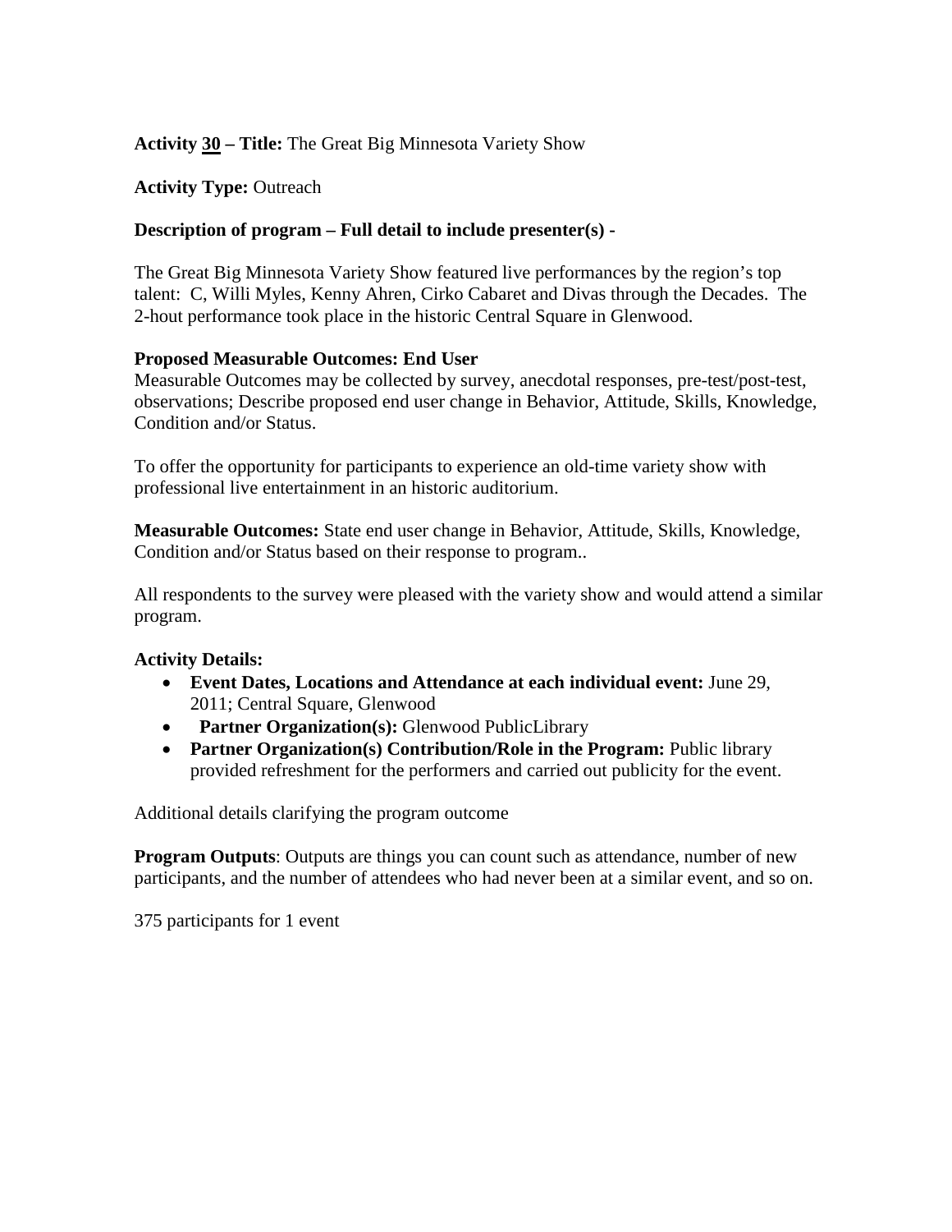**Activity <u>30</u> – Title:** The Great Big Minnesota Variety Show

**Activity Type:** Outreach

**Description of program – Full detail to include presenter(s) -**

The Great Big Minnesota Variety Show featured live performances by the region's top talent: C, Willi Myles, Kenny Ahren, Cirko Cabaret and Divas through the Decades. The 2-hout performance took place in the historic Central Square in Glenwood.

**Proposed Measurable Outcomes: End User**
Measurable Outcomes may be collected by survey, anecdotal responses, pre-test/post-test, observations; Describe proposed end user change in Behavior, Attitude, Skills, Knowledge, Condition and/or Status.

To offer the opportunity for participants to experience an old-time variety show with professional live entertainment in an historic auditorium.

**Measurable Outcomes:** State end user change in Behavior, Attitude, Skills, Knowledge, Condition and/or Status based on their response to program..

All respondents to the survey were pleased with the variety show and would attend a similar program.

**Activity Details:**

- **Event Dates, Locations and Attendance at each individual event:** June 29, 2011; Central Square, Glenwood
- **Partner Organization(s):** Glenwood PublicLibrary
- **Partner Organization(s) Contribution/Role in the Program:** Public library provided refreshment for the performers and carried out publicity for the event.

Additional details clarifying the program outcome

**Program Outputs**: Outputs are things you can count such as attendance, number of new participants, and the number of attendees who had never been at a similar event, and so on.

375 participants for 1 event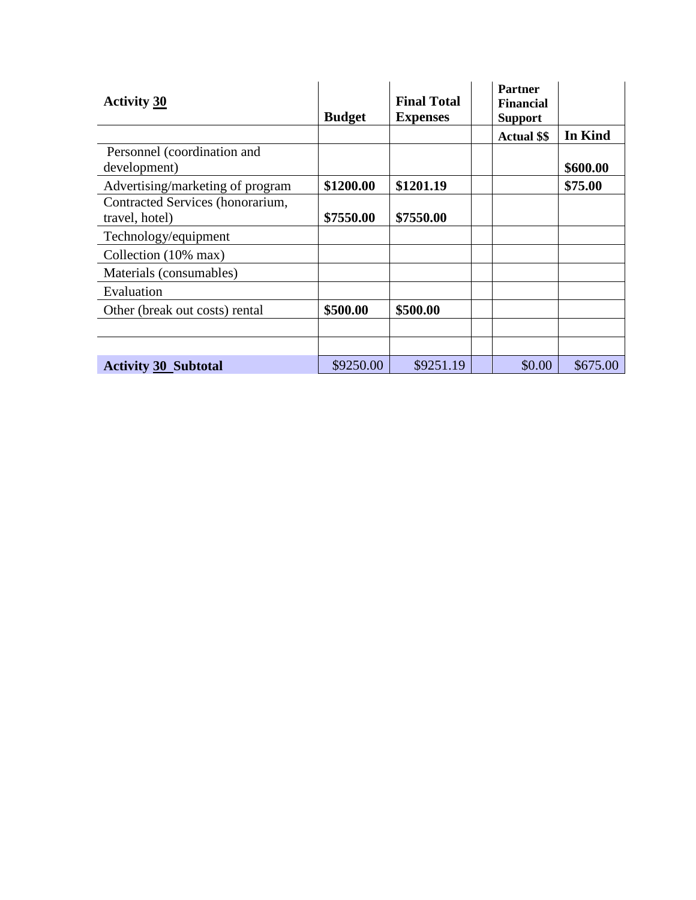| Activity 30 | Budget | Final Total Expenses | | Partner Financial Support | |
|---|---|---|---|---|---|
| | | | | **Actual $$** | **In Kind** |
| Personnel (coordination and development) | | | | | **$600.00** |
| Advertising/marketing of program | **$1200.00** | **$1201.19** | | | **$75.00** |
| Contracted Services (honorarium, travel, hotel) | **$7550.00** | **$7550.00** | | | |
| Technology/equipment | | | | | |
| Collection (10% max) | | | | | |
| Materials (consumables) | | | | | |
| Evaluation | | | | | |
| Other (break out costs) rental | **$500.00** | **$500.00** | | | |
| | | | | | |
| | | | | | |
| **Activity 30 Subtotal** | $9250.00 | $9251.19 | | $0.00 | $675.00 |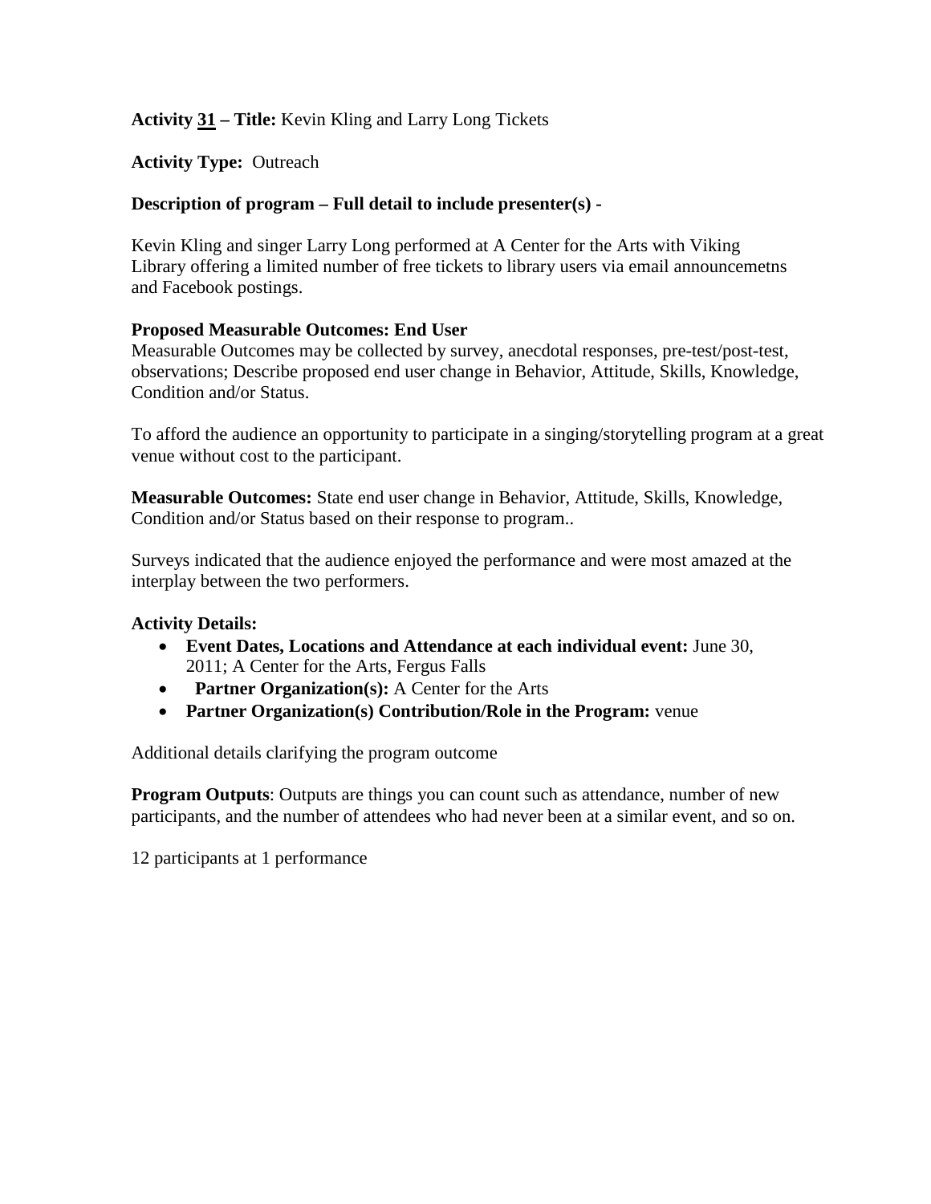**Activity 31 – Title:** Kevin Kling and Larry Long Tickets

**Activity Type:** Outreach

**Description of program – Full detail to include presenter(s) -**

Kevin Kling and singer Larry Long performed at A Center for the Arts with Viking Library offering a limited number of free tickets to library users via email announcemetns and Facebook postings.

**Proposed Measurable Outcomes: End User**
Measurable Outcomes may be collected by survey, anecdotal responses, pre-test/post-test, observations; Describe proposed end user change in Behavior, Attitude, Skills, Knowledge, Condition and/or Status.

To afford the audience an opportunity to participate in a singing/storytelling program at a great venue without cost to the participant.

**Measurable Outcomes:** State end user change in Behavior, Attitude, Skills, Knowledge, Condition and/or Status based on their response to program..

Surveys indicated that the audience enjoyed the performance and were most amazed at the interplay between the two performers.

**Activity Details:**

- **Event Dates, Locations and Attendance at each individual event:** June 30, 2011; A Center for the Arts, Fergus Falls
- **Partner Organization(s):** A Center for the Arts
- **Partner Organization(s) Contribution/Role in the Program:** venue

Additional details clarifying the program outcome

**Program Outputs**: Outputs are things you can count such as attendance, number of new participants, and the number of attendees who had never been at a similar event, and so on.

12 participants at 1 performance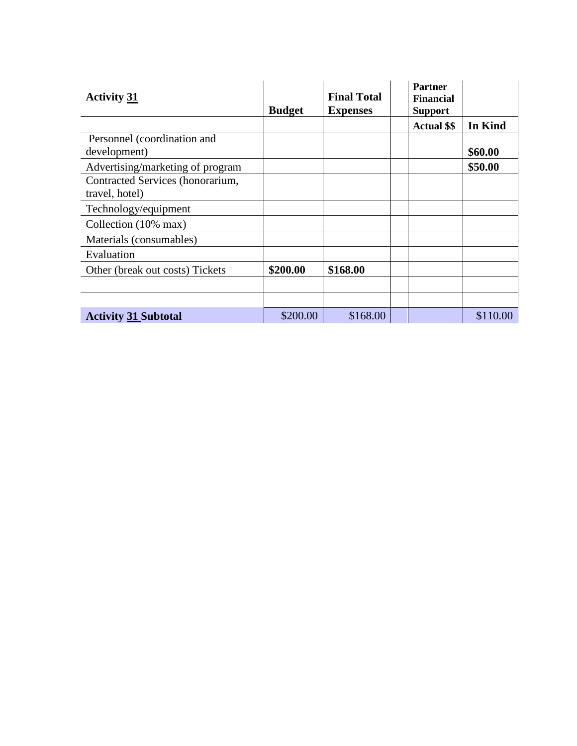| **Activity 31** | **Budget** | **Final Total Expenses** | | **Partner Financial Support** | |
|---|---|---|---|---|---|
| | | | | **Actual $$** | **In Kind** |
| Personnel (coordination and development) | | | | | **$60.00** |
| Advertising/marketing of program | | | | | **$50.00** |
| Contracted Services (honorarium, travel, hotel) | | | | | |
| Technology/equipment | | | | | |
| Collection (10% max) | | | | | |
| Materials (consumables) | | | | | |
| Evaluation | | | | | |
| Other (break out costs) Tickets | **$200.00** | **$168.00** | | | |
| | | | | | |
| | | | | | |
| **Activity 31 Subtotal** | $200.00 | $168.00 | | | $110.00 |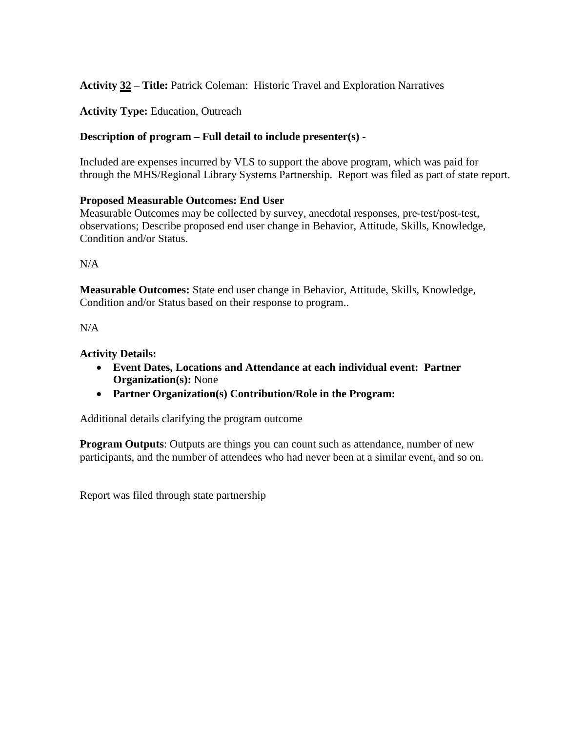**Activity 32 – Title:** Patrick Coleman: Historic Travel and Exploration Narratives

**Activity Type:** Education, Outreach

**Description of program – Full detail to include presenter(s)** -

Included are expenses incurred by VLS to support the above program, which was paid for through the MHS/Regional Library Systems Partnership. Report was filed as part of state report.

**Proposed Measurable Outcomes: End User**
Measurable Outcomes may be collected by survey, anecdotal responses, pre-test/post-test, observations; Describe proposed end user change in Behavior, Attitude, Skills, Knowledge, Condition and/or Status.

N/A

**Measurable Outcomes:** State end user change in Behavior, Attitude, Skills, Knowledge, Condition and/or Status based on their response to program..

N/A

**Activity Details:**

- **Event Dates, Locations and Attendance at each individual event: Partner Organization(s):** None
- **Partner Organization(s) Contribution/Role in the Program:**

Additional details clarifying the program outcome

**Program Outputs**: Outputs are things you can count such as attendance, number of new participants, and the number of attendees who had never been at a similar event, and so on.

Report was filed through state partnership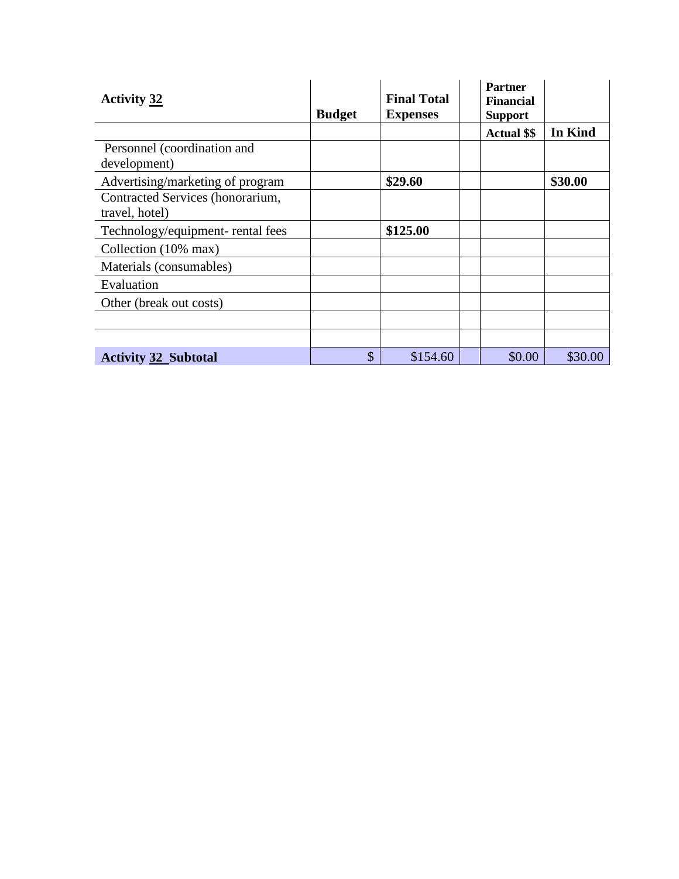| Activity 32 | Budget | Final Total Expenses | | Partner Financial Support | |
|---|---|---|---|---|---|
| | | | | Actual $$ | In Kind |
| Personnel (coordination and development) | | | | | |
| Advertising/marketing of program | | **$29.60** | | | **$30.00** |
| Contracted Services (honorarium, travel, hotel) | | | | | |
| Technology/equipment- rental fees | | **$125.00** | | | |
| Collection (10% max) | | | | | |
| Materials (consumables) | | | | | |
| Evaluation | | | | | |
| Other (break out costs) | | | | | |
| | | | | | |
| | | | | | |
| **Activity 32 Subtotal** | $ | $154.60 | | $0.00 | $30.00 |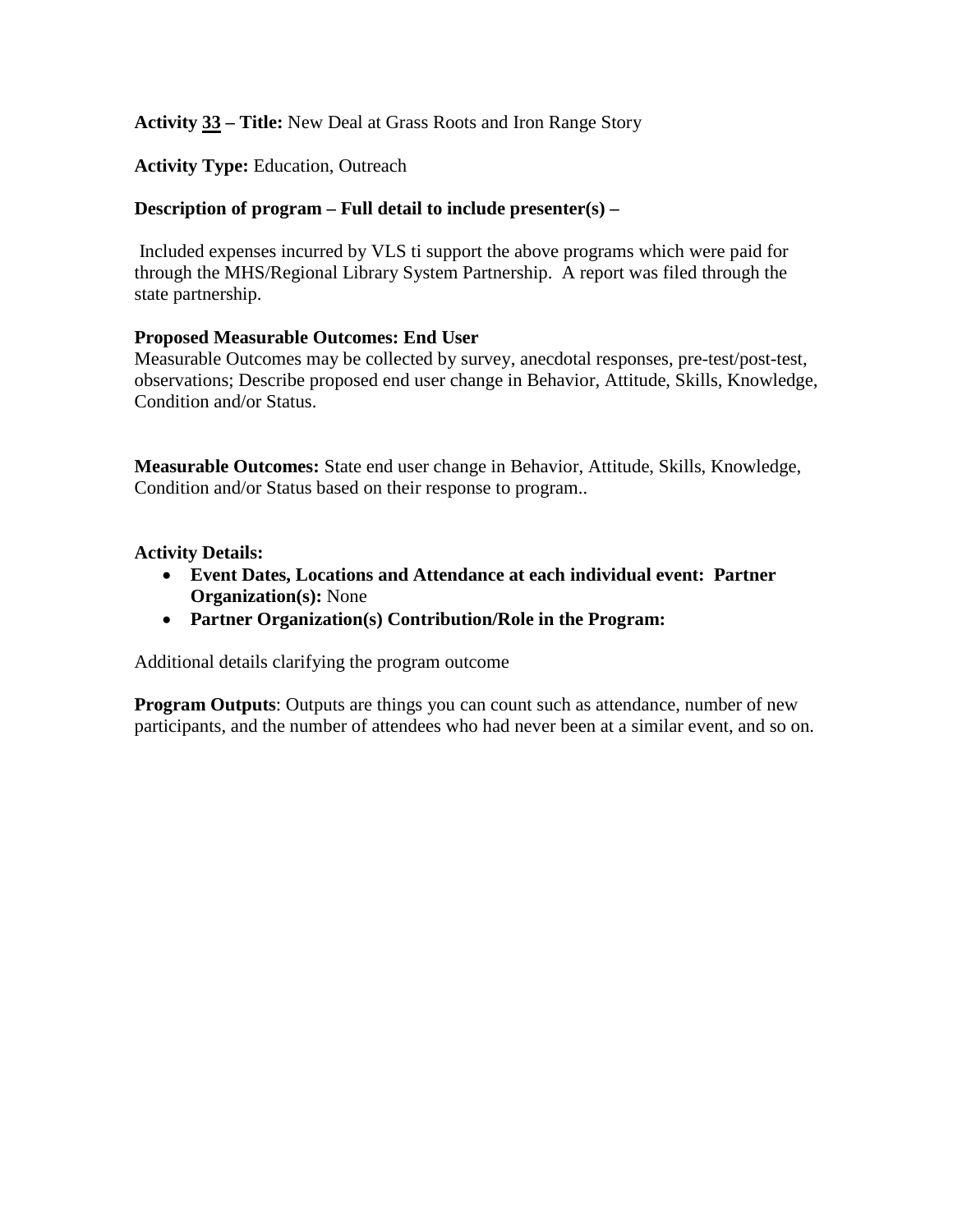**Activity 33 – Title:** New Deal at Grass Roots and Iron Range Story

**Activity Type:** Education, Outreach

**Description of program – Full detail to include presenter(s) –**

Included expenses incurred by VLS ti support the above programs which were paid for through the MHS/Regional Library System Partnership. A report was filed through the state partnership.

**Proposed Measurable Outcomes: End User**
Measurable Outcomes may be collected by survey, anecdotal responses, pre-test/post-test, observations; Describe proposed end user change in Behavior, Attitude, Skills, Knowledge, Condition and/or Status.

**Measurable Outcomes:** State end user change in Behavior, Attitude, Skills, Knowledge, Condition and/or Status based on their response to program..

**Activity Details:**

- **Event Dates, Locations and Attendance at each individual event: Partner Organization(s):** None
- **Partner Organization(s) Contribution/Role in the Program:**

Additional details clarifying the program outcome

**Program Outputs**: Outputs are things you can count such as attendance, number of new participants, and the number of attendees who had never been at a similar event, and so on.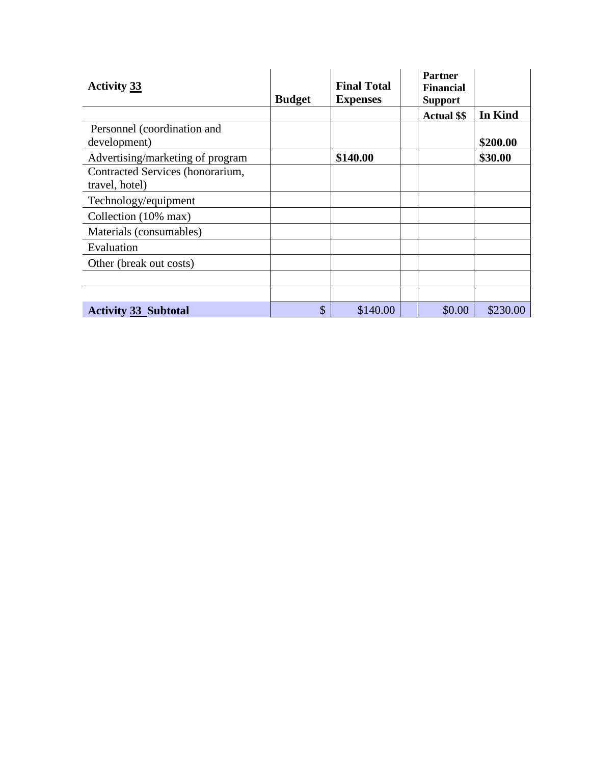| Activity 33 | Budget | Final Total Expenses | | Partner Financial Support | |
|---|---|---|---|---|---|
| | | | | **Actual $$** | **In Kind** |
| Personnel (coordination and development) | | | | | **$200.00** |
| Advertising/marketing of program | | **$140.00** | | | **$30.00** |
| Contracted Services (honorarium, travel, hotel) | | | | | |
| Technology/equipment | | | | | |
| Collection (10% max) | | | | | |
| Materials (consumables) | | | | | |
| Evaluation | | | | | |
| Other (break out costs) | | | | | |
| | | | | | |
| | | | | | |
| **Activity 33 Subtotal** | $ | $140.00 | | $0.00 | $230.00 |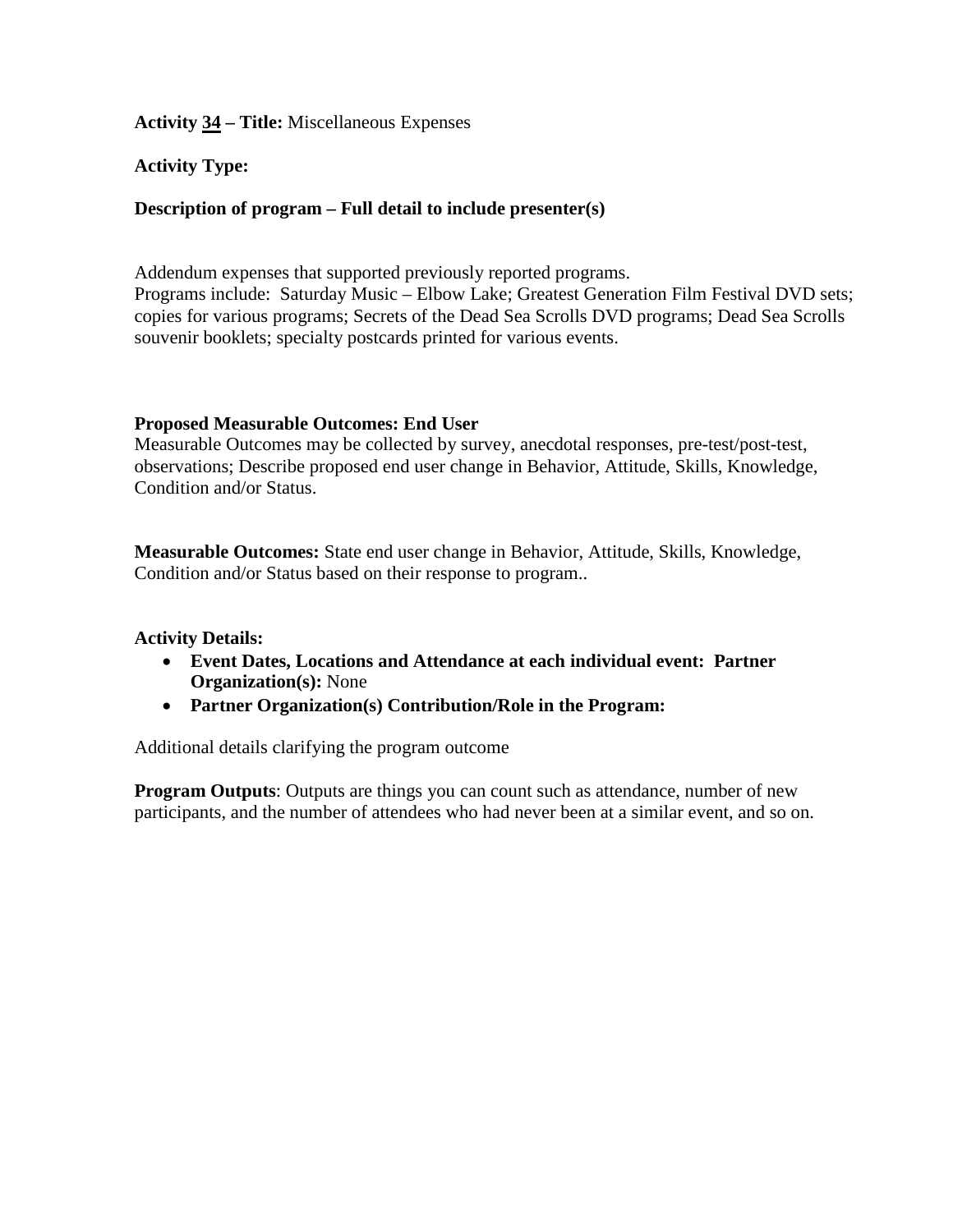**Activity <u>34</u> – Title:** Miscellaneous Expenses

**Activity Type:**

**Description of program – Full detail to include presenter(s)**

Addendum expenses that supported previously reported programs.
Programs include: Saturday Music – Elbow Lake; Greatest Generation Film Festival DVD sets; copies for various programs; Secrets of the Dead Sea Scrolls DVD programs; Dead Sea Scrolls souvenir booklets; specialty postcards printed for various events.

**Proposed Measurable Outcomes: End User**
Measurable Outcomes may be collected by survey, anecdotal responses, pre-test/post-test, observations; Describe proposed end user change in Behavior, Attitude, Skills, Knowledge, Condition and/or Status.

**Measurable Outcomes:** State end user change in Behavior, Attitude, Skills, Knowledge, Condition and/or Status based on their response to program..

**Activity Details:**

- **Event Dates, Locations and Attendance at each individual event: Partner Organization(s):** None
- **Partner Organization(s) Contribution/Role in the Program:**

Additional details clarifying the program outcome

**Program Outputs**: Outputs are things you can count such as attendance, number of new participants, and the number of attendees who had never been at a similar event, and so on.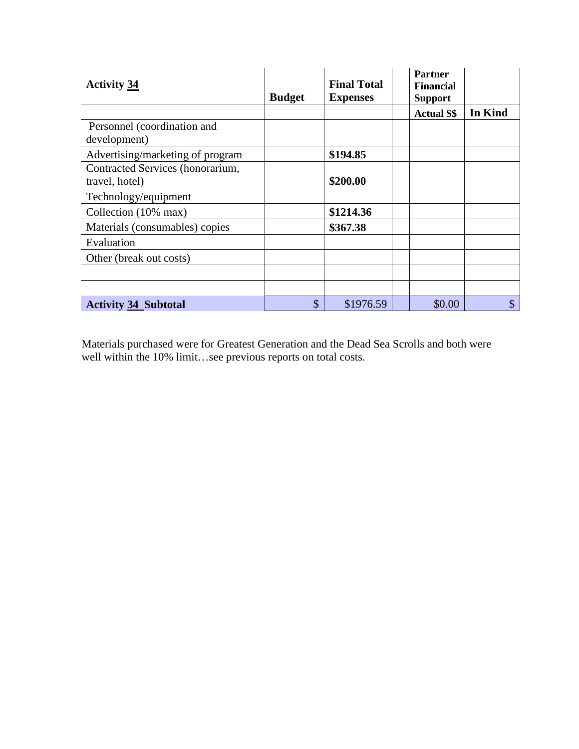| Activity 34 | Budget | Final Total Expenses | | Partner Financial Support | |
|---|---|---|---|---|---|
| | | | | **Actual $$** | **In Kind** |
| Personnel (coordination and development) | | | | | |
| Advertising/marketing of program | | **$194.85** | | | |
| Contracted Services (honorarium, travel, hotel) | | **$200.00** | | | |
| Technology/equipment | | | | | |
| Collection (10% max) | | **$1214.36** | | | |
| Materials (consumables) copies | | **$367.38** | | | |
| Evaluation | | | | | |
| Other (break out costs) | | | | | |
| | | | | | |
| | | | | | |
| **Activity 34 Subtotal** | $ | $1976.59 | | $0.00 | $ |

Materials purchased were for Greatest Generation and the Dead Sea Scrolls and both were well within the 10% limit…see previous reports on total costs.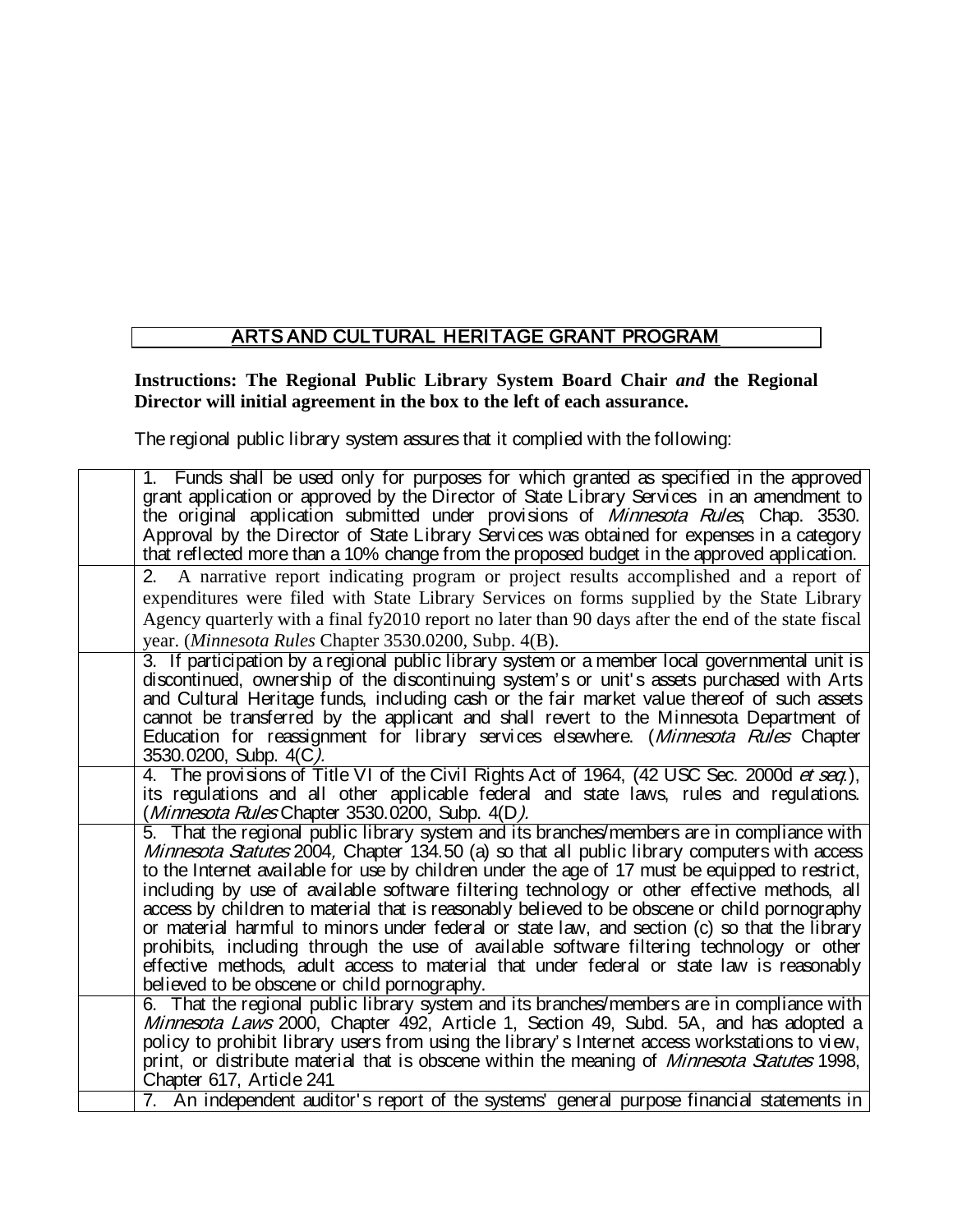# ARTS AND CULTURAL HERITAGE GRANT PROGRAM

**Instructions: The Regional Public Library System Board Chair *and* the Regional Director will initial agreement in the box to the left of each assurance.**

The regional public library system assures that it complied with the following:

| | |
|---|---|
| | 1. Funds shall be used only for purposes for which granted as specified in the approved grant application or approved by the Director of State Library Services in an amendment to the original application submitted under provisions of *Minnesota Rules*; Chap. 3530. Approval by the Director of State Library Services was obtained for expenses in a category that reflected more than a 10% change from the proposed budget in the approved application. |
| | 2. A narrative report indicating program or project results accomplished and a report of expenditures were filed with State Library Services on forms supplied by the State Library Agency quarterly with a final fy2010 report no later than 90 days after the end of the state fiscal year. (*Minnesota Rules* Chapter 3530.0200, Subp. 4(B). |
| | 3. If participation by a regional public library system or a member local governmental unit is discontinued, ownership of the discontinuing system's or unit's assets purchased with Arts and Cultural Heritage funds, including cash or the fair market value thereof of such assets cannot be transferred by the applicant and shall revert to the Minnesota Department of Education for reassignment for library services elsewhere. (*Minnesota Rules* Chapter 3530.0200, Subp. 4(C*).* |
| | 4. The provisions of Title VI of the Civil Rights Act of 1964, (42 USC Sec. 2000d *et seq.*), its regulations and all other applicable federal and state laws, rules and regulations. (*Minnesota Rules* Chapter 3530.0200, Subp. 4(D*).* |
| | 5. That the regional public library system and its branches/members are in compliance with *Minnesota Statutes* 2004*,* Chapter 134.50 (a) so that all public library computers with access to the Internet available for use by children under the age of 17 must be equipped to restrict, including by use of available software filtering technology or other effective methods, all access by children to material that is reasonably believed to be obscene or child pornography or material harmful to minors under federal or state law, and section (c) so that the library prohibits, including through the use of available software filtering technology or other effective methods, adult access to material that under federal or state law is reasonably believed to be obscene or child pornography. |
| | 6. That the regional public library system and its branches/members are in compliance with *Minnesota Laws* 2000, Chapter 492, Article 1, Section 49, Subd. 5A, and has adopted a policy to prohibit library users from using the library's Internet access workstations to view, print, or distribute material that is obscene within the meaning of *Minnesota Statutes* 1998, Chapter 617, Article 241 |
| | 7. An independent auditor's report of the systems' general purpose financial statements in |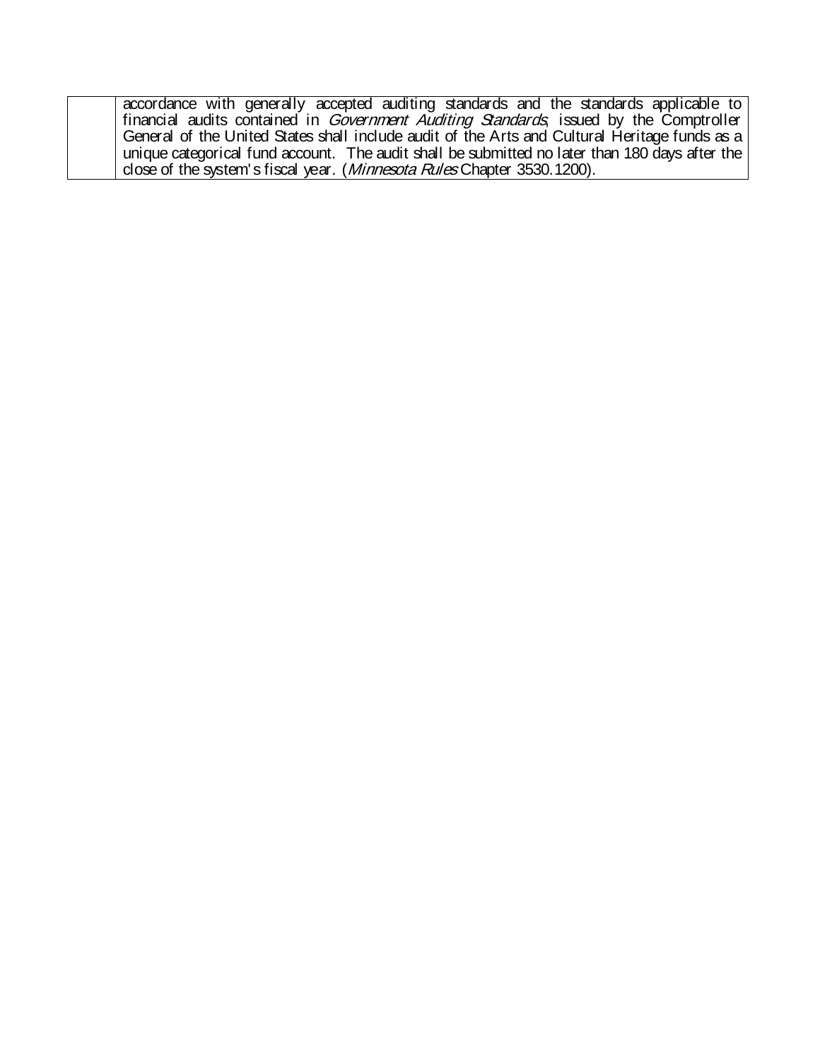| | |
|---|---|
| | accordance with generally accepted auditing standards and the standards applicable to financial audits contained in *Government Auditing Standards*, issued by the Comptroller General of the United States shall include audit of the Arts and Cultural Heritage funds as a unique categorical fund account. The audit shall be submitted no later than 180 days after the close of the system's fiscal year. (*Minnesota Rules* Chapter 3530.1200). |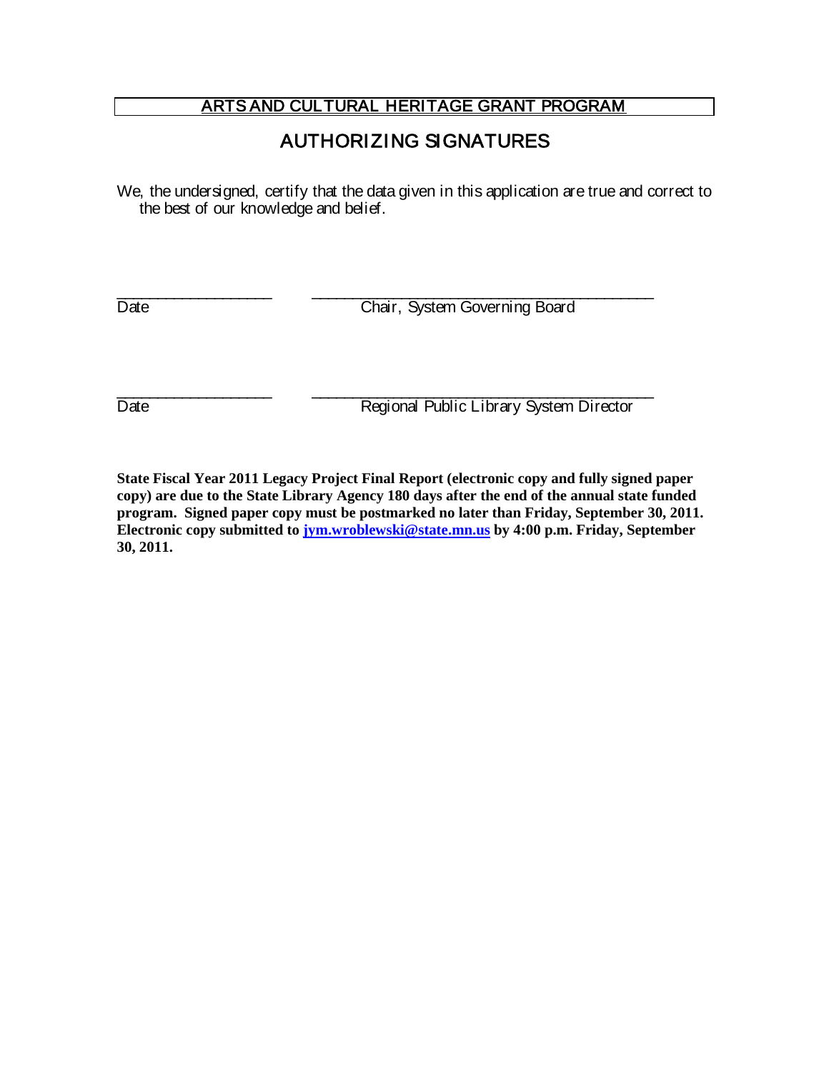## ARTS AND CULTURAL HERITAGE GRANT PROGRAM

## AUTHORIZING SIGNATURES

We, the undersigned, certify that the data given in this application are true and correct to the best of our knowledge and belief.

\_\_\_\_\_\_\_\_\_\_\_\_\_\_\_\_\_\_\_\_\_\_ \_\_\_\_\_\_\_\_\_\_\_\_\_\_\_\_\_\_\_\_\_\_\_\_\_\_\_\_\_\_\_\_\_\_\_\_\_\_\_\_\_\_\_\_\_\_\_\_

Date Chair, System Governing Board

\_\_\_\_\_\_\_\_\_\_\_\_\_\_\_\_\_\_\_\_\_\_ \_\_\_\_\_\_\_\_\_\_\_\_\_\_\_\_\_\_\_\_\_\_\_\_\_\_\_\_\_\_\_\_\_\_\_\_\_\_\_\_\_\_\_\_\_\_\_\_

Date Regional Public Library System Director

**State Fiscal Year 2011 Legacy Project Final Report (electronic copy and fully signed paper copy) are due to the State Library Agency 180 days after the end of the annual state funded program. Signed paper copy must be postmarked no later than Friday, September 30, 2011. Electronic copy submitted to jym.wroblewski@state.mn.us by 4:00 p.m. Friday, September 30, 2011.**